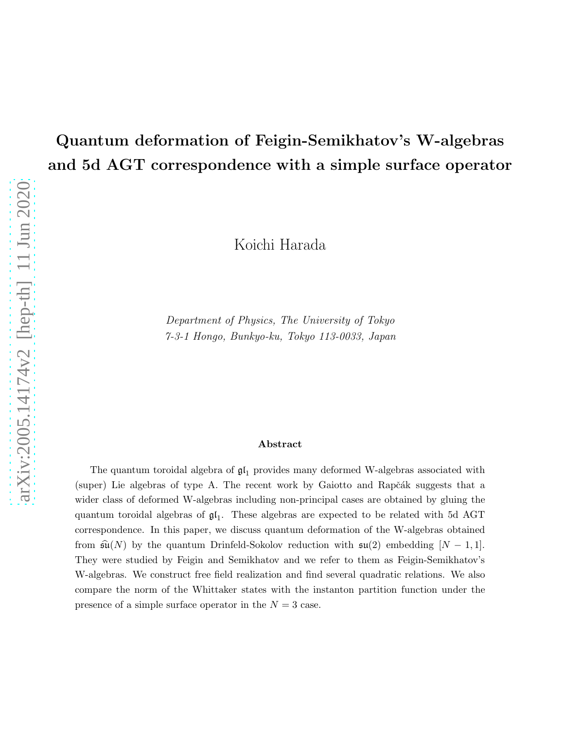# Quantum deformation of Feigin-Semikhatov's W-algebras and 5d AGT correspondence with a simple surface operator

Koichi Harada

*Department of Physics, The University of Tokyo*
*7-3-1 Hongo, Bunkyo-ku, Tokyo 113-0033, Japan*

## Abstract

The quantum toroidal algebra of $\mathfrak{gl}_1$ provides many deformed W-algebras associated with (super) Lie algebras of type A. The recent work by Gaiotto and Rapčák suggests that a wider class of deformed W-algebras including non-principal cases are obtained by gluing the quantum toroidal algebras of $\mathfrak{gl}_1$. These algebras are expected to be related with 5d AGT correspondence. In this paper, we discuss quantum deformation of the W-algebras obtained from $\widehat{\mathfrak{su}}(N)$ by the quantum Drinfeld-Sokolov reduction with $\mathfrak{su}(2)$ embedding $[N-1,1]$. They were studied by Feigin and Semikhatov and we refer to them as Feigin-Semikhatov's W-algebras. We construct free field realization and find several quadratic relations. We also compare the norm of the Whittaker states with the instanton partition function under the presence of a simple surface operator in the $N=3$ case.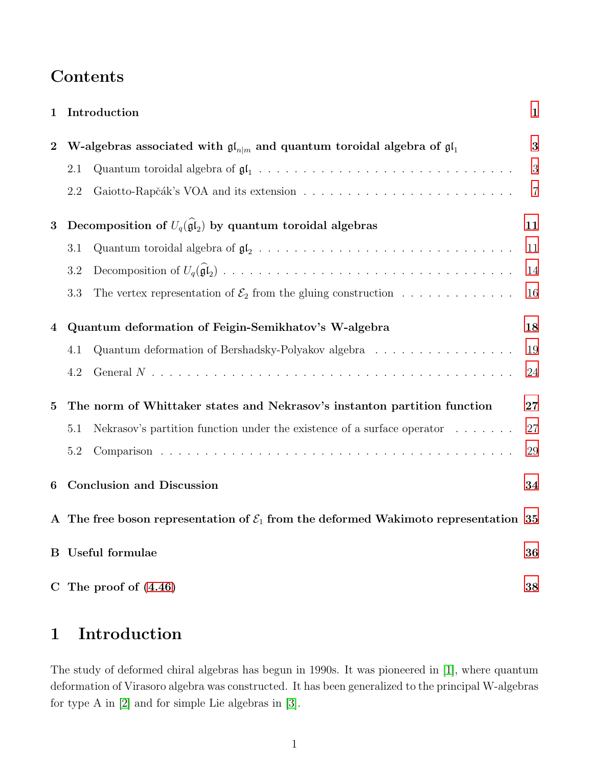# Contents

1 Introduction 1

2 W-algebras associated with $\mathfrak{gl}_{n|m}$ and quantum toroidal algebra of $\mathfrak{gl}_1$ 3

- 2.1 Quantum toroidal algebra of $\mathfrak{gl}_1$ 3
- 2.2 Gaiotto-Rapčák's VOA and its extension 7

3 Decomposition of $U_q(\widehat{\mathfrak{gl}}_2)$ by quantum toroidal algebras 11

- 3.1 Quantum toroidal algebra of $\mathfrak{gl}_2$ 11
- 3.2 Decomposition of $U_q(\widehat{\mathfrak{gl}}_2)$ 14
- 3.3 The vertex representation of $\mathcal{E}_2$ from the gluing construction 16

4 Quantum deformation of Feigin-Semikhatov's W-algebra 18

- 4.1 Quantum deformation of Bershadsky-Polyakov algebra 19
- 4.2 General $N$ 24

5 The norm of Whittaker states and Nekrasov's instanton partition function 27

- 5.1 Nekrasov's partition function under the existence of a surface operator 27
- 5.2 Comparison 29

6 Conclusion and Discussion 34

A The free boson representation of $\mathcal{E}_1$ from the deformed Wakimoto representation 35

B Useful formulae 36

C The proof of (4.46) 38

# 1 Introduction

The study of deformed chiral algebras has begun in 1990s. It was pioneered in [1], where quantum deformation of Virasoro algebra was constructed. It has been generalized to the principal W-algebras for type A in [2] and for simple Lie algebras in [3].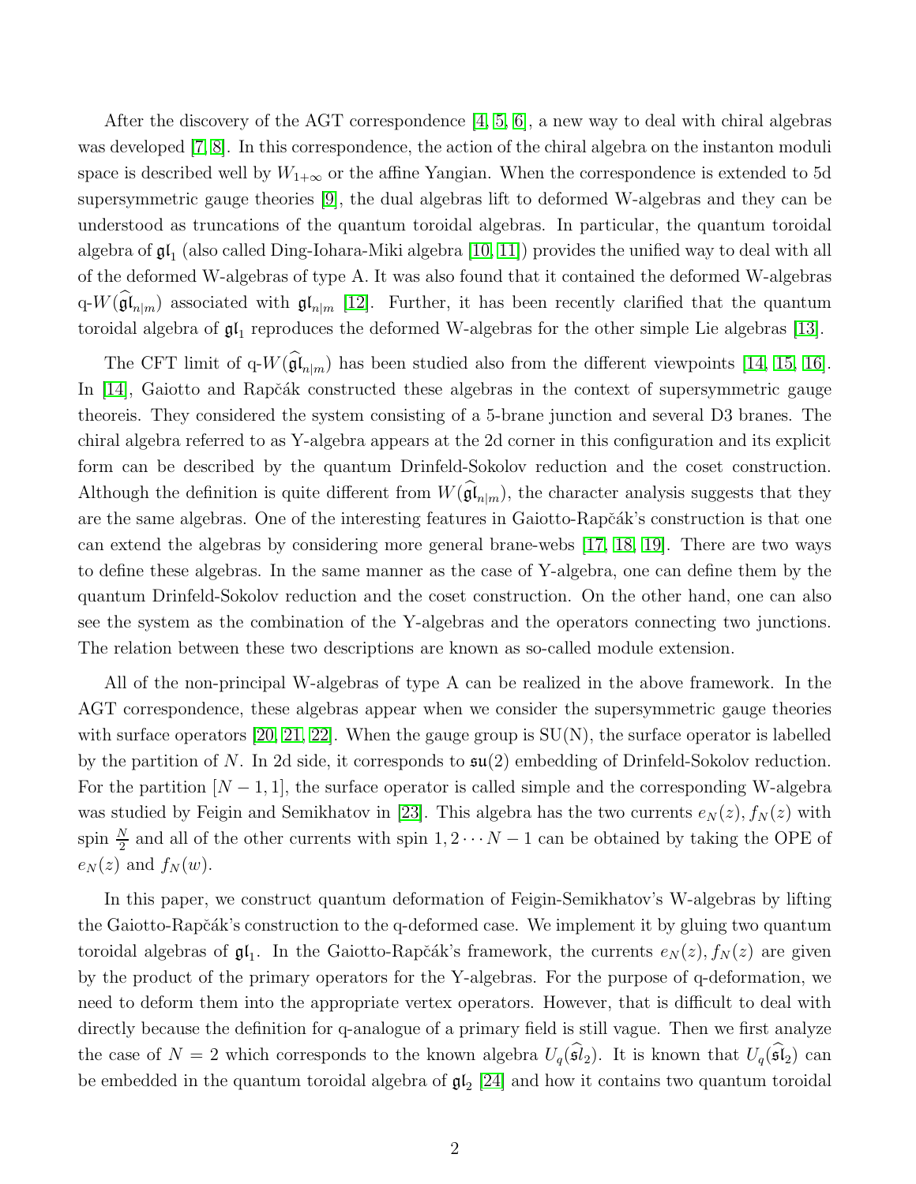After the discovery of the AGT correspondence [4, 5, 6], a new way to deal with chiral algebras was developed [7, 8]. In this correspondence, the action of the chiral algebra on the instanton moduli space is described well by $W_{1+\infty}$ or the affine Yangian. When the correspondence is extended to 5d supersymmetric gauge theories [9], the dual algebras lift to deformed W-algebras and they can be understood as truncations of the quantum toroidal algebras. In particular, the quantum toroidal algebra of $\mathfrak{gl}_1$ (also called Ding-Iohara-Miki algebra [10, 11]) provides the unified way to deal with all of the deformed W-algebras of type A. It was also found that it contained the deformed W-algebras q-$W(\widehat{\mathfrak{gl}}_{n|m})$ associated with $\mathfrak{gl}_{n|m}$ [12]. Further, it has been recently clarified that the quantum toroidal algebra of $\mathfrak{gl}_1$ reproduces the deformed W-algebras for the other simple Lie algebras [13].

The CFT limit of q-$W(\widehat{\mathfrak{gl}}_{n|m})$ has been studied also from the different viewpoints [14, 15, 16]. In [14], Gaiotto and Rapčák constructed these algebras in the context of supersymmetric gauge theoreis. They considered the system consisting of a 5-brane junction and several D3 branes. The chiral algebra referred to as Y-algebra appears at the 2d corner in this configuration and its explicit form can be described by the quantum Drinfeld-Sokolov reduction and the coset construction. Although the definition is quite different from $W(\widehat{\mathfrak{gl}}_{n|m})$, the character analysis suggests that they are the same algebras. One of the interesting features in Gaiotto-Rapčák's construction is that one can extend the algebras by considering more general brane-webs [17, 18, 19]. There are two ways to define these algebras. In the same manner as the case of Y-algebra, one can define them by the quantum Drinfeld-Sokolov reduction and the coset construction. On the other hand, one can also see the system as the combination of the Y-algebras and the operators connecting two junctions. The relation between these two descriptions are known as so-called module extension.

All of the non-principal W-algebras of type A can be realized in the above framework. In the AGT correspondence, these algebras appear when we consider the supersymmetric gauge theories with surface operators [20, 21, 22]. When the gauge group is SU(N), the surface operator is labelled by the partition of $N$. In 2d side, it corresponds to $\mathfrak{su}(2)$ embedding of Drinfeld-Sokolov reduction. For the partition $[N-1, 1]$, the surface operator is called simple and the corresponding W-algebra was studied by Feigin and Semikhatov in [23]. This algebra has the two currents $e_N(z), f_N(z)$ with spin $\frac{N}{2}$ and all of the other currents with spin $1, 2 \cdots N-1$ can be obtained by taking the OPE of $e_N(z)$ and $f_N(w)$.

In this paper, we construct quantum deformation of Feigin-Semikhatov's W-algebras by lifting the Gaiotto-Rapčák's construction to the q-deformed case. We implement it by gluing two quantum toroidal algebras of $\mathfrak{gl}_1$. In the Gaiotto-Rapčák's framework, the currents $e_N(z), f_N(z)$ are given by the product of the primary operators for the Y-algebras. For the purpose of q-deformation, we need to deform them into the appropriate vertex operators. However, that is difficult to deal with directly because the definition for q-analogue of a primary field is still vague. Then we first analyze the case of $N = 2$ which corresponds to the known algebra $U_q(\widehat{\mathfrak{sl}}_2)$. It is known that $U_q(\widehat{\mathfrak{sl}}_2)$ can be embedded in the quantum toroidal algebra of $\mathfrak{gl}_2$ [24] and how it contains two quantum toroidal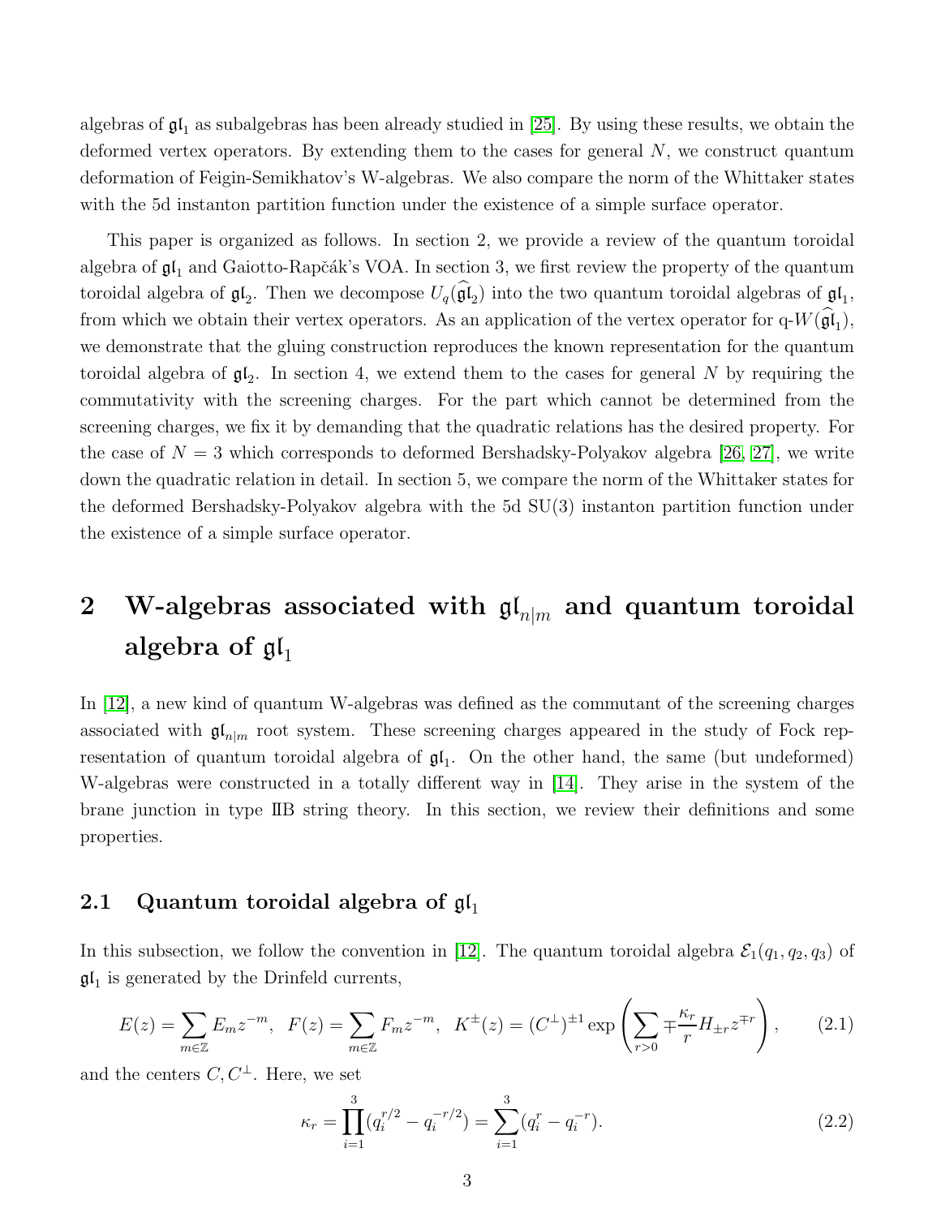algebras of $\mathfrak{gl}_1$ as subalgebras has been already studied in [25]. By using these results, we obtain the deformed vertex operators. By extending them to the cases for general $N$, we construct quantum deformation of Feigin-Semikhatov's W-algebras. We also compare the norm of the Whittaker states with the 5d instanton partition function under the existence of a simple surface operator.

This paper is organized as follows. In section 2, we provide a review of the quantum toroidal algebra of $\mathfrak{gl}_1$ and Gaiotto-Rapčák's VOA. In section 3, we first review the property of the quantum toroidal algebra of $\mathfrak{gl}_2$. Then we decompose $U_q(\widehat{\mathfrak{gl}}_2)$ into the two quantum toroidal algebras of $\mathfrak{gl}_1$, from which we obtain their vertex operators. As an application of the vertex operator for q-$W(\widehat{\mathfrak{gl}}_1)$, we demonstrate that the gluing construction reproduces the known representation for the quantum toroidal algebra of $\mathfrak{gl}_2$. In section 4, we extend them to the cases for general $N$ by requiring the commutativity with the screening charges. For the part which cannot be determined from the screening charges, we fix it by demanding that the quadratic relations has the desired property. For the case of $N = 3$ which corresponds to deformed Bershadsky-Polyakov algebra [26, 27], we write down the quadratic relation in detail. In section 5, we compare the norm of the Whittaker states for the deformed Bershadsky-Polyakov algebra with the 5d SU(3) instanton partition function under the existence of a simple surface operator.

# 2 W-algebras associated with $\mathfrak{gl}_{n|m}$ and quantum toroidal algebra of $\mathfrak{gl}_1$

In [12], a new kind of quantum W-algebras was defined as the commutant of the screening charges associated with $\mathfrak{gl}_{n|m}$ root system. These screening charges appeared in the study of Fock representation of quantum toroidal algebra of $\mathfrak{gl}_1$. On the other hand, the same (but undeformed) W-algebras were constructed in a totally different way in [14]. They arise in the system of the brane junction in type IIB string theory. In this section, we review their definitions and some properties.

## 2.1 Quantum toroidal algebra of $\mathfrak{gl}_1$

In this subsection, we follow the convention in [12]. The quantum toroidal algebra $\mathcal{E}_1(q_1, q_2, q_3)$ of $\mathfrak{gl}_1$ is generated by the Drinfeld currents,

$$
E(z) = \sum_{m\in\mathbb{Z}} E_m z^{-m}, \quad F(z) = \sum_{m\in\mathbb{Z}} F_m z^{-m}, \quad K^{\pm}(z) = (C^{\perp})^{\pm 1} \exp\left(\sum_{r>0} \mp\frac{\kappa_r}{r} H_{\pm r} z^{\mp r}\right), \tag{2.1}
$$

and the centers $C, C^{\perp}$. Here, we set

$$
\kappa_r = \prod_{i=1}^{3} (q_i^{r/2} - q_i^{-r/2}) = \sum_{i=1}^{3} (q_i^r - q_i^{-r}). \tag{2.2}
$$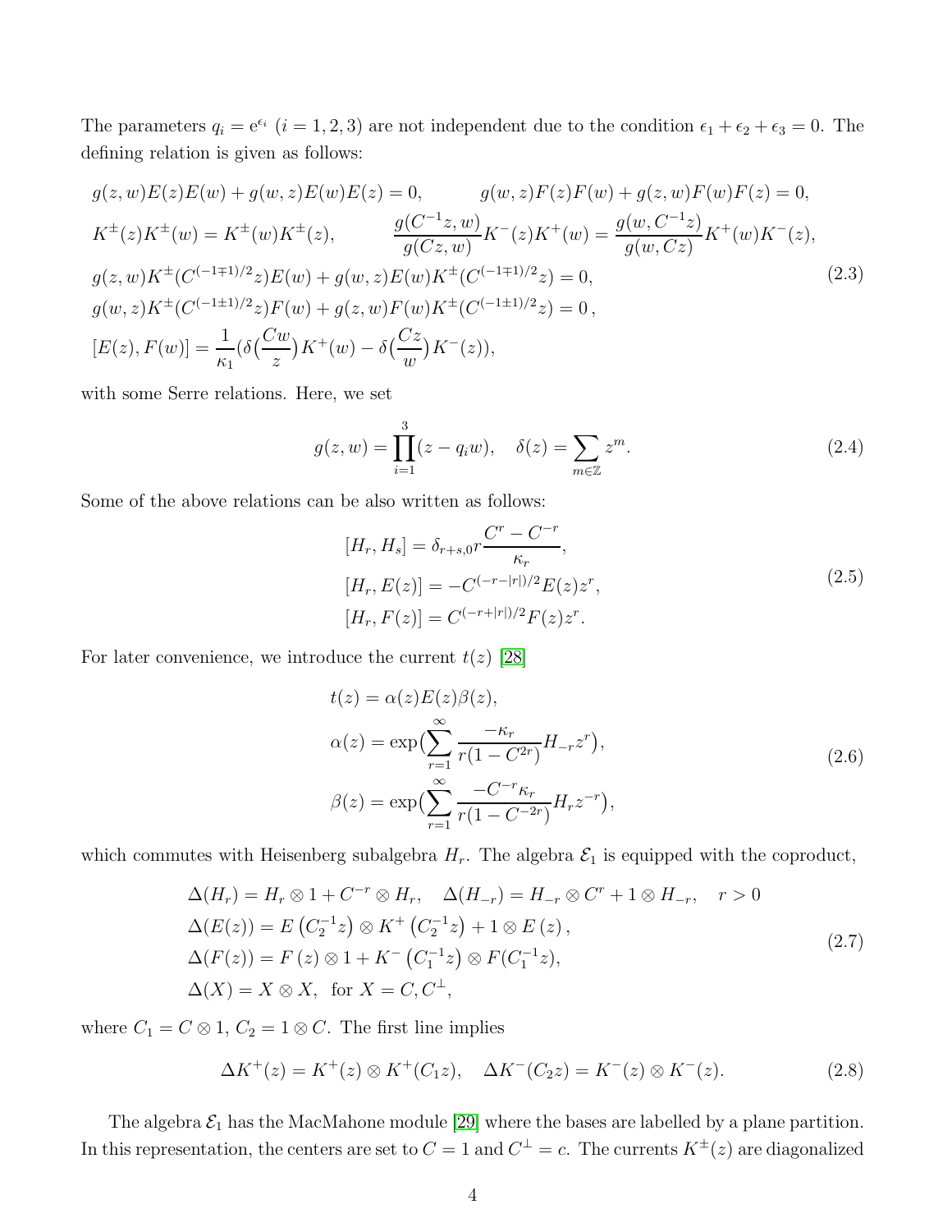The parameters $q_i = \mathrm{e}^{\epsilon_i}$ $(i = 1, 2, 3)$ are not independent due to the condition $\epsilon_1 + \epsilon_2 + \epsilon_3 = 0$. The defining relation is given as follows:

$$
\begin{aligned}
& g(z,w)E(z)E(w) + g(w,z)E(w)E(z) = 0, \qquad g(w,z)F(z)F(w) + g(z,w)F(w)F(z) = 0, \\
& K^{\pm}(z)K^{\pm}(w) = K^{\pm}(w)K^{\pm}(z), \qquad \frac{g(C^{-1}z,w)}{g(Cz,w)}K^{-}(z)K^{+}(w) = \frac{g(w,C^{-1}z)}{g(w,Cz)}K^{+}(w)K^{-}(z), \\
& g(z,w)K^{\pm}(C^{(-1\mp 1)/2}z)E(w) + g(w,z)E(w)K^{\pm}(C^{(-1\mp 1)/2}z) = 0, \\
& g(w,z)K^{\pm}(C^{(-1\pm 1)/2}z)F(w) + g(z,w)F(w)K^{\pm}(C^{(-1\pm 1)/2}z) = 0\,, \\
& [E(z),F(w)] = \frac{1}{\kappa_1}(\delta\big(\frac{Cw}{z}\big)K^{+}(w) - \delta\big(\frac{Cz}{w}\big)K^{-}(z)),
\end{aligned}
\tag{2.3}
$$

with some Serre relations. Here, we set

$$
g(z,w) = \prod_{i=1}^{3}(z - q_i w), \quad \delta(z) = \sum_{m\in\mathbb{Z}} z^m. \tag{2.4}
$$

Some of the above relations can be also written as follows:

$$
\begin{aligned}
& [H_r, H_s] = \delta_{r+s,0}\, r\frac{C^r - C^{-r}}{\kappa_r}, \\
& [H_r, E(z)] = -C^{(-r-|r|)/2}E(z)z^r, \\
& [H_r, F(z)] = C^{(-r+|r|)/2}F(z)z^r.
\end{aligned}
\tag{2.5}
$$

For later convenience, we introduce the current $t(z)$ [28]

$$
\begin{aligned}
& t(z) = \alpha(z)E(z)\beta(z), \\
& \alpha(z) = \exp\Big(\sum_{r=1}^{\infty}\frac{-\kappa_r}{r(1-C^{2r})}H_{-r}z^r\Big), \\
& \beta(z) = \exp\Big(\sum_{r=1}^{\infty}\frac{-C^{-r}\kappa_r}{r(1-C^{-2r})}H_r z^{-r}\Big),
\end{aligned}
\tag{2.6}
$$

which commutes with Heisenberg subalgebra $H_r$. The algebra $\mathcal{E}_1$ is equipped with the coproduct,

$$
\begin{aligned}
& \Delta(H_r) = H_r \otimes 1 + C^{-r}\otimes H_r, \quad \Delta(H_{-r}) = H_{-r}\otimes C^r + 1\otimes H_{-r}, \quad r > 0 \\
& \Delta(E(z)) = E\left(C_2^{-1}z\right)\otimes K^{+}\left(C_2^{-1}z\right) + 1\otimes E\left(z\right), \\
& \Delta(F(z)) = F\left(z\right)\otimes 1 + K^{-}\left(C_1^{-1}z\right)\otimes F(C_1^{-1}z), \\
& \Delta(X) = X\otimes X, \ \text{ for } X = C, C^{\perp},
\end{aligned}
\tag{2.7}
$$

where $C_1 = C\otimes 1$, $C_2 = 1\otimes C$. The first line implies

$$
\Delta K^{+}(z) = K^{+}(z)\otimes K^{+}(C_1 z), \quad \Delta K^{-}(C_2 z) = K^{-}(z)\otimes K^{-}(z). \tag{2.8}
$$

The algebra $\mathcal{E}_1$ has the MacMahone module [29] where the bases are labelled by a plane partition. In this representation, the centers are set to $C = 1$ and $C^{\perp} = c$. The currents $K^{\pm}(z)$ are diagonalized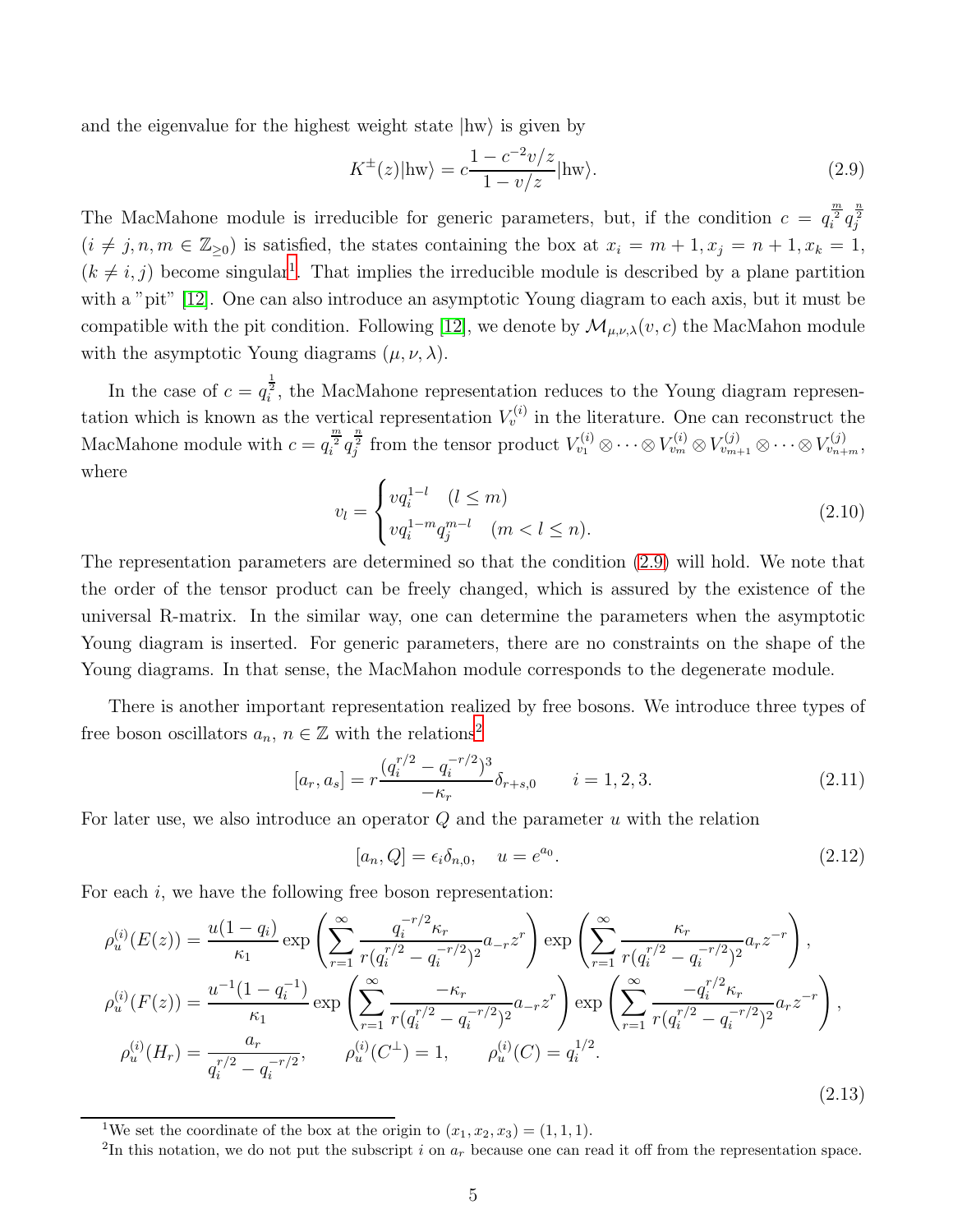and the eigenvalue for the highest weight state $|\mathrm{hw}\rangle$ is given by

$$K^{\pm}(z)|\mathrm{hw}\rangle = c\frac{1-c^{-2}v/z}{1-v/z}|\mathrm{hw}\rangle. \tag{2.9}$$

The MacMahone module is irreducible for generic parameters, but, if the condition $c = q_i^{\frac{m}{2}} q_j^{\frac{n}{2}}$ ($i \neq j, n, m \in \mathbb{Z}_{\geq 0}$) is satisfied, the states containing the box at $x_i = m+1, x_j = n+1, x_k = 1$, ($k \neq i, j$) become singular[1]. That implies the irreducible module is described by a plane partition with a "pit" [12]. One can also introduce an asymptotic Young diagram to each axis, but it must be compatible with the pit condition. Following [12], we denote by $\mathcal{M}_{\mu,\nu,\lambda}(v,c)$ the MacMahon module with the asymptotic Young diagrams $(\mu, \nu, \lambda)$.

In the case of $c = q_i^{\frac{1}{2}}$, the MacMahone representation reduces to the Young diagram representation which is known as the vertical representation $V_v^{(i)}$ in the literature. One can reconstruct the MacMahone module with $c = q_i^{\frac{m}{2}} q_j^{\frac{n}{2}}$ from the tensor product $V_{v_1}^{(i)} \otimes \cdots \otimes V_{v_m}^{(i)} \otimes V_{v_{m+1}}^{(j)} \otimes \cdots \otimes V_{v_{n+m}}^{(j)}$, where

$$v_l = \begin{cases} v q_i^{1-l} & (l \leq m) \\ v q_i^{1-m} q_j^{m-l} & (m < l \leq n). \end{cases} \tag{2.10}$$

The representation parameters are determined so that the condition (2.9) will hold. We note that the order of the tensor product can be freely changed, which is assured by the existence of the universal R-matrix. In the similar way, one can determine the parameters when the asymptotic Young diagram is inserted. For generic parameters, there are no constraints on the shape of the Young diagrams. In that sense, the MacMahon module corresponds to the degenerate module.

There is another important representation realized by free bosons. We introduce three types of free boson oscillators $a_n$, $n \in \mathbb{Z}$ with the relations[2]

$$[a_r, a_s] = r\frac{(q_i^{r/2} - q_i^{-r/2})^3}{-\kappa_r}\delta_{r+s,0} \qquad i = 1, 2, 3. \tag{2.11}$$

For later use, we also introduce an operator $Q$ and the parameter $u$ with the relation

$$[a_n, Q] = \epsilon_i \delta_{n,0}, \quad u = e^{a_0}. \tag{2.12}$$

For each $i$, we have the following free boson representation:

$$\begin{aligned}
\rho_u^{(i)}(E(z)) &= \frac{u(1-q_i)}{\kappa_1}\exp\left(\sum_{r=1}^{\infty}\frac{q_i^{-r/2}\kappa_r}{r(q_i^{r/2}-q_i^{-r/2})^2}a_{-r}z^r\right)\exp\left(\sum_{r=1}^{\infty}\frac{\kappa_r}{r(q_i^{r/2}-q_i^{-r/2})^2}a_r z^{-r}\right), \\
\rho_u^{(i)}(F(z)) &= \frac{u^{-1}(1-q_i^{-1})}{\kappa_1}\exp\left(\sum_{r=1}^{\infty}\frac{-\kappa_r}{r(q_i^{r/2}-q_i^{-r/2})^2}a_{-r}z^r\right)\exp\left(\sum_{r=1}^{\infty}\frac{-q_i^{r/2}\kappa_r}{r(q_i^{r/2}-q_i^{-r/2})^2}a_r z^{-r}\right), \\
\rho_u^{(i)}(H_r) &= \frac{a_r}{q_i^{r/2}-q_i^{-r/2}}, \qquad \rho_u^{(i)}(C^{\perp}) = 1, \qquad \rho_u^{(i)}(C) = q_i^{1/2}.
\end{aligned} \tag{2.13}$$

[1] We set the coordinate of the box at the origin to $(x_1, x_2, x_3) = (1, 1, 1)$.

[2] In this notation, we do not put the subscript $i$ on $a_r$ because one can read it off from the representation space.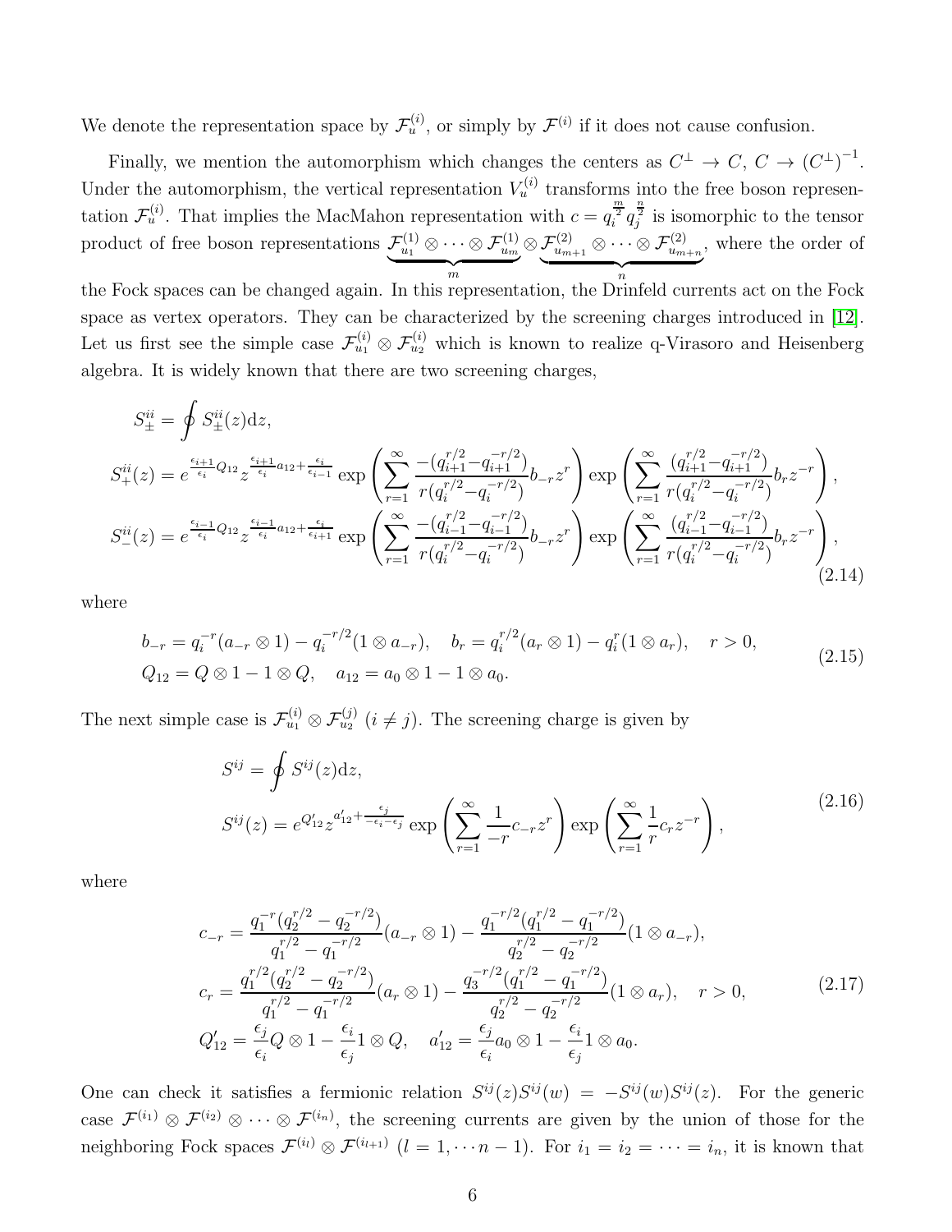We denote the representation space by $\mathcal{F}_u^{(i)}$, or simply by $\mathcal{F}^{(i)}$ if it does not cause confusion.

Finally, we mention the automorphism which changes the centers as $C^{\perp} \to C$, $C \to (C^{\perp})^{-1}$. Under the automorphism, the vertical representation $V_u^{(i)}$ transforms into the free boson representation $\mathcal{F}_u^{(i)}$. That implies the MacMahon representation with $c = q_i^{\frac{m}{2}} q_j^{\frac{n}{2}}$ is isomorphic to the tensor product of free boson representations $\underbrace{\mathcal{F}_{u_1}^{(1)} \otimes \cdots \otimes \mathcal{F}_{u_m}^{(1)}}_{m} \otimes \underbrace{\mathcal{F}_{u_{m+1}}^{(2)} \otimes \cdots \otimes \mathcal{F}_{u_{m+n}}^{(2)}}_{n}$, where the order of the Fock spaces can be changed again. In this representation, the Drinfeld currents act on the Fock space as vertex operators. They can be characterized by the screening charges introduced in [12]. Let us first see the simple case $\mathcal{F}_{u_1}^{(i)} \otimes \mathcal{F}_{u_2}^{(i)}$ which is known to realize q-Virasoro and Heisenberg algebra. It is widely known that there are two screening charges,

$$
\begin{aligned}
S_{\pm}^{ii} &= \oint S_{\pm}^{ii}(z) \mathrm{d}z, \\
S_{+}^{ii}(z) &= e^{\frac{\epsilon_{i+1}}{\epsilon_i} Q_{12}} z^{\frac{\epsilon_{i+1}}{\epsilon_i} a_{12} + \frac{\epsilon_i}{\epsilon_{i-1}}} \exp\left( \sum_{r=1}^{\infty} \frac{-(q_{i+1}^{r/2} - q_{i+1}^{-r/2})}{r(q_i^{r/2} - q_i^{-r/2})} b_{-r} z^r \right) \exp\left( \sum_{r=1}^{\infty} \frac{(q_{i+1}^{r/2} - q_{i+1}^{-r/2})}{r(q_i^{r/2} - q_i^{-r/2})} b_r z^{-r} \right), \\
S_{-}^{ii}(z) &= e^{\frac{\epsilon_{i-1}}{\epsilon_i} Q_{12}} z^{\frac{\epsilon_{i-1}}{\epsilon_i} a_{12} + \frac{\epsilon_i}{\epsilon_{i+1}}} \exp\left( \sum_{r=1}^{\infty} \frac{-(q_{i-1}^{r/2} - q_{i-1}^{-r/2})}{r(q_i^{r/2} - q_i^{-r/2})} b_{-r} z^r \right) \exp\left( \sum_{r=1}^{\infty} \frac{(q_{i-1}^{r/2} - q_{i-1}^{-r/2})}{r(q_i^{r/2} - q_i^{-r/2})} b_r z^{-r} \right),
\end{aligned}
\tag{2.14}
$$

where

$$
\begin{aligned}
& b_{-r} = q_i^{-r} (a_{-r} \otimes 1) - q_i^{-r/2} (1 \otimes a_{-r}), \quad b_r = q_i^{r/2} (a_r \otimes 1) - q_i^{r} (1 \otimes a_r), \quad r > 0, \\
& Q_{12} = Q \otimes 1 - 1 \otimes Q, \quad a_{12} = a_0 \otimes 1 - 1 \otimes a_0.
\end{aligned}
\tag{2.15}
$$

The next simple case is $\mathcal{F}_{u_1}^{(i)} \otimes \mathcal{F}_{u_2}^{(j)}$ $(i \neq j)$. The screening charge is given by

$$
\begin{aligned}
S^{ij} &= \oint S^{ij}(z) \mathrm{d}z, \\
S^{ij}(z) &= e^{Q'_{12}} z^{a'_{12} + \frac{\epsilon_j}{-\epsilon_i - \epsilon_j}} \exp\left( \sum_{r=1}^{\infty} \frac{1}{-r} c_{-r} z^r \right) \exp\left( \sum_{r=1}^{\infty} \frac{1}{r} c_r z^{-r} \right),
\end{aligned}
\tag{2.16}
$$

where

$$
\begin{aligned}
c_{-r} &= \frac{q_1^{-r} (q_2^{r/2} - q_2^{-r/2})}{q_1^{r/2} - q_1^{-r/2}} (a_{-r} \otimes 1) - \frac{q_1^{-r/2} (q_1^{r/2} - q_1^{-r/2})}{q_2^{r/2} - q_2^{-r/2}} (1 \otimes a_{-r}), \\
c_r &= \frac{q_1^{r/2} (q_2^{r/2} - q_2^{-r/2})}{q_1^{r/2} - q_1^{-r/2}} (a_r \otimes 1) - \frac{q_3^{-r/2} (q_1^{r/2} - q_1^{-r/2})}{q_2^{r/2} - q_2^{-r/2}} (1 \otimes a_r), \quad r > 0, \\
Q'_{12} &= \frac{\epsilon_j}{\epsilon_i} Q \otimes 1 - \frac{\epsilon_i}{\epsilon_j} 1 \otimes Q, \quad a'_{12} = \frac{\epsilon_j}{\epsilon_i} a_0 \otimes 1 - \frac{\epsilon_i}{\epsilon_j} 1 \otimes a_0.
\end{aligned}
\tag{2.17}
$$

One can check it satisfies a fermionic relation $S^{ij}(z) S^{ij}(w) = -S^{ij}(w) S^{ij}(z)$. For the generic case $\mathcal{F}^{(i_1)} \otimes \mathcal{F}^{(i_2)} \otimes \cdots \otimes \mathcal{F}^{(i_n)}$, the screening currents are given by the union of those for the neighboring Fock spaces $\mathcal{F}^{(i_l)} \otimes \mathcal{F}^{(i_{l+1})}$ $(l = 1, \cdots n-1)$. For $i_1 = i_2 = \cdots = i_n$, it is known that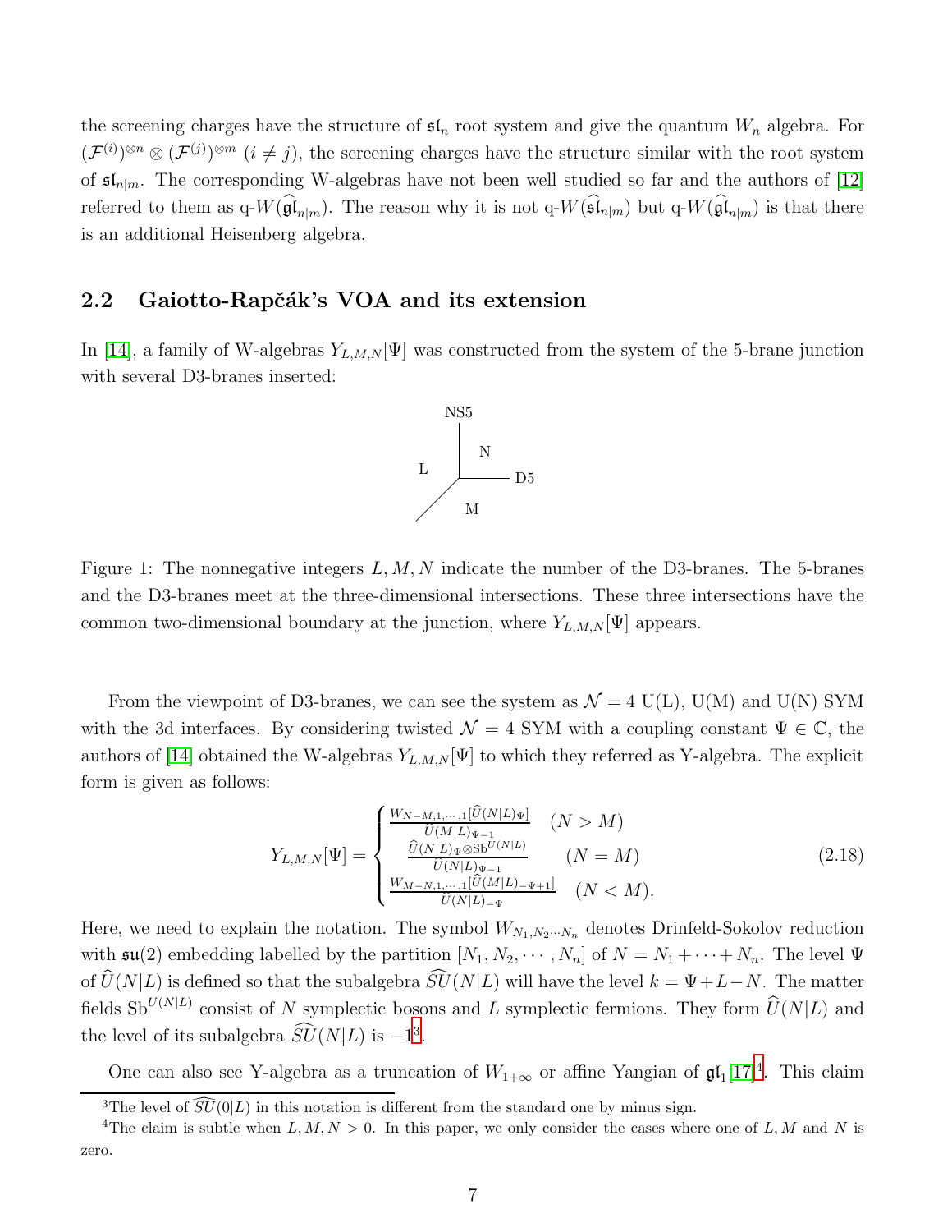the screening charges have the structure of $\mathfrak{sl}_n$ root system and give the quantum $W_n$ algebra. For $(\mathcal{F}^{(i)})^{\otimes n} \otimes (\mathcal{F}^{(j)})^{\otimes m}$ $(i \neq j)$, the screening charges have the structure similar with the root system of $\mathfrak{sl}_{n|m}$. The corresponding W-algebras have not been well studied so far and the authors of [12] referred to them as q-$W(\widehat{\mathfrak{gl}}_{n|m})$. The reason why it is not q-$W(\widehat{\mathfrak{sl}}_{n|m})$ but q-$W(\widehat{\mathfrak{gl}}_{n|m})$ is that there is an additional Heisenberg algebra.

## 2.2 Gaiotto-Rapčák's VOA and its extension

In [14], a family of W-algebras $Y_{L,M,N}[\Psi]$ was constructed from the system of the 5-brane junction with several D3-branes inserted:

NS5 N L D5 M

Figure 1: The nonnegative integers $L, M, N$ indicate the number of the D3-branes. The 5-branes and the D3-branes meet at the three-dimensional intersections. These three intersections have the common two-dimensional boundary at the junction, where $Y_{L,M,N}[\Psi]$ appears.

From the viewpoint of D3-branes, we can see the system as $\mathcal{N}=4$ U(L), U(M) and U(N) SYM with the 3d interfaces. By considering twisted $\mathcal{N}=4$ SYM with a coupling constant $\Psi \in \mathbb{C}$, the authors of [14] obtained the W-algebras $Y_{L,M,N}[\Psi]$ to which they referred as Y-algebra. The explicit form is given as follows:

$$Y_{L,M,N}[\Psi] = \begin{cases} \frac{W_{N-M,1,\cdots,1}[\widehat{U}(N|L)_{\Psi}]}{\widehat{U}(M|L)_{\Psi-1}} & (N>M) \\ \frac{\widehat{U}(N|L)_{\Psi} \otimes \mathrm{Sb}^{U(N|L)}}{\widehat{U}(N|L)_{\Psi-1}} & (N=M) \\ \frac{W_{M-N,1,\cdots,1}[\widehat{U}(M|L)_{-\Psi+1}]}{\widehat{U}(N|L)_{-\Psi}} & (N<M). \end{cases} \tag{2.18}$$

Here, we need to explain the notation. The symbol $W_{N_1,N_2\cdots N_n}$ denotes Drinfeld-Sokolov reduction with $\mathfrak{su}(2)$ embedding labelled by the partition $[N_1, N_2, \cdots, N_n]$ of $N = N_1 + \cdots + N_n$. The level $\Psi$ of $\widehat{U}(N|L)$ is defined so that the subalgebra $\widehat{SU}(N|L)$ will have the level $k = \Psi + L - N$. The matter fields $\mathrm{Sb}^{U(N|L)}$ consist of $N$ symplectic bosons and $L$ symplectic fermions. They form $\widehat{U}(N|L)$ and the level of its subalgebra $\widehat{SU}(N|L)$ is $-1$[3].

One can also see Y-algebra as a truncation of $W_{1+\infty}$ or affine Yangian of $\mathfrak{gl}_1$[17][4]. This claim

[3] The level of $\widehat{SU}(0|L)$ in this notation is different from the standard one by minus sign.

[4] The claim is subtle when $L, M, N > 0$. In this paper, we only consider the cases where one of $L, M$ and $N$ is zero.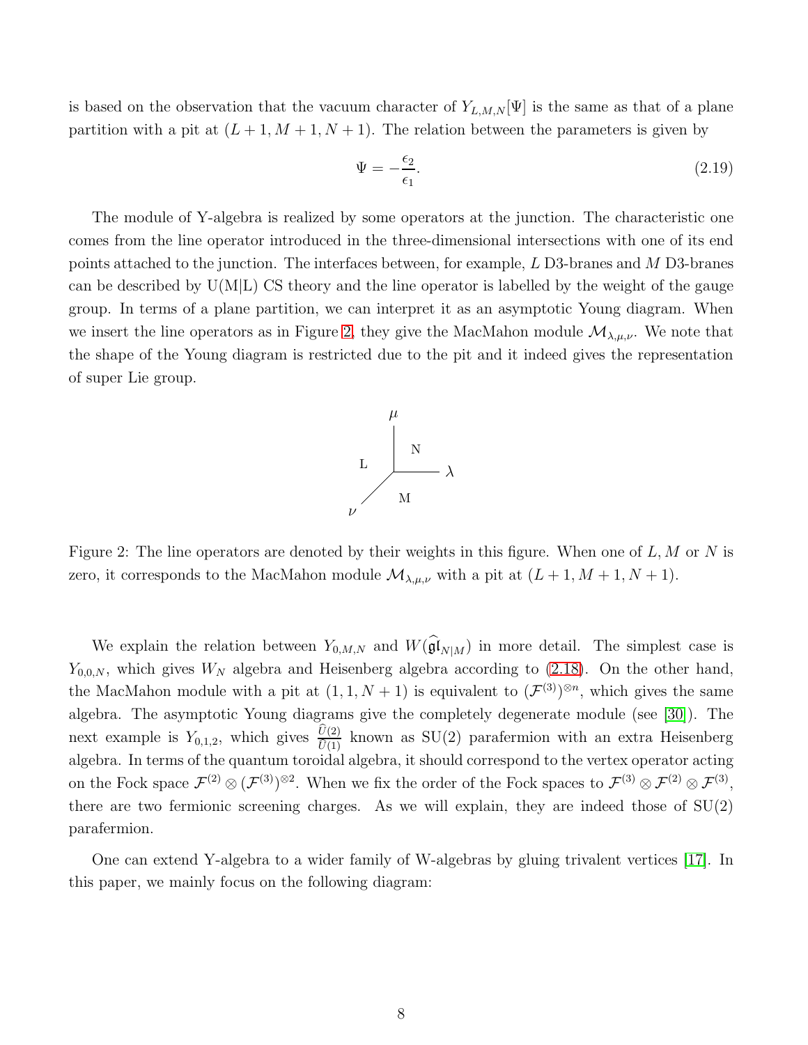is based on the observation that the vacuum character of $Y_{L,M,N}[\Psi]$ is the same as that of a plane partition with a pit at $(L+1, M+1, N+1)$. The relation between the parameters is given by

$$\Psi = -\frac{\epsilon_2}{\epsilon_1}. \tag{2.19}$$

The module of Y-algebra is realized by some operators at the junction. The characteristic one comes from the line operator introduced in the three-dimensional intersections with one of its end points attached to the junction. The interfaces between, for example, $L$ D3-branes and $M$ D3-branes can be described by U(M|L) CS theory and the line operator is labelled by the weight of the gauge group. In terms of a plane partition, we can interpret it as an asymptotic Young diagram. When we insert the line operators as in Figure 2, they give the MacMahon module $\mathcal{M}_{\lambda,\mu,\nu}$. We note that the shape of the Young diagram is restricted due to the pit and it indeed gives the representation of super Lie group.

Figure 2: The line operators are denoted by their weights in this figure. When one of $L, M$ or $N$ is zero, it corresponds to the MacMahon module $\mathcal{M}_{\lambda,\mu,\nu}$ with a pit at $(L+1, M+1, N+1)$.

We explain the relation between $Y_{0,M,N}$ and $W(\widehat{\mathfrak{gl}}_{N|M})$ in more detail. The simplest case is $Y_{0,0,N}$, which gives $W_N$ algebra and Heisenberg algebra according to (2.18). On the other hand, the MacMahon module with a pit at $(1, 1, N+1)$ is equivalent to $(\mathcal{F}^{(3)})^{\otimes n}$, which gives the same algebra. The asymptotic Young diagrams give the completely degenerate module (see [30]). The next example is $Y_{0,1,2}$, which gives $\frac{\widehat{U}(2)}{\widehat{U}(1)}$ known as SU(2) parafermion with an extra Heisenberg algebra. In terms of the quantum toroidal algebra, it should correspond to the vertex operator acting on the Fock space $\mathcal{F}^{(2)} \otimes (\mathcal{F}^{(3)})^{\otimes 2}$. When we fix the order of the Fock spaces to $\mathcal{F}^{(3)} \otimes \mathcal{F}^{(2)} \otimes \mathcal{F}^{(3)}$, there are two fermionic screening charges. As we will explain, they are indeed those of SU(2) parafermion.

One can extend Y-algebra to a wider family of W-algebras by gluing trivalent vertices [17]. In this paper, we mainly focus on the following diagram: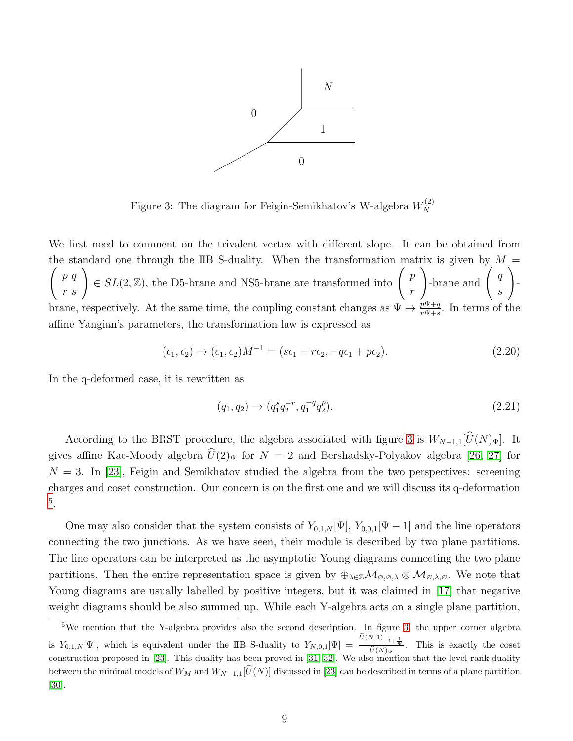Figure 3: The diagram for Feigin-Semikhatov's W-algebra $W_N^{(2)}$

We first need to comment on the trivalent vertex with different slope. It can be obtained from the standard one through the IIB S-duality. When the transformation matrix is given by $M = \begin{pmatrix} p & q \\ r & s \end{pmatrix} \in SL(2,\mathbb{Z})$, the D5-brane and NS5-brane are transformed into $\begin{pmatrix} p \\ r \end{pmatrix}$-brane and $\begin{pmatrix} q \\ s \end{pmatrix}$-brane, respectively. At the same time, the coupling constant changes as $\Psi \to \frac{p\Psi+q}{r\Psi+s}$. In terms of the affine Yangian's parameters, the transformation law is expressed as

$$(\epsilon_1, \epsilon_2) \to (\epsilon_1, \epsilon_2)M^{-1} = (s\epsilon_1 - r\epsilon_2, -q\epsilon_1 + p\epsilon_2). \tag{2.20}$$

In the q-deformed case, it is rewritten as

$$(q_1, q_2) \to (q_1^s q_2^{-r}, q_1^{-q} q_2^p). \tag{2.21}$$

According to the BRST procedure, the algebra associated with figure 3 is $W_{N-1,1}[\widehat{U}(N)_\Psi]$. It gives affine Kac-Moody algebra $\widehat{U}(2)_\Psi$ for $N=2$ and Bershadsky-Polyakov algebra [26, 27] for $N=3$. In [23], Feigin and Semikhatov studied the algebra from the two perspectives: screening charges and coset construction. Our concern is on the first one and we will discuss its q-deformation [5].

One may also consider that the system consists of $Y_{0,1,N}[\Psi]$, $Y_{0,0,1}[\Psi-1]$ and the line operators connecting the two junctions. As we have seen, their module is described by two plane partitions. The line operators can be interpreted as the asymptotic Young diagrams connecting the two plane partitions. Then the entire representation space is given by $\oplus_{\lambda\in\mathbb{Z}} \mathcal{M}_{\varnothing,\varnothing,\lambda} \otimes \mathcal{M}_{\varnothing,\lambda,\varnothing}$. We note that Young diagrams are usually labelled by positive integers, but it was claimed in [17] that negative weight diagrams should be also summed up. While each Y-algebra acts on a single plane partition,

---

[5] We mention that the Y-algebra provides also the second description. In figure 3, the upper corner algebra is $Y_{0,1,N}[\Psi]$, which is equivalent under the IIB S-duality to $Y_{N,0,1}[\Psi] = \frac{\widehat{U}(N|1)_{-1+\frac{1}{\Psi}}}{\widehat{U}(N)_\Psi}$. This is exactly the coset construction proposed in [23]. This duality has been proved in [31, 32]. We also mention that the level-rank duality between the minimal models of $W_M$ and $W_{N-1,1}[\widehat{U}(N)]$ discussed in [23] can be described in terms of a plane partition [30].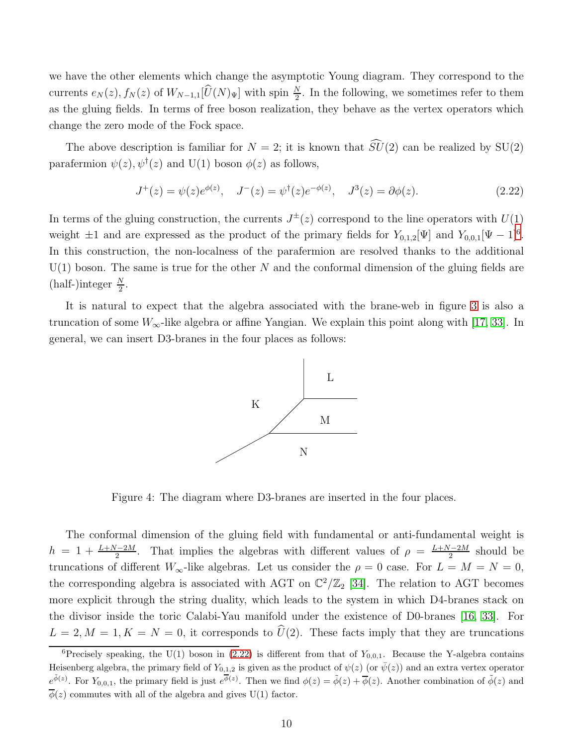we have the other elements which change the asymptotic Young diagram. They correspond to the currents $e_N(z), f_N(z)$ of $W_{N-1,1}[\widehat{U}(N)_\Psi]$ with spin $\frac{N}{2}$. In the following, we sometimes refer to them as the gluing fields. In terms of free boson realization, they behave as the vertex operators which change the zero mode of the Fock space.

The above description is familiar for $N=2$; it is known that $\widehat{SU}(2)$ can be realized by SU(2) parafermion $\psi(z), \psi^\dagger(z)$ and U(1) boson $\phi(z)$ as follows,

$$J^+(z) = \psi(z)e^{\phi(z)}, \quad J^-(z) = \psi^\dagger(z)e^{-\phi(z)}, \quad J^3(z) = \partial\phi(z). \tag{2.22}$$

In terms of the gluing construction, the currents $J^\pm(z)$ correspond to the line operators with $U(1)$ weight $\pm 1$ and are expressed as the product of the primary fields for $Y_{0,1,2}[\Psi]$ and $Y_{0,0,1}[\Psi-1]$[6]. In this construction, the non-localness of the parafermion are resolved thanks to the additional U(1) boson. The same is true for the other $N$ and the conformal dimension of the gluing fields are (half-)integer $\frac{N}{2}$.

It is natural to expect that the algebra associated with the brane-web in figure 3 is also a truncation of some $W_\infty$-like algebra or affine Yangian. We explain this point along with [17, 33]. In general, we can insert D3-branes in the four places as follows:

Figure 4: The diagram where D3-branes are inserted in the four places.

The conformal dimension of the gluing field with fundamental or anti-fundamental weight is $h = 1 + \frac{L+N-2M}{2}$. That implies the algebras with different values of $\rho = \frac{L+N-2M}{2}$ should be truncations of different $W_\infty$-like algebras. Let us consider the $\rho = 0$ case. For $L=M=N=0$, the corresponding algebra is associated with AGT on $\mathbb{C}^2/\mathbb{Z}_2$ [34]. The relation to AGT becomes more explicit through the string duality, which leads to the system in which D4-branes stack on the divisor inside the toric Calabi-Yau manifold under the existence of D0-branes [16, 33]. For $L=2, M=1, K=N=0$, it corresponds to $\widehat{U}(2)$. These facts imply that they are truncations

[6] Precisely speaking, the U(1) boson in (2.22) is different from that of $Y_{0,0,1}$. Because the Y-algebra contains Heisenberg algebra, the primary field of $Y_{0,1,2}$ is given as the product of $\psi(z)$ (or $\bar{\psi}(z)$) and an extra vertex operator $e^{\tilde{\phi}(z)}$. For $Y_{0,0,1}$, the primary field is just $e^{\overline{\phi}(z)}$. Then we find $\phi(z) = \tilde{\phi}(z) + \overline{\phi}(z)$. Another combination of $\tilde{\phi}(z)$ and $\overline{\phi}(z)$ commutes with all of the algebra and gives U(1) factor.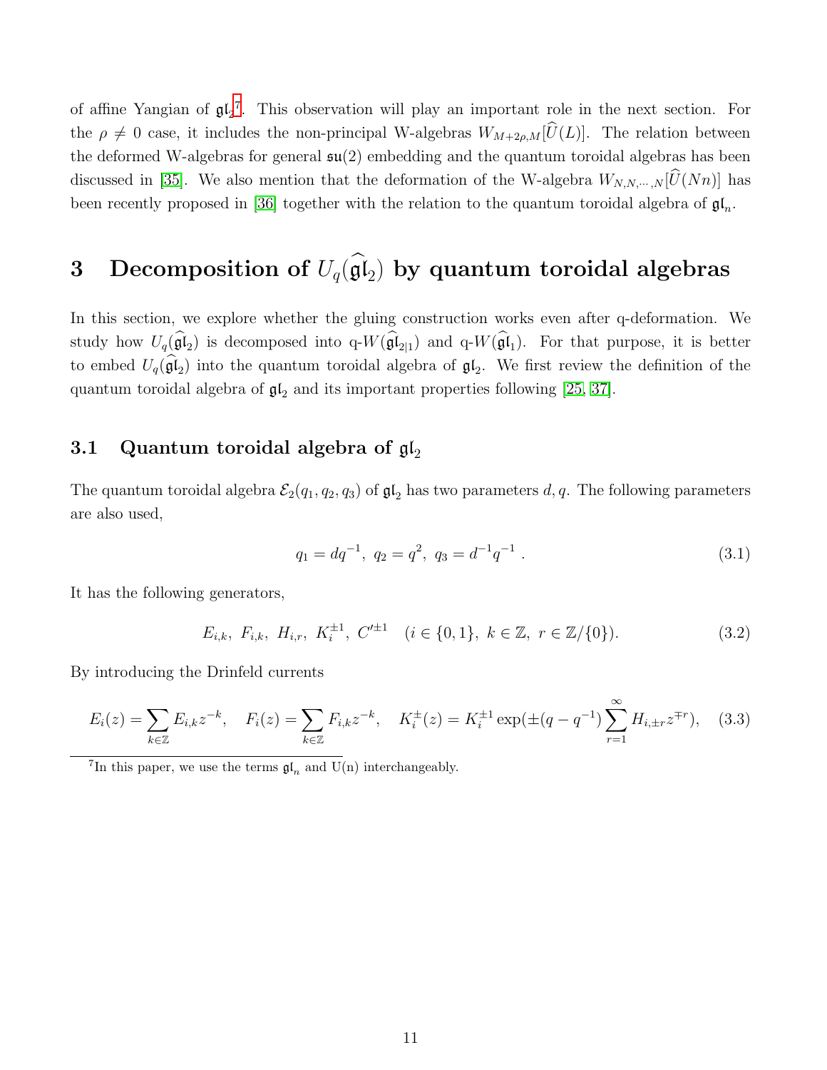of affine Yangian of $\mathfrak{gl}_2$[7]. This observation will play an important role in the next section. For the $\rho \neq 0$ case, it includes the non-principal W-algebras $W_{M+2\rho,M}[\widehat{U}(L)]$. The relation between the deformed W-algebras for general $\mathfrak{su}(2)$ embedding and the quantum toroidal algebras has been discussed in [35]. We also mention that the deformation of the W-algebra $W_{N,N,\cdots,N}[\widehat{U}(Nn)]$ has been recently proposed in [36] together with the relation to the quantum toroidal algebra of $\mathfrak{gl}_n$.

# 3 Decomposition of $U_q(\widehat{\mathfrak{gl}}_2)$ by quantum toroidal algebras

In this section, we explore whether the gluing construction works even after q-deformation. We study how $U_q(\widehat{\mathfrak{gl}}_2)$ is decomposed into q-$W(\widehat{\mathfrak{gl}}_{2|1})$ and q-$W(\widehat{\mathfrak{gl}}_1)$. For that purpose, it is better to embed $U_q(\widehat{\mathfrak{gl}}_2)$ into the quantum toroidal algebra of $\mathfrak{gl}_2$. We first review the definition of the quantum toroidal algebra of $\mathfrak{gl}_2$ and its important properties following [25, 37].

## 3.1 Quantum toroidal algebra of $\mathfrak{gl}_2$

The quantum toroidal algebra $\mathcal{E}_2(q_1, q_2, q_3)$ of $\mathfrak{gl}_2$ has two parameters $d, q$. The following parameters are also used,

$$q_1 = dq^{-1},\ q_2 = q^2,\ q_3 = d^{-1}q^{-1}\ . \tag{3.1}$$

It has the following generators,

$$E_{i,k},\ F_{i,k},\ H_{i,r},\ K_i^{\pm 1},\ C'^{\pm 1} \quad (i \in \{0,1\},\ k \in \mathbb{Z},\ r \in \mathbb{Z}/\{0\}). \tag{3.2}$$

By introducing the Drinfeld currents

$$E_i(z) = \sum_{k\in\mathbb{Z}} E_{i,k} z^{-k}, \quad F_i(z) = \sum_{k\in\mathbb{Z}} F_{i,k} z^{-k}, \quad K_i^{\pm}(z) = K_i^{\pm 1} \exp(\pm(q-q^{-1})\sum_{r=1}^{\infty} H_{i,\pm r} z^{\mp r}), \tag{3.3}$$

[7] In this paper, we use the terms $\mathfrak{gl}_n$ and U(n) interchangeably.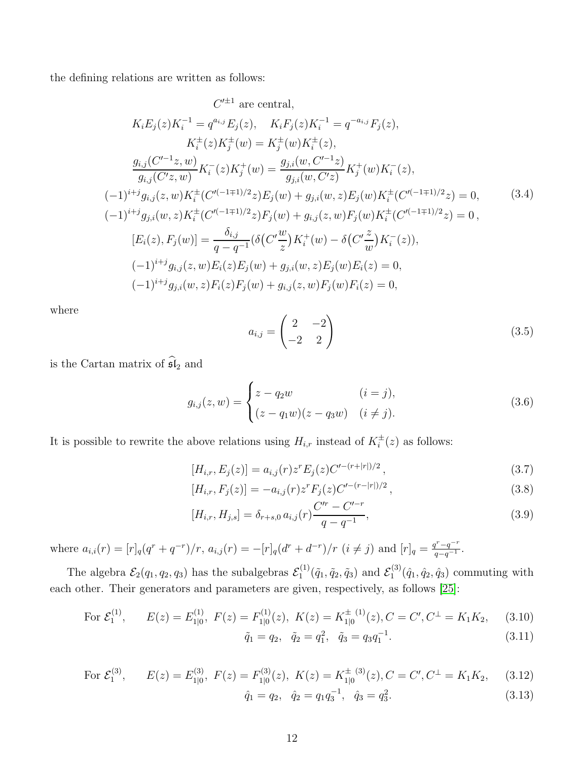the defining relations are written as follows:

$$
\begin{aligned}
&C'^{\pm 1} \text{ are central,} \\
&K_i E_j(z) K_i^{-1} = q^{a_{i,j}} E_j(z), \quad K_i F_j(z) K_i^{-1} = q^{-a_{i,j}} F_j(z), \\
&K_i^{\pm}(z) K_j^{\pm}(w) = K_j^{\pm}(w) K_i^{\pm}(z), \\
&\frac{g_{i,j}(C'^{-1}z, w)}{g_{i,j}(C'z, w)} K_i^{-}(z) K_j^{+}(w) = \frac{g_{j,i}(w, C'^{-1}z)}{g_{j,i}(w, C'z)} K_j^{+}(w) K_i^{-}(z), \\
&(-1)^{i+j} g_{i,j}(z,w) K_i^{\pm}(C'^{(-1\mp1)/2}z) E_j(w) + g_{j,i}(w,z) E_j(w) K_i^{\pm}(C'^{(-1\mp1)/2}z) = 0, \\
&(-1)^{i+j} g_{j,i}(w,z) K_i^{\pm}(C'^{(-1\mp1)/2}z) F_j(w) + g_{i,j}(z,w) F_j(w) K_i^{\pm}(C'^{(-1\mp1)/2}z) = 0\,, \\
&[E_i(z), F_j(w)] = \frac{\delta_{i,j}}{q-q^{-1}} (\delta\big(C'\frac{w}{z}\big) K_i^{+}(w) - \delta\big(C'\frac{z}{w}\big) K_i^{-}(z)), \\
&(-1)^{i+j} g_{i,j}(z,w) E_i(z) E_j(w) + g_{j,i}(w,z) E_j(w) E_i(z) = 0, \\
&(-1)^{i+j} g_{j,i}(w,z) F_i(z) F_j(w) + g_{i,j}(z,w) F_j(w) F_i(z) = 0,
\end{aligned}
\tag{3.4}
$$

where

$$
a_{i,j} = \begin{pmatrix} 2 & -2 \\ -2 & 2 \end{pmatrix}
\tag{3.5}
$$

is the Cartan matrix of $\widehat{\mathfrak{sl}}_2$ and

$$
g_{i,j}(z,w) = \begin{cases} z - q_2 w & (i = j), \\ (z - q_1 w)(z - q_3 w) & (i \neq j). \end{cases}
\tag{3.6}
$$

It is possible to rewrite the above relations using $H_{i,r}$ instead of $K_i^{\pm}(z)$ as follows:

$$
[H_{i,r}, E_j(z)] = a_{i,j}(r) z^r E_j(z) C'^{-(r+|r|)/2}\,,
\tag{3.7}
$$

$$
[H_{i,r}, F_j(z)] = -a_{i,j}(r) z^r F_j(z) C'^{-(r-|r|)/2}\,,
\tag{3.8}
$$

$$
[H_{i,r}, H_{j,s}] = \delta_{r+s,0}\, a_{i,j}(r) \frac{C'^{r} - C'^{-r}}{q - q^{-1}},
\tag{3.9}
$$

where $a_{i,i}(r) = [r]_q (q^r + q^{-r})/r$, $a_{i,j}(r) = -[r]_q (d^r + d^{-r})/r$ $(i \neq j)$ and $[r]_q = \frac{q^r - q^{-r}}{q - q^{-1}}$.

The algebra $\mathcal{E}_2(q_1, q_2, q_3)$ has the subalgebras $\mathcal{E}_1^{(1)}(\tilde{q}_1, \tilde{q}_2, \tilde{q}_3)$ and $\mathcal{E}_1^{(3)}(\hat{q}_1, \hat{q}_2, \hat{q}_3)$ commuting with each other. Their generators and parameters are given, respectively, as follows [25]:

$$
\text{For } \mathcal{E}_1^{(1)}, \qquad E(z) = E_{1|0}^{(1)},\ F(z) = F_{1|0}^{(1)}(z),\ K(z) = K_{1|0}^{\pm\,(1)}(z), C = C', C^{\perp} = K_1 K_2,
\tag{3.10}
$$

$$
\tilde{q}_1 = q_2, \quad \tilde{q}_2 = q_1^2, \quad \tilde{q}_3 = q_3 q_1^{-1}.
\tag{3.11}
$$

$$
\text{For } \mathcal{E}_1^{(3)}, \qquad E(z) = E_{1|0}^{(3)},\ F(z) = F_{1|0}^{(3)}(z),\ K(z) = K_{1|0}^{\pm\,(3)}(z), C = C', C^{\perp} = K_1 K_2,
\tag{3.12}
$$

$$
\hat{q}_1 = q_2, \quad \hat{q}_2 = q_1 q_3^{-1}, \quad \hat{q}_3 = q_3^2.
\tag{3.13}
$$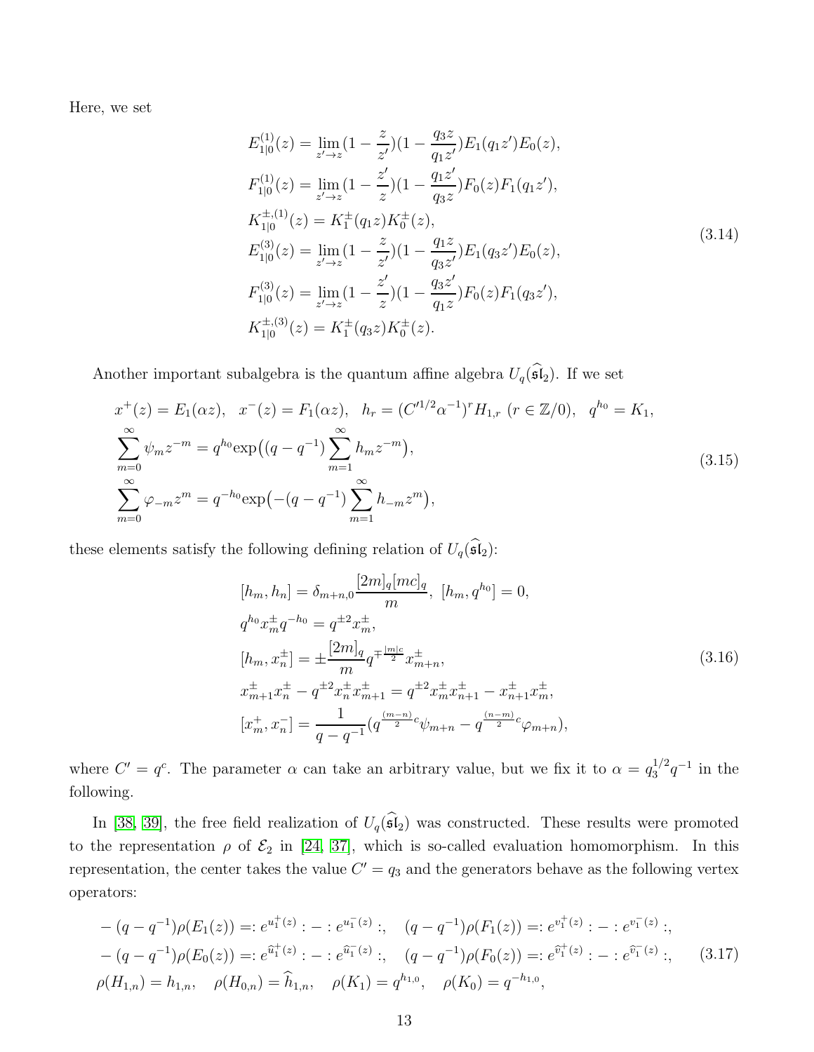Here, we set

$$
\begin{aligned}
E^{(1)}_{1|0}(z) &= \lim_{z'\to z}(1-\frac{z}{z'})(1-\frac{q_3 z}{q_1 z'})E_1(q_1 z')E_0(z),\\
F^{(1)}_{1|0}(z) &= \lim_{z'\to z}(1-\frac{z'}{z})(1-\frac{q_1 z'}{q_3 z})F_0(z)F_1(q_1 z'),\\
K^{\pm,(1)}_{1|0}(z) &= K^{\pm}_1(q_1 z)K^{\pm}_0(z),\\
E^{(3)}_{1|0}(z) &= \lim_{z'\to z}(1-\frac{z}{z'})(1-\frac{q_1 z}{q_3 z'})E_1(q_3 z')E_0(z),\\
F^{(3)}_{1|0}(z) &= \lim_{z'\to z}(1-\frac{z'}{z})(1-\frac{q_3 z'}{q_1 z})F_0(z)F_1(q_3 z'),\\
K^{\pm,(3)}_{1|0}(z) &= K^{\pm}_1(q_3 z)K^{\pm}_0(z).
\end{aligned}
\tag{3.14}
$$

Another important subalgebra is the quantum affine algebra $U_q(\widehat{\mathfrak{sl}}_2)$. If we set

$$
\begin{aligned}
&x^+(z)=E_1(\alpha z),\quad x^-(z)=F_1(\alpha z),\quad h_r=(C'^{1/2}\alpha^{-1})^r H_{1,r}\ (r\in\mathbb{Z}/0),\quad q^{h_0}=K_1,\\
&\sum_{m=0}^{\infty}\psi_m z^{-m}=q^{h_0}\exp\big((q-q^{-1})\sum_{m=1}^{\infty}h_m z^{-m}\big),\\
&\sum_{m=0}^{\infty}\varphi_{-m} z^{m}=q^{-h_0}\exp\big(-(q-q^{-1})\sum_{m=1}^{\infty}h_{-m} z^{m}\big),
\end{aligned}
\tag{3.15}
$$

these elements satisfy the following defining relation of $U_q(\widehat{\mathfrak{sl}}_2)$:

$$
\begin{aligned}
&[h_m,h_n]=\delta_{m+n,0}\frac{[2m]_q[mc]_q}{m},\ [h_m,q^{h_0}]=0,\\
&q^{h_0}x^{\pm}_m q^{-h_0}=q^{\pm 2}x^{\pm}_m,\\
&[h_m,x^{\pm}_n]=\pm\frac{[2m]_q}{m}q^{\mp\frac{|m|c}{2}}x^{\pm}_{m+n},\\
&x^{\pm}_{m+1}x^{\pm}_n-q^{\pm 2}x^{\pm}_n x^{\pm}_{m+1}=q^{\pm 2}x^{\pm}_m x^{\pm}_{n+1}-x^{\pm}_{n+1}x^{\pm}_m,\\
&[x^+_m,x^-_n]=\frac{1}{q-q^{-1}}(q^{\frac{(m-n)}{2}c}\psi_{m+n}-q^{\frac{(n-m)}{2}c}\varphi_{m+n}),
\end{aligned}
\tag{3.16}
$$

where $C'=q^c$. The parameter $\alpha$ can take an arbitrary value, but we fix it to $\alpha=q_3^{1/2}q^{-1}$ in the following.

In [38, 39], the free field realization of $U_q(\widehat{\mathfrak{sl}}_2)$ was constructed. These results were promoted to the representation $\rho$ of $\mathcal{E}_2$ in [24, 37], which is so-called evaluation homomorphism. In this representation, the center takes the value $C'=q_3$ and the generators behave as the following vertex operators:

$$
\begin{aligned}
&-(q-q^{-1})\rho(E_1(z))=:e^{u^+_1(z)}:-:e^{u^-_1(z)}:,\quad (q-q^{-1})\rho(F_1(z))=:e^{v^+_1(z)}:-:e^{v^-_1(z)}:,\\
&-(q-q^{-1})\rho(E_0(z))=:e^{\widehat{u}^+_1(z)}:-:e^{\widehat{u}^-_1(z)}:,\quad (q-q^{-1})\rho(F_0(z))=:e^{\widehat{v}^+_1(z)}:-:e^{\widehat{v}^-_1(z)}:,\\
&\rho(H_{1,n})=h_{1,n},\quad \rho(H_{0,n})=\widehat{h}_{1,n},\quad \rho(K_1)=q^{h_{1,0}},\quad \rho(K_0)=q^{-h_{1,0}},
\end{aligned}
\tag{3.17}
$$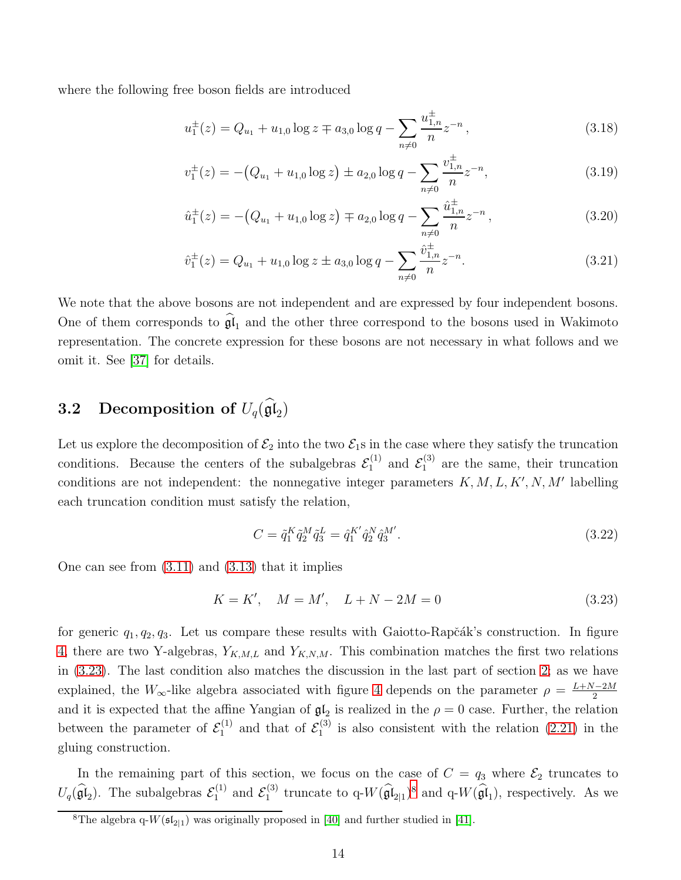where the following free boson fields are introduced

$$u_1^{\pm}(z) = Q_{u_1} + u_{1,0}\log z \mp a_{3,0}\log q - \sum_{n\neq 0}\frac{u_{1,n}^{\pm}}{n}z^{-n}\,, \tag{3.18}$$

$$v_1^{\pm}(z) = -\big(Q_{u_1} + u_{1,0}\log z\big) \pm a_{2,0}\log q - \sum_{n\neq 0}\frac{v_{1,n}^{\pm}}{n}z^{-n}, \tag{3.19}$$

$$\hat{u}_1^{\pm}(z) = -\big(Q_{u_1} + u_{1,0}\log z\big) \mp a_{2,0}\log q - \sum_{n\neq 0}\frac{\hat{u}_{1,n}^{\pm}}{n}z^{-n}\,, \tag{3.20}$$

$$\hat{v}_1^{\pm}(z) = Q_{u_1} + u_{1,0}\log z \pm a_{3,0}\log q - \sum_{n\neq 0}\frac{\hat{v}_{1,n}^{\pm}}{n}z^{-n}. \tag{3.21}$$

We note that the above bosons are not independent and are expressed by four independent bosons. One of them corresponds to $\widehat{\mathfrak{gl}}_1$ and the other three correspond to the bosons used in Wakimoto representation. The concrete expression for these bosons are not necessary in what follows and we omit it. See [37] for details.

## 3.2 Decomposition of $U_q(\widehat{\mathfrak{gl}}_2)$

Let us explore the decomposition of $\mathcal{E}_2$ into the two $\mathcal{E}_1$s in the case where they satisfy the truncation conditions. Because the centers of the subalgebras $\mathcal{E}_1^{(1)}$ and $\mathcal{E}_1^{(3)}$ are the same, their truncation conditions are not independent: the nonnegative integer parameters $K, M, L, K', N, M'$ labelling each truncation condition must satisfy the relation,

$$C = \tilde{q}_1^K \tilde{q}_2^M \tilde{q}_3^L = \hat{q}_1^{K'} \hat{q}_2^N \hat{q}_3^{M'}. \tag{3.22}$$

One can see from (3.11) and (3.13) that it implies

$$K = K', \quad M = M', \quad L + N - 2M = 0 \tag{3.23}$$

for generic $q_1, q_2, q_3$. Let us compare these results with Gaiotto-Rapčák's construction. In figure 4, there are two Y-algebras, $Y_{K,M,L}$ and $Y_{K,N,M}$. This combination matches the first two relations in (3.23). The last condition also matches the discussion in the last part of section 2: as we have explained, the $W_\infty$-like algebra associated with figure 4 depends on the parameter $\rho = \frac{L+N-2M}{2}$ and it is expected that the affine Yangian of $\mathfrak{gl}_2$ is realized in the $\rho = 0$ case. Further, the relation between the parameter of $\mathcal{E}_1^{(1)}$ and that of $\mathcal{E}_1^{(3)}$ is also consistent with the relation (2.21) in the gluing construction.

In the remaining part of this section, we focus on the case of $C = q_3$ where $\mathcal{E}_2$ truncates to $U_q(\widehat{\mathfrak{gl}}_2)$. The subalgebras $\mathcal{E}_1^{(1)}$ and $\mathcal{E}_1^{(3)}$ truncate to q-$W(\widehat{\mathfrak{gl}}_{2|1})$[8] and q-$W(\widehat{\mathfrak{gl}}_1)$, respectively. As we

[8] The algebra q-$W(\mathfrak{sl}_{2|1})$ was originally proposed in [40] and further studied in [41].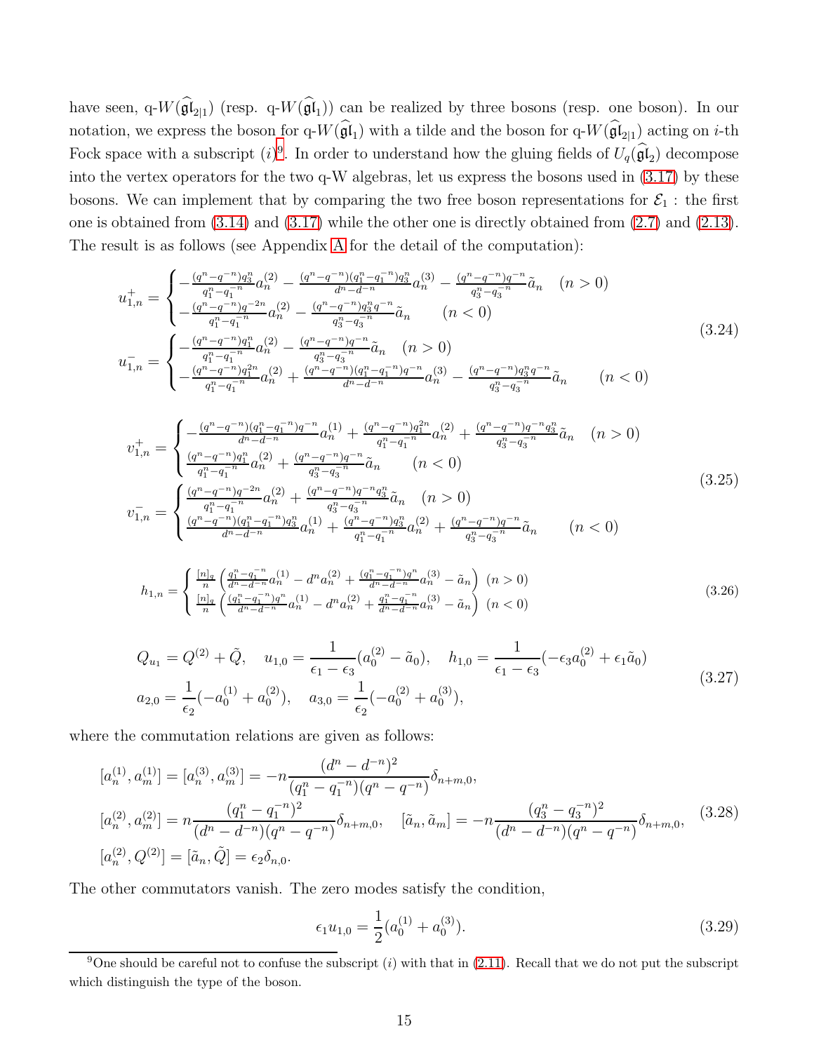have seen, q-$W(\widehat{\mathfrak{gl}}_{2|1})$ (resp. q-$W(\widehat{\mathfrak{gl}}_1)$) can be realized by three bosons (resp. one boson). In our notation, we express the boson for q-$W(\widehat{\mathfrak{gl}}_1)$ with a tilde and the boson for q-$W(\widehat{\mathfrak{gl}}_{2|1})$ acting on $i$-th Fock space with a subscript $(i)$[9]. In order to understand how the gluing fields of $U_q(\widehat{\mathfrak{gl}}_2)$ decompose into the vertex operators for the two q-W algebras, let us express the bosons used in (3.17) by these bosons. We can implement that by comparing the two free boson representations for $\mathcal{E}_1$ : the first one is obtained from (3.14) and (3.17) while the other one is directly obtained from (2.7) and (2.13). The result is as follows (see Appendix A for the detail of the computation):

$$
\begin{aligned}
u^+_{1,n} &= \begin{cases} -\frac{(q^n-q^{-n})q_3^n}{q_1^n-q_1^{-n}}a^{(2)}_n - \frac{(q^n-q^{-n})(q_1^n-q_1^{-n})q_3^n}{d^n-d^{-n}}a^{(3)}_n - \frac{(q^n-q^{-n})q^{-n}}{q_3^n-q_3^{-n}}\tilde{a}_n & (n>0) \\ -\frac{(q^n-q^{-n})q^{-2n}}{q_1^n-q_1^{-n}}a^{(2)}_n - \frac{(q^n-q^{-n})q_3^nq^{-n}}{q_3^n-q_3^{-n}}\tilde{a}_n & (n<0) \end{cases} \\
u^-_{1,n} &= \begin{cases} -\frac{(q^n-q^{-n})q_1^n}{q_1^n-q_1^{-n}}a^{(2)}_n - \frac{(q^n-q^{-n})q^{-n}}{q_3^n-q_3^{-n}}\tilde{a}_n & (n>0) \\ -\frac{(q^n-q^{-n})q_1^{2n}}{q_1^n-q_1^{-n}}a^{(2)}_n + \frac{(q^n-q^{-n})(q_1^n-q_1^{-n})q^{-n}}{d^n-d^{-n}}a^{(3)}_n - \frac{(q^n-q^{-n})q_3^nq^{-n}}{q_3^n-q_3^{-n}}\tilde{a}_n & (n<0) \end{cases}
\end{aligned}
\tag{3.24}
$$

$$
\begin{aligned}
v^+_{1,n} &= \begin{cases} -\frac{(q^n-q^{-n})(q_1^n-q_1^{-n})q^{-n}}{d^n-d^{-n}}a^{(1)}_n + \frac{(q^n-q^{-n})q_1^{2n}}{q_1^n-q_1^{-n}}a^{(2)}_n + \frac{(q^n-q^{-n})q^{-n}q_3^n}{q_3^n-q_3^{-n}}\tilde{a}_n & (n>0) \\ \frac{(q^n-q^{-n})q_1^n}{q_1^n-q_1^{-n}}a^{(2)}_n + \frac{(q^n-q^{-n})q^{-n}}{q_3^n-q_3^{-n}}\tilde{a}_n & (n<0) \end{cases} \\
v^-_{1,n} &= \begin{cases} \frac{(q^n-q^{-n})q^{-2n}}{q_1^n-q_1^{-n}}a^{(2)}_n + \frac{(q^n-q^{-n})q^{-n}q_3^n}{q_3^n-q_3^{-n}}\tilde{a}_n & (n>0) \\ \frac{(q^n-q^{-n})(q_1^n-q_1^{-n})q_3^n}{d^n-d^{-n}}a^{(1)}_n + \frac{(q^n-q^{-n})q_3^n}{q_1^n-q_1^{-n}}a^{(2)}_n + \frac{(q^n-q^{-n})q^{-n}}{q_3^n-q_3^{-n}}\tilde{a}_n & (n<0) \end{cases}
\end{aligned}
\tag{3.25}
$$

$$
h_{1,n} = \begin{cases} \frac{[n]_q}{n}\left(\frac{q_1^n-q_1^{-n}}{d^n-d^{-n}}a^{(1)}_n - d^n a^{(2)}_n + \frac{(q_1^n-q_1^{-n})q^n}{d^n-d^{-n}}a^{(3)}_n - \tilde{a}_n\right) & (n>0) \\ \frac{[n]_q}{n}\left(\frac{(q_1^n-q_1^{-n})q^n}{d^n-d^{-n}}a^{(1)}_n - d^n a^{(2)}_n + \frac{q_1^n-q_1^{-n}}{d^n-d^{-n}}a^{(3)}_n - \tilde{a}_n\right) & (n<0) \end{cases}
\tag{3.26}
$$

$$
\begin{aligned}
&Q_{u_1} = Q^{(2)} + \tilde{Q}, \quad u_{1,0} = \frac{1}{\epsilon_1-\epsilon_3}(a^{(2)}_0 - \tilde{a}_0), \quad h_{1,0} = \frac{1}{\epsilon_1-\epsilon_3}(-\epsilon_3 a^{(2)}_0 + \epsilon_1\tilde{a}_0) \\
&a_{2,0} = \frac{1}{\epsilon_2}(-a^{(1)}_0 + a^{(2)}_0), \quad a_{3,0} = \frac{1}{\epsilon_2}(-a^{(2)}_0 + a^{(3)}_0),
\end{aligned}
\tag{3.27}
$$

where the commutation relations are given as follows:

$$
\begin{aligned}
&[a^{(1)}_n, a^{(1)}_m] = [a^{(3)}_n, a^{(3)}_m] = -n\frac{(d^n-d^{-n})^2}{(q_1^n-q_1^{-n})(q^n-q^{-n})}\delta_{n+m,0}, \\
&[a^{(2)}_n, a^{(2)}_m] = n\frac{(q_1^n-q_1^{-n})^2}{(d^n-d^{-n})(q^n-q^{-n})}\delta_{n+m,0}, \quad [\tilde{a}_n, \tilde{a}_m] = -n\frac{(q_3^n-q_3^{-n})^2}{(d^n-d^{-n})(q^n-q^{-n})}\delta_{n+m,0}, \\
&[a^{(2)}_n, Q^{(2)}] = [\tilde{a}_n, \tilde{Q}] = \epsilon_2\delta_{n,0}.
\end{aligned}
\tag{3.28}
$$

The other commutators vanish. The zero modes satisfy the condition,

$$
\epsilon_1 u_{1,0} = \frac{1}{2}(a^{(1)}_0 + a^{(3)}_0).
\tag{3.29}
$$

---

[9] One should be careful not to confuse the subscript $(i)$ with that in (2.11). Recall that we do not put the subscript which distinguish the type of the boson.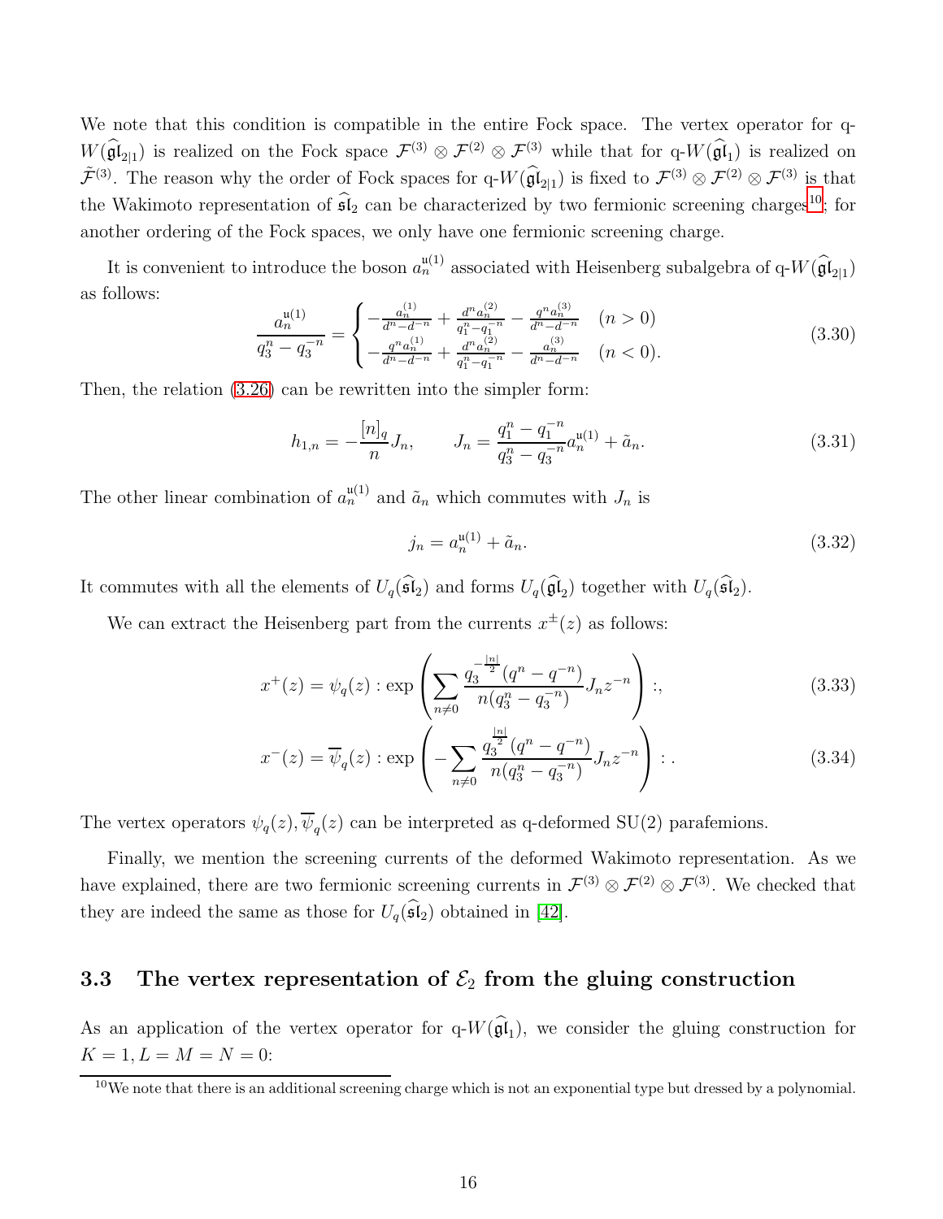We note that this condition is compatible in the entire Fock space. The vertex operator for q-$W(\widehat{\mathfrak{gl}}_{2|1})$ is realized on the Fock space $\mathcal{F}^{(3)} \otimes \mathcal{F}^{(2)} \otimes \mathcal{F}^{(3)}$ while that for q-$W(\widehat{\mathfrak{gl}}_1)$ is realized on $\tilde{\mathcal{F}}^{(3)}$. The reason why the order of Fock spaces for q-$W(\widehat{\mathfrak{gl}}_{2|1})$ is fixed to $\mathcal{F}^{(3)} \otimes \mathcal{F}^{(2)} \otimes \mathcal{F}^{(3)}$ is that the Wakimoto representation of $\widehat{\mathfrak{sl}}_2$ can be characterized by two fermionic screening charges[10]; for another ordering of the Fock spaces, we only have one fermionic screening charge.

It is convenient to introduce the boson $a_n^{\mathfrak{u}(1)}$ associated with Heisenberg subalgebra of q-$W(\widehat{\mathfrak{gl}}_{2|1})$ as follows:

$$\frac{a_n^{\mathfrak{u}(1)}}{q_3^n - q_3^{-n}} = \begin{cases} -\frac{a_n^{(1)}}{d^n - d^{-n}} + \frac{d^n a_n^{(2)}}{q_1^n - q_1^{-n}} - \frac{q^n a_n^{(3)}}{d^n - d^{-n}} & (n > 0) \\ -\frac{q^n a_n^{(1)}}{d^n - d^{-n}} + \frac{d^n a_n^{(2)}}{q_1^n - q_1^{-n}} - \frac{a_n^{(3)}}{d^n - d^{-n}} & (n < 0). \end{cases} \tag{3.30}$$

Then, the relation (3.26) can be rewritten into the simpler form:

$$h_{1,n} = -\frac{[n]_q}{n} J_n, \qquad J_n = \frac{q_1^n - q_1^{-n}}{q_3^n - q_3^{-n}} a_n^{\mathfrak{u}(1)} + \tilde{a}_n. \tag{3.31}$$

The other linear combination of $a_n^{\mathfrak{u}(1)}$ and $\tilde{a}_n$ which commutes with $J_n$ is

$$j_n = a_n^{\mathfrak{u}(1)} + \tilde{a}_n. \tag{3.32}$$

It commutes with all the elements of $U_q(\widehat{\mathfrak{sl}}_2)$ and forms $U_q(\widehat{\mathfrak{gl}}_2)$ together with $U_q(\widehat{\mathfrak{sl}}_2)$.

We can extract the Heisenberg part from the currents $x^{\pm}(z)$ as follows:

$$x^+(z) = \psi_q(z) :\exp\left(\sum_{n\neq 0} \frac{q_3^{-\frac{|n|}{2}}(q^n - q^{-n})}{n(q_3^n - q_3^{-n})} J_n z^{-n}\right):, \tag{3.33}$$

$$x^-(z) = \overline{\psi}_q(z) :\exp\left(-\sum_{n\neq 0} \frac{q_3^{\frac{|n|}{2}}(q^n - q^{-n})}{n(q_3^n - q_3^{-n})} J_n z^{-n}\right): . \tag{3.34}$$

The vertex operators $\psi_q(z), \overline{\psi}_q(z)$ can be interpreted as q-deformed SU(2) parafemions.

Finally, we mention the screening currents of the deformed Wakimoto representation. As we have explained, there are two fermionic screening currents in $\mathcal{F}^{(3)} \otimes \mathcal{F}^{(2)} \otimes \mathcal{F}^{(3)}$. We checked that they are indeed the same as those for $U_q(\widehat{\mathfrak{sl}}_2)$ obtained in [42].

### 3.3 The vertex representation of $\mathcal{E}_2$ from the gluing construction

As an application of the vertex operator for q-$W(\widehat{\mathfrak{gl}}_1)$, we consider the gluing construction for $K = 1, L = M = N = 0$:

[10] We note that there is an additional screening charge which is not an exponential type but dressed by a polynomial.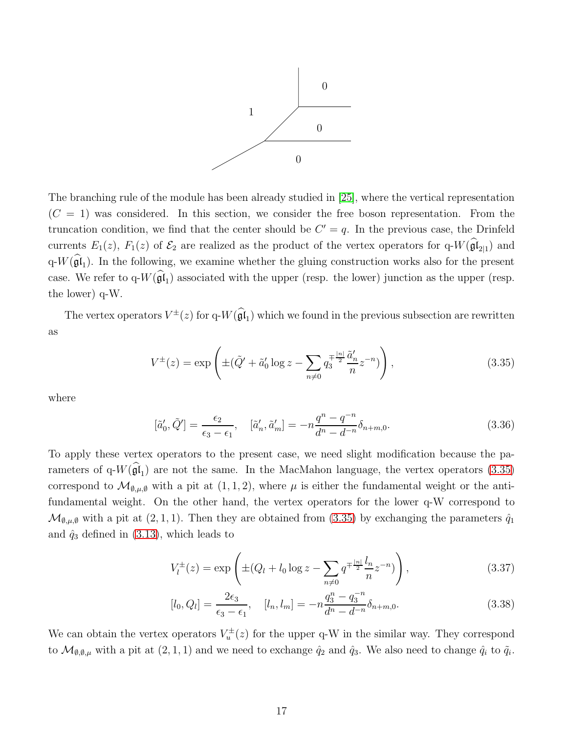The branching rule of the module has been already studied in [25], where the vertical representation ($C = 1$) was considered. In this section, we consider the free boson representation. From the truncation condition, we find that the center should be $C' = q$. In the previous case, the Drinfeld currents $E_1(z)$, $F_1(z)$ of $\mathcal{E}_2$ are realized as the product of the vertex operators for q-$W(\widehat{\mathfrak{gl}}_{2|1})$ and q-$W(\widehat{\mathfrak{gl}}_1)$. In the following, we examine whether the gluing construction works also for the present case. We refer to q-$W(\widehat{\mathfrak{gl}}_1)$ associated with the upper (resp. the lower) junction as the upper (resp. the lower) q-W.

The vertex operators $V^{\pm}(z)$ for q-$W(\widehat{\mathfrak{gl}}_1)$ which we found in the previous subsection are rewritten as

$$V^{\pm}(z) = \exp\left(\pm(\tilde{Q}' + \tilde{a}'_0 \log z - \sum_{n\neq 0} q_3^{\mp\frac{|n|}{2}} \frac{\tilde{a}'_n}{n} z^{-n})\right), \tag{3.35}$$

where

$$[\tilde{a}'_0, \tilde{Q}'] = \frac{\epsilon_2}{\epsilon_3 - \epsilon_1}, \quad [\tilde{a}'_n, \tilde{a}'_m] = -n\frac{q^n - q^{-n}}{d^n - d^{-n}}\delta_{n+m,0}. \tag{3.36}$$

To apply these vertex operators to the present case, we need slight modification because the parameters of q-$W(\widehat{\mathfrak{gl}}_1)$ are not the same. In the MacMahon language, the vertex operators (3.35) correspond to $\mathcal{M}_{\emptyset,\mu,\emptyset}$ with a pit at $(1,1,2)$, where $\mu$ is either the fundamental weight or the anti-fundamental weight. On the other hand, the vertex operators for the lower q-W correspond to $\mathcal{M}_{\emptyset,\mu,\emptyset}$ with a pit at $(2,1,1)$. Then they are obtained from (3.35) by exchanging the parameters $\hat{q}_1$ and $\hat{q}_3$ defined in (3.13), which leads to

$$V_l^{\pm}(z) = \exp\left(\pm(Q_l + l_0 \log z - \sum_{n\neq 0} q^{\mp\frac{|n|}{2}} \frac{l_n}{n} z^{-n})\right), \tag{3.37}$$

$$[l_0, Q_l] = \frac{2\epsilon_3}{\epsilon_3 - \epsilon_1}, \quad [l_n, l_m] = -n\frac{q_3^n - q_3^{-n}}{d^n - d^{-n}}\delta_{n+m,0}. \tag{3.38}$$

We can obtain the vertex operators $V_u^{\pm}(z)$ for the upper q-W in the similar way. They correspond to $\mathcal{M}_{\emptyset,\emptyset,\mu}$ with a pit at $(2,1,1)$ and we need to exchange $\hat{q}_2$ and $\hat{q}_3$. We also need to change $\hat{q}_i$ to $\tilde{q}_i$.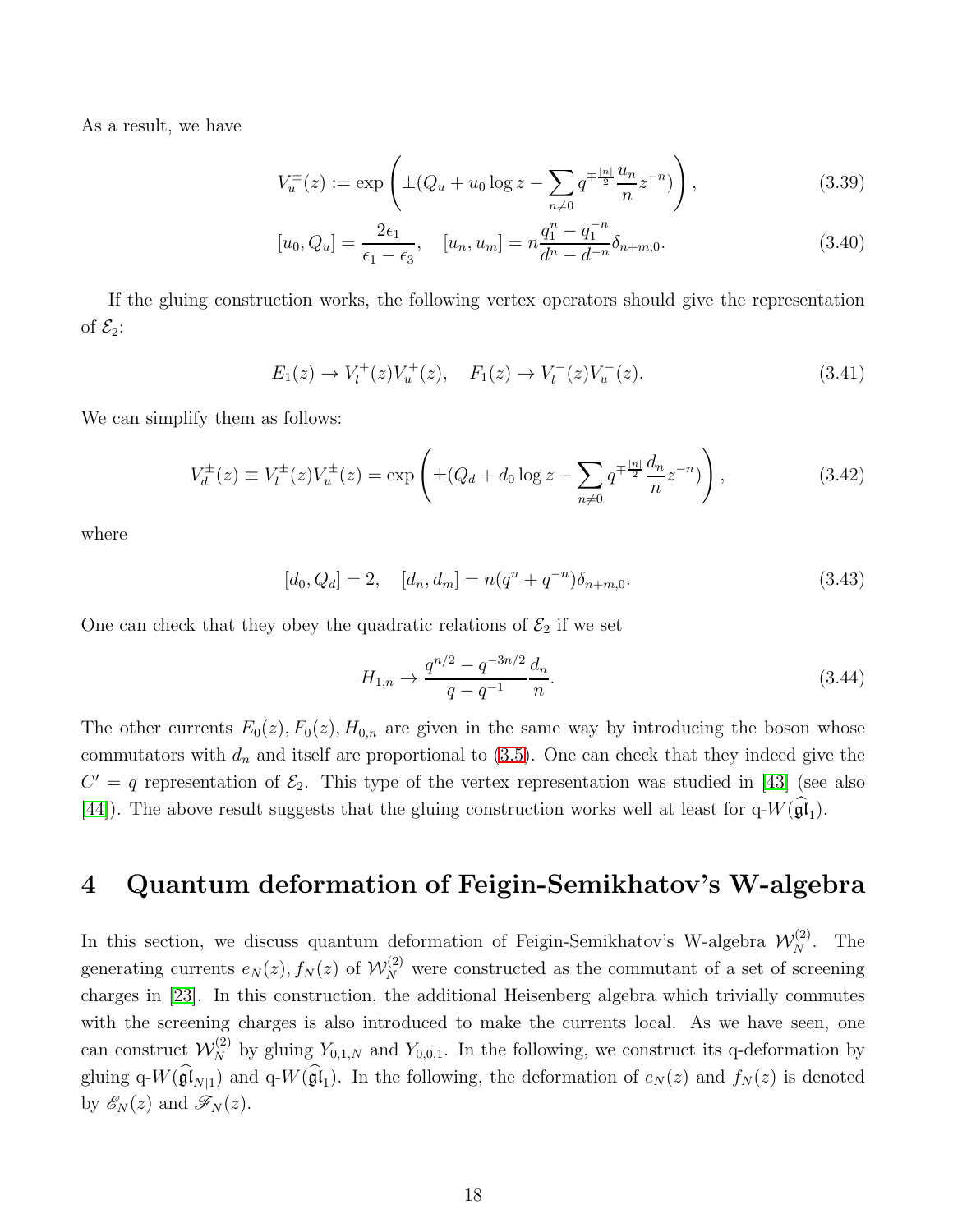As a result, we have

$$V_u^{\pm}(z) := \exp\left(\pm(Q_u + u_0 \log z - \sum_{n\neq 0} q^{\mp\frac{|n|}{2}} \frac{u_n}{n} z^{-n})\right), \tag{3.39}$$

$$[u_0, Q_u] = \frac{2\epsilon_1}{\epsilon_1 - \epsilon_3}, \quad [u_n, u_m] = n\frac{q_1^n - q_1^{-n}}{d^n - d^{-n}} \delta_{n+m,0}. \tag{3.40}$$

If the gluing construction works, the following vertex operators should give the representation of $\mathcal{E}_2$:

$$E_1(z) \to V_l^+(z) V_u^+(z), \quad F_1(z) \to V_l^-(z) V_u^-(z). \tag{3.41}$$

We can simplify them as follows:

$$V_d^{\pm}(z) \equiv V_l^{\pm}(z) V_u^{\pm}(z) = \exp\left(\pm(Q_d + d_0 \log z - \sum_{n\neq 0} q^{\mp\frac{|n|}{2}} \frac{d_n}{n} z^{-n})\right), \tag{3.42}$$

where

$$[d_0, Q_d] = 2, \quad [d_n, d_m] = n(q^n + q^{-n})\delta_{n+m,0}. \tag{3.43}$$

One can check that they obey the quadratic relations of $\mathcal{E}_2$ if we set

$$H_{1,n} \to \frac{q^{n/2} - q^{-3n/2}}{q - q^{-1}} \frac{d_n}{n}. \tag{3.44}$$

The other currents $E_0(z), F_0(z), H_{0,n}$ are given in the same way by introducing the boson whose commutators with $d_n$ and itself are proportional to (3.5). One can check that they indeed give the $C' = q$ representation of $\mathcal{E}_2$. This type of the vertex representation was studied in [43] (see also [44]). The above result suggests that the gluing construction works well at least for q-$W(\widehat{\mathfrak{gl}}_1)$.

# 4 Quantum deformation of Feigin-Semikhatov's W-algebra

In this section, we discuss quantum deformation of Feigin-Semikhatov's W-algebra $\mathcal{W}_N^{(2)}$. The generating currents $e_N(z), f_N(z)$ of $\mathcal{W}_N^{(2)}$ were constructed as the commutant of a set of screening charges in [23]. In this construction, the additional Heisenberg algebra which trivially commutes with the screening charges is also introduced to make the currents local. As we have seen, one can construct $\mathcal{W}_N^{(2)}$ by gluing $Y_{0,1,N}$ and $Y_{0,0,1}$. In the following, we construct its q-deformation by gluing q-$W(\widehat{\mathfrak{gl}}_{N|1})$ and q-$W(\widehat{\mathfrak{gl}}_1)$. In the following, the deformation of $e_N(z)$ and $f_N(z)$ is denoted by $\mathscr{E}_N(z)$ and $\mathscr{F}_N(z)$.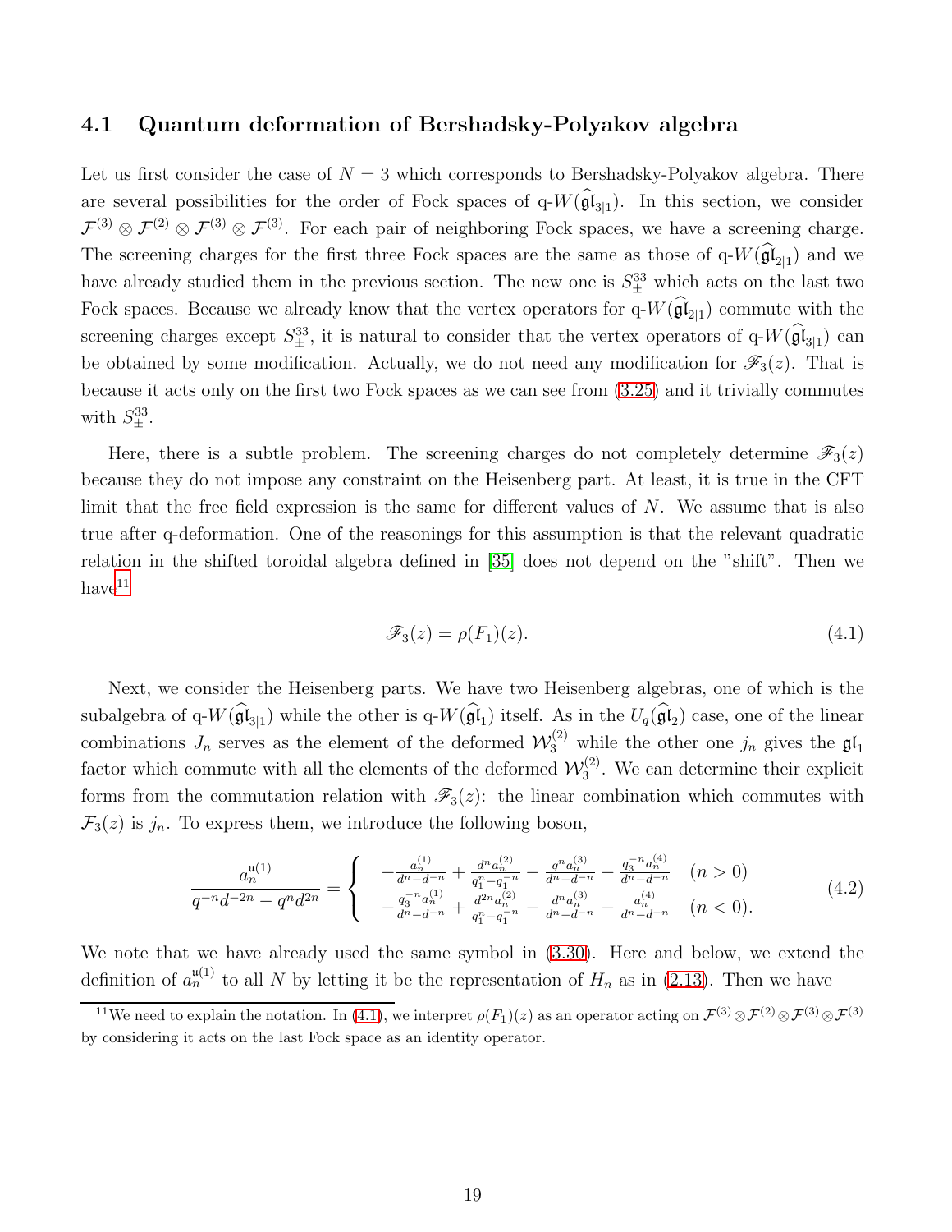### 4.1 Quantum deformation of Bershadsky-Polyakov algebra

Let us first consider the case of $N = 3$ which corresponds to Bershadsky-Polyakov algebra. There are several possibilities for the order of Fock spaces of q-$W(\widehat{\mathfrak{gl}}_{3|1})$. In this section, we consider $\mathcal{F}^{(3)} \otimes \mathcal{F}^{(2)} \otimes \mathcal{F}^{(3)} \otimes \mathcal{F}^{(3)}$. For each pair of neighboring Fock spaces, we have a screening charge. The screening charges for the first three Fock spaces are the same as those of q-$W(\widehat{\mathfrak{gl}}_{2|1})$ and we have already studied them in the previous section. The new one is $S^{33}_{\pm}$ which acts on the last two Fock spaces. Because we already know that the vertex operators for q-$W(\widehat{\mathfrak{gl}}_{2|1})$ commute with the screening charges except $S^{33}_{\pm}$, it is natural to consider that the vertex operators of q-$W(\widehat{\mathfrak{gl}}_{3|1})$ can be obtained by some modification. Actually, we do not need any modification for $\mathscr{F}_3(z)$. That is because it acts only on the first two Fock spaces as we can see from (3.25) and it trivially commutes with $S^{33}_{\pm}$.

Here, there is a subtle problem. The screening charges do not completely determine $\mathscr{F}_3(z)$ because they do not impose any constraint on the Heisenberg part. At least, it is true in the CFT limit that the free field expression is the same for different values of $N$. We assume that is also true after q-deformation. One of the reasonings for this assumption is that the relevant quadratic relation in the shifted toroidal algebra defined in [35] does not depend on the "shift". Then we have[11]

$$\mathscr{F}_3(z) = \rho(F_1)(z). \tag{4.1}$$

Next, we consider the Heisenberg parts. We have two Heisenberg algebras, one of which is the subalgebra of q-$W(\widehat{\mathfrak{gl}}_{3|1})$ while the other is q-$W(\widehat{\mathfrak{gl}}_1)$ itself. As in the $U_q(\widehat{\mathfrak{gl}}_2)$ case, one of the linear combinations $J_n$ serves as the element of the deformed $\mathcal{W}^{(2)}_3$ while the other one $j_n$ gives the $\mathfrak{gl}_1$ factor which commute with all the elements of the deformed $\mathcal{W}^{(2)}_3$. We can determine their explicit forms from the commutation relation with $\mathscr{F}_3(z)$: the linear combination which commutes with $\mathcal{F}_3(z)$ is $j_n$. To express them, we introduce the following boson,

$$\frac{a^{\mathfrak{u}(1)}_n}{q^{-n}d^{-2n} - q^n d^{2n}} = \begin{cases} -\frac{a^{(1)}_n}{d^n - d^{-n}} + \frac{d^n a^{(2)}_n}{q_1^n - q_1^{-n}} - \frac{q^n a^{(3)}_n}{d^n - d^{-n}} - \frac{q_3^{-n} a^{(4)}_n}{d^n - d^{-n}} & (n > 0) \\ -\frac{q_3^{-n} a^{(1)}_n}{d^n - d^{-n}} + \frac{d^{2n} a^{(2)}_n}{q_1^n - q_1^{-n}} - \frac{d^n a^{(3)}_n}{d^n - d^{-n}} - \frac{a^{(4)}_n}{d^n - d^{-n}} & (n < 0). \end{cases} \tag{4.2}$$

We note that we have already used the same symbol in (3.30). Here and below, we extend the definition of $a^{\mathfrak{u}(1)}_n$ to all $N$ by letting it be the representation of $H_n$ as in (2.13). Then we have

[11] We need to explain the notation. In (4.1), we interpret $\rho(F_1)(z)$ as an operator acting on $\mathcal{F}^{(3)} \otimes \mathcal{F}^{(2)} \otimes \mathcal{F}^{(3)} \otimes \mathcal{F}^{(3)}$ by considering it acts on the last Fock space as an identity operator.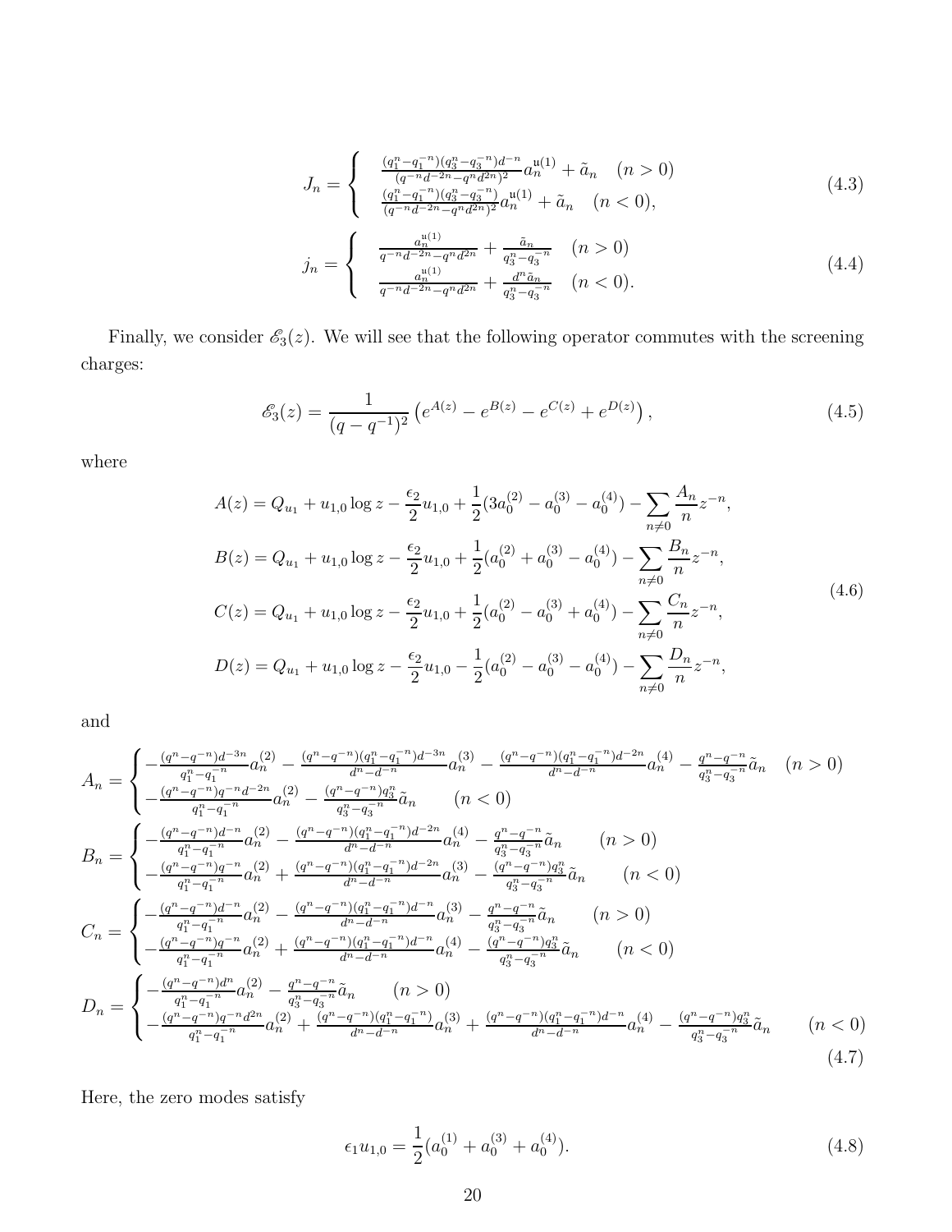$$J_n = \begin{cases} \frac{(q_1^n - q_1^{-n})(q_3^n - q_3^{-n}) d^{-n}}{(q^{-n}d^{-2n} - q^n d^{2n})^2} a_n^{\mathtt{u}(1)} + \tilde{a}_n \quad (n > 0) \\ \frac{(q_1^n - q_1^{-n})(q_3^n - q_3^{-n})}{(q^{-n}d^{-2n} - q^n d^{2n})^2} a_n^{\mathtt{u}(1)} + \tilde{a}_n \quad (n < 0), \end{cases} \tag{4.3}$$

$$j_n = \begin{cases} \frac{a_n^{\mathtt{u}(1)}}{q^{-n}d^{-2n} - q^n d^{2n}} + \frac{\tilde{a}_n}{q_3^n - q_3^{-n}} \quad (n > 0) \\ \frac{a_n^{\mathtt{u}(1)}}{q^{-n}d^{-2n} - q^n d^{2n}} + \frac{d^n \tilde{a}_n}{q_3^n - q_3^{-n}} \quad (n < 0). \end{cases} \tag{4.4}$$

Finally, we consider $\mathscr{E}_3(z)$. We will see that the following operator commutes with the screening charges:

$$\mathscr{E}_3(z) = \frac{1}{(q - q^{-1})^2} \left( e^{A(z)} - e^{B(z)} - e^{C(z)} + e^{D(z)} \right), \tag{4.5}$$

where

$$\begin{aligned} A(z) &= Q_{u_1} + u_{1,0} \log z - \frac{\epsilon_2}{2} u_{1,0} + \frac{1}{2}(3a_0^{(2)} - a_0^{(3)} - a_0^{(4)}) - \sum_{n \neq 0} \frac{A_n}{n} z^{-n}, \\ B(z) &= Q_{u_1} + u_{1,0} \log z - \frac{\epsilon_2}{2} u_{1,0} + \frac{1}{2}(a_0^{(2)} + a_0^{(3)} - a_0^{(4)}) - \sum_{n \neq 0} \frac{B_n}{n} z^{-n}, \\ C(z) &= Q_{u_1} + u_{1,0} \log z - \frac{\epsilon_2}{2} u_{1,0} + \frac{1}{2}(a_0^{(2)} - a_0^{(3)} + a_0^{(4)}) - \sum_{n \neq 0} \frac{C_n}{n} z^{-n}, \\ D(z) &= Q_{u_1} + u_{1,0} \log z - \frac{\epsilon_2}{2} u_{1,0} - \frac{1}{2}(a_0^{(2)} - a_0^{(3)} - a_0^{(4)}) - \sum_{n \neq 0} \frac{D_n}{n} z^{-n}, \end{aligned} \tag{4.6}$$

and

$$A_n = \begin{cases} -\frac{(q^n - q^{-n}) d^{-3n}}{q_1^n - q_1^{-n}} a_n^{(2)} - \frac{(q^n - q^{-n})(q_1^n - q_1^{-n}) d^{-3n}}{d^n - d^{-n}} a_n^{(3)} - \frac{(q^n - q^{-n})(q_1^n - q_1^{-n}) d^{-2n}}{d^n - d^{-n}} a_n^{(4)} - \frac{q^n - q^{-n}}{q_3^n - q_3^{-n}} \tilde{a}_n \quad (n > 0) \\ -\frac{(q^n - q^{-n}) q^{-n} d^{-2n}}{q_1^n - q_1^{-n}} a_n^{(2)} - \frac{(q^n - q^{-n}) q_3^n}{q_3^n - q_3^{-n}} \tilde{a}_n \qquad (n < 0) \end{cases}$$

$$B_n = \begin{cases} -\frac{(q^n - q^{-n}) d^{-n}}{q_1^n - q_1^{-n}} a_n^{(2)} - \frac{(q^n - q^{-n})(q_1^n - q_1^{-n}) d^{-2n}}{d^n - d^{-n}} a_n^{(4)} - \frac{q^n - q^{-n}}{q_3^n - q_3^{-n}} \tilde{a}_n \qquad (n > 0) \\ -\frac{(q^n - q^{-n}) q^{-n}}{q_1^n - q_1^{-n}} a_n^{(2)} + \frac{(q^n - q^{-n})(q_1^n - q_1^{-n}) d^{-2n}}{d^n - d^{-n}} a_n^{(3)} - \frac{(q^n - q^{-n}) q_3^n}{q_3^n - q_3^{-n}} \tilde{a}_n \qquad (n < 0) \end{cases}$$

$$C_n = \begin{cases} -\frac{(q^n - q^{-n}) d^{-n}}{q_1^n - q_1^{-n}} a_n^{(2)} - \frac{(q^n - q^{-n})(q_1^n - q_1^{-n}) d^{-n}}{d^n - d^{-n}} a_n^{(3)} - \frac{q^n - q^{-n}}{q_3^n - q_3^{-n}} \tilde{a}_n \qquad (n > 0) \\ -\frac{(q^n - q^{-n}) q^{-n}}{q_1^n - q_1^{-n}} a_n^{(2)} + \frac{(q^n - q^{-n})(q_1^n - q_1^{-n}) d^{-n}}{d^n - d^{-n}} a_n^{(4)} - \frac{(q^n - q^{-n}) q_3^n}{q_3^n - q_3^{-n}} \tilde{a}_n \qquad (n < 0) \end{cases}$$

$$D_n = \begin{cases} -\frac{(q^n - q^{-n}) d^n}{q_1^n - q_1^{-n}} a_n^{(2)} - \frac{q^n - q^{-n}}{q_3^n - q_3^{-n}} \tilde{a}_n \qquad (n > 0) \\ -\frac{(q^n - q^{-n}) q^{-n} d^{2n}}{q_1^n - q_1^{-n}} a_n^{(2)} + \frac{(q^n - q^{-n})(q_1^n - q_1^{-n})}{d^n - d^{-n}} a_n^{(3)} + \frac{(q^n - q^{-n})(q_1^n - q_1^{-n}) d^{-n}}{d^n - d^{-n}} a_n^{(4)} - \frac{(q^n - q^{-n}) q_3^n}{q_3^n - q_3^{-n}} \tilde{a}_n \qquad (n < 0) \end{cases} \tag{4.7}$$

Here, the zero modes satisfy

$$\epsilon_1 u_{1,0} = \frac{1}{2}(a_0^{(1)} + a_0^{(3)} + a_0^{(4)}). \tag{4.8}$$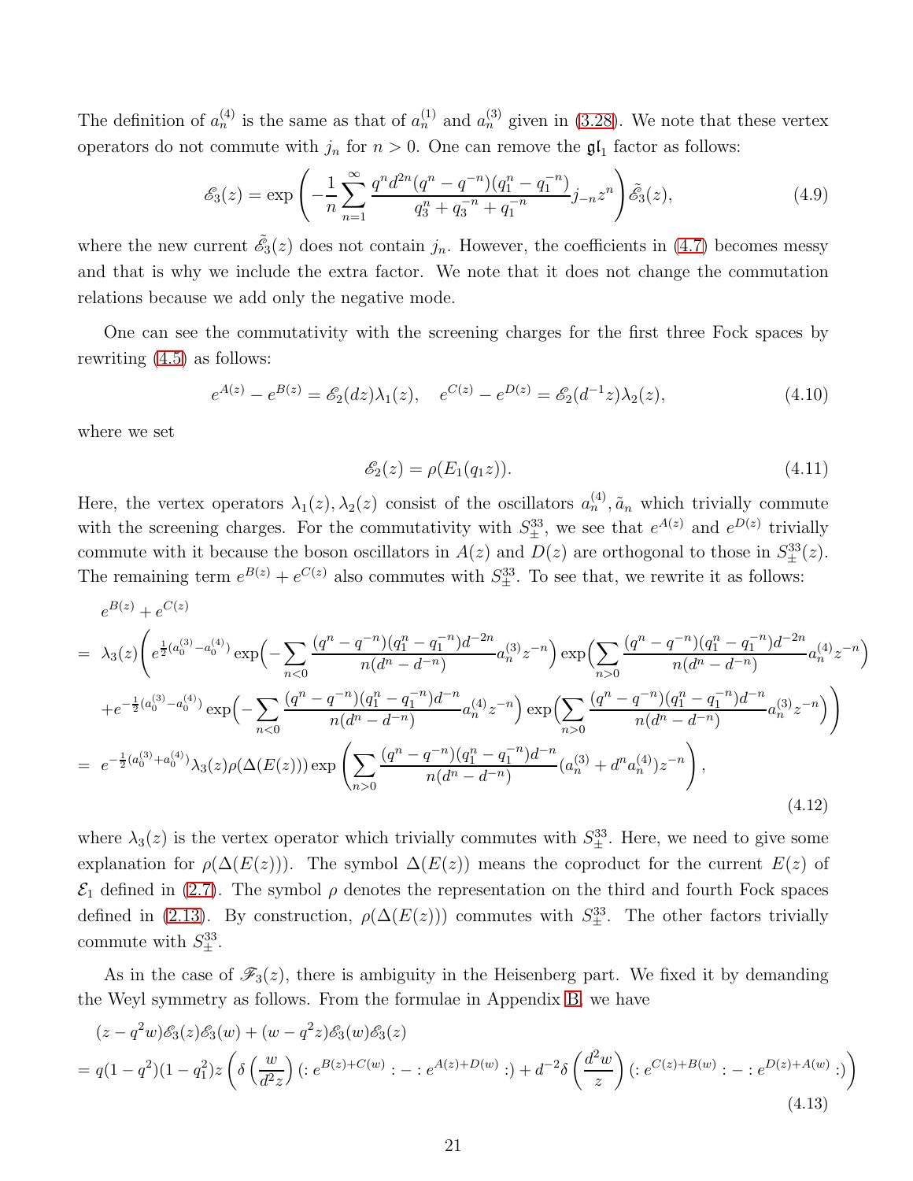The definition of $a_n^{(4)}$ is the same as that of $a_n^{(1)}$ and $a_n^{(3)}$ given in (3.28). We note that these vertex operators do not commute with $j_n$ for $n>0$. One can remove the $\mathfrak{gl}_1$ factor as follows:

$$\mathscr{E}_3(z)=\exp\left(-\frac{1}{n}\sum_{n=1}^{\infty}\frac{q^n d^{2n}(q^n-q^{-n})(q_1^n-q_1^{-n})}{q_3^n+q_3^{-n}+q_1^{-n}}j_{-n}z^n\right)\tilde{\mathscr{E}}_3(z), \tag{4.9}$$

where the new current $\tilde{\mathscr{E}}_3(z)$ does not contain $j_n$. However, the coefficients in (4.7) becomes messy and that is why we include the extra factor. We note that it does not change the commutation relations because we add only the negative mode.

One can see the commutativity with the screening charges for the first three Fock spaces by rewriting (4.5) as follows:

$$e^{A(z)}-e^{B(z)}=\mathscr{E}_2(dz)\lambda_1(z),\quad e^{C(z)}-e^{D(z)}=\mathscr{E}_2(d^{-1}z)\lambda_2(z), \tag{4.10}$$

where we set

$$\mathscr{E}_2(z)=\rho(E_1(q_1z)). \tag{4.11}$$

Here, the vertex operators $\lambda_1(z),\lambda_2(z)$ consist of the oscillators $a_n^{(4)},\tilde{a}_n$ which trivially commute with the screening charges. For the commutativity with $S_{\pm}^{33}$, we see that $e^{A(z)}$ and $e^{D(z)}$ trivially commute with it because the boson oscillators in $A(z)$ and $D(z)$ are orthogonal to those in $S_{\pm}^{33}(z)$. The remaining term $e^{B(z)}+e^{C(z)}$ also commutes with $S_{\pm}^{33}$. To see that, we rewrite it as follows:

$$\begin{aligned}
&e^{B(z)}+e^{C(z)}\\
=\;&\lambda_3(z)\Bigg(e^{\frac{1}{2}(a_0^{(3)}-a_0^{(4)})}\exp\Big(-\sum_{n<0}\frac{(q^n-q^{-n})(q_1^n-q_1^{-n})d^{-2n}}{n(d^n-d^{-n})}a_n^{(3)}z^{-n}\Big)\exp\Big(\sum_{n>0}\frac{(q^n-q^{-n})(q_1^n-q_1^{-n})d^{-2n}}{n(d^n-d^{-n})}a_n^{(4)}z^{-n}\Big)\\
&+e^{-\frac{1}{2}(a_0^{(3)}-a_0^{(4)})}\exp\Big(-\sum_{n<0}\frac{(q^n-q^{-n})(q_1^n-q_1^{-n})d^{-n}}{n(d^n-d^{-n})}a_n^{(4)}z^{-n}\Big)\exp\Big(\sum_{n>0}\frac{(q^n-q^{-n})(q_1^n-q_1^{-n})d^{-n}}{n(d^n-d^{-n})}a_n^{(3)}z^{-n}\Big)\Bigg)\\
=\;&e^{-\frac{1}{2}(a_0^{(3)}+a_0^{(4)})}\lambda_3(z)\rho(\Delta(E(z)))\exp\left(\sum_{n>0}\frac{(q^n-q^{-n})(q_1^n-q_1^{-n})d^{-n}}{n(d^n-d^{-n})}(a_n^{(3)}+d^na_n^{(4)})z^{-n}\right),
\end{aligned} \tag{4.12}$$

where $\lambda_3(z)$ is the vertex operator which trivially commutes with $S_{\pm}^{33}$. Here, we need to give some explanation for $\rho(\Delta(E(z)))$. The symbol $\Delta(E(z))$ means the coproduct for the current $E(z)$ of $\mathcal{E}_1$ defined in (2.7). The symbol $\rho$ denotes the representation on the third and fourth Fock spaces defined in (2.13). By construction, $\rho(\Delta(E(z)))$ commutes with $S_{\pm}^{33}$. The other factors trivially commute with $S_{\pm}^{33}$.

As in the case of $\mathscr{F}_3(z)$, there is ambiguity in the Heisenberg part. We fixed it by demanding the Weyl symmetry as follows. From the formulae in Appendix B, we have

$$\begin{aligned}
&(z-q^2w)\mathscr{E}_3(z)\mathscr{E}_3(w)+(w-q^2z)\mathscr{E}_3(w)\mathscr{E}_3(z)\\
=\;&q(1-q^2)(1-q_1^2)z\left(\delta\left(\frac{w}{d^2z}\right)(:e^{B(z)+C(w)}:-:e^{A(z)+D(w)}:)+d^{-2}\delta\left(\frac{d^2w}{z}\right)(:e^{C(z)+B(w)}:-:e^{D(z)+A(w)}:)\right)
\end{aligned} \tag{4.13}$$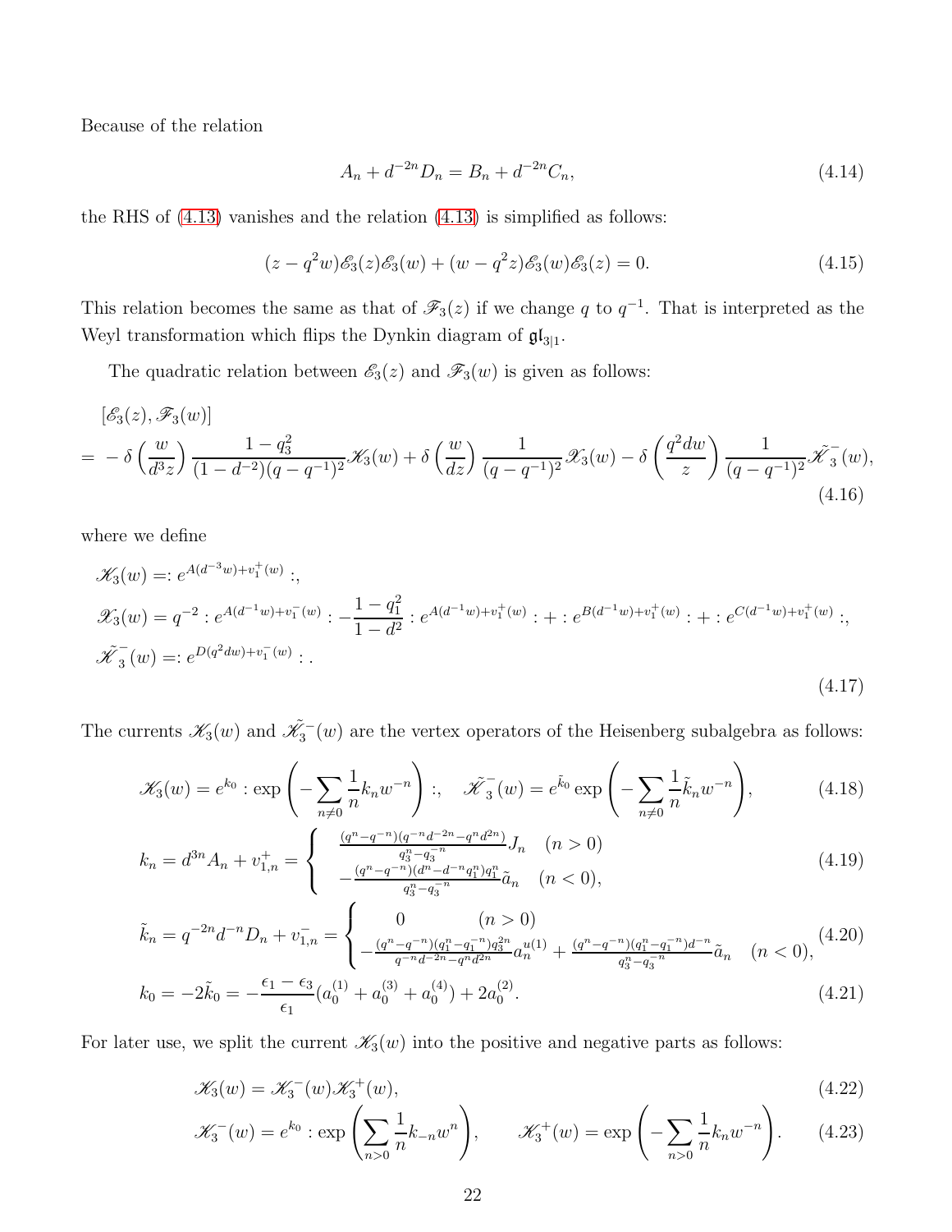Because of the relation

$$A_n + d^{-2n} D_n = B_n + d^{-2n} C_n, \tag{4.14}$$

the RHS of (4.13) vanishes and the relation (4.13) is simplified as follows:

$$(z - q^2 w)\mathscr{E}_3(z)\mathscr{E}_3(w) + (w - q^2 z)\mathscr{E}_3(w)\mathscr{E}_3(z) = 0. \tag{4.15}$$

This relation becomes the same as that of $\mathscr{F}_3(z)$ if we change $q$ to $q^{-1}$. That is interpreted as the Weyl transformation which flips the Dynkin diagram of $\mathfrak{gl}_{3|1}$.

The quadratic relation between $\mathscr{E}_3(z)$ and $\mathscr{F}_3(w)$ is given as follows:

$$\begin{aligned}
&[\mathscr{E}_3(z), \mathscr{F}_3(w)] \\
&= -\delta\left(\frac{w}{d^3 z}\right)\frac{1-q_3^2}{(1-d^{-2})(q-q^{-1})^2}\mathscr{K}_3(w) + \delta\left(\frac{w}{dz}\right)\frac{1}{(q-q^{-1})^2}\mathscr{X}_3(w) - \delta\left(\frac{q^2 dw}{z}\right)\frac{1}{(q-q^{-1})^2}\tilde{\mathscr{K}}_3^{-}(w),
\end{aligned} \tag{4.16}$$

where we define

$$\begin{aligned}
&\mathscr{K}_3(w) =: e^{A(d^{-3}w) + v_1^+(w)} :, \\
&\mathscr{X}_3(w) = q^{-2} : e^{A(d^{-1}w) + v_1^-(w)} : - \frac{1-q_1^2}{1-d^2} : e^{A(d^{-1}w) + v_1^+(w)} : + : e^{B(d^{-1}w) + v_1^+(w)} : + : e^{C(d^{-1}w) + v_1^+(w)} :, \\
&\tilde{\mathscr{K}}_3^{-}(w) =: e^{D(q^2 dw) + v_1^-(w)} : .
\end{aligned} \tag{4.17}$$

The currents $\mathscr{K}_3(w)$ and $\tilde{\mathscr{K}}_3^{-}(w)$ are the vertex operators of the Heisenberg subalgebra as follows:

$$\mathscr{K}_3(w) = e^{k_0} : \exp\left(-\sum_{n\neq 0}\frac{1}{n}k_n w^{-n}\right) :, \quad \tilde{\mathscr{K}}_3^{-}(w) = e^{\tilde{k}_0}\exp\left(-\sum_{n\neq 0}\frac{1}{n}\tilde{k}_n w^{-n}\right), \tag{4.18}$$

$$k_n = d^{3n}A_n + v_{1,n}^+ = \begin{cases} \frac{(q^n - q^{-n})(q^{-n}d^{-2n} - q^n d^{2n})}{q_3^n - q_3^{-n}} J_n & (n>0) \\ -\frac{(q^n - q^{-n})(d^n - d^{-n}q_1^n)q_1^n}{q_3^n - q_3^{-n}}\tilde{a}_n & (n<0), \end{cases} \tag{4.19}$$

$$\tilde{k}_n = q^{-2n}d^{-n}D_n + v_{1,n}^- = \begin{cases} 0 & (n>0) \\ -\frac{(q^n - q^{-n})(q_1^n - q_1^{-n})q_3^{2n}}{q^{-n}d^{-2n} - q^n d^{2n}}a_n^{u(1)} + \frac{(q^n - q^{-n})(q_1^n - q_1^{-n})d^{-n}}{q_3^n - q_3^{-n}}\tilde{a}_n & (n<0), \end{cases} \tag{4.20}$$

$$k_0 = -2\tilde{k}_0 = -\frac{\epsilon_1 - \epsilon_3}{\epsilon_1}(a_0^{(1)} + a_0^{(3)} + a_0^{(4)}) + 2a_0^{(2)}. \tag{4.21}$$

For later use, we split the current $\mathscr{K}_3(w)$ into the positive and negative parts as follows:

$$\mathscr{K}_3(w) = \mathscr{K}_3^{-}(w)\mathscr{K}_3^{+}(w), \tag{4.22}$$

$$\mathscr{K}_3^{-}(w) = e^{k_0} : \exp\left(\sum_{n>0}\frac{1}{n}k_{-n}w^n\right), \qquad \mathscr{K}_3^{+}(w) = \exp\left(-\sum_{n>0}\frac{1}{n}k_n w^{-n}\right). \tag{4.23}$$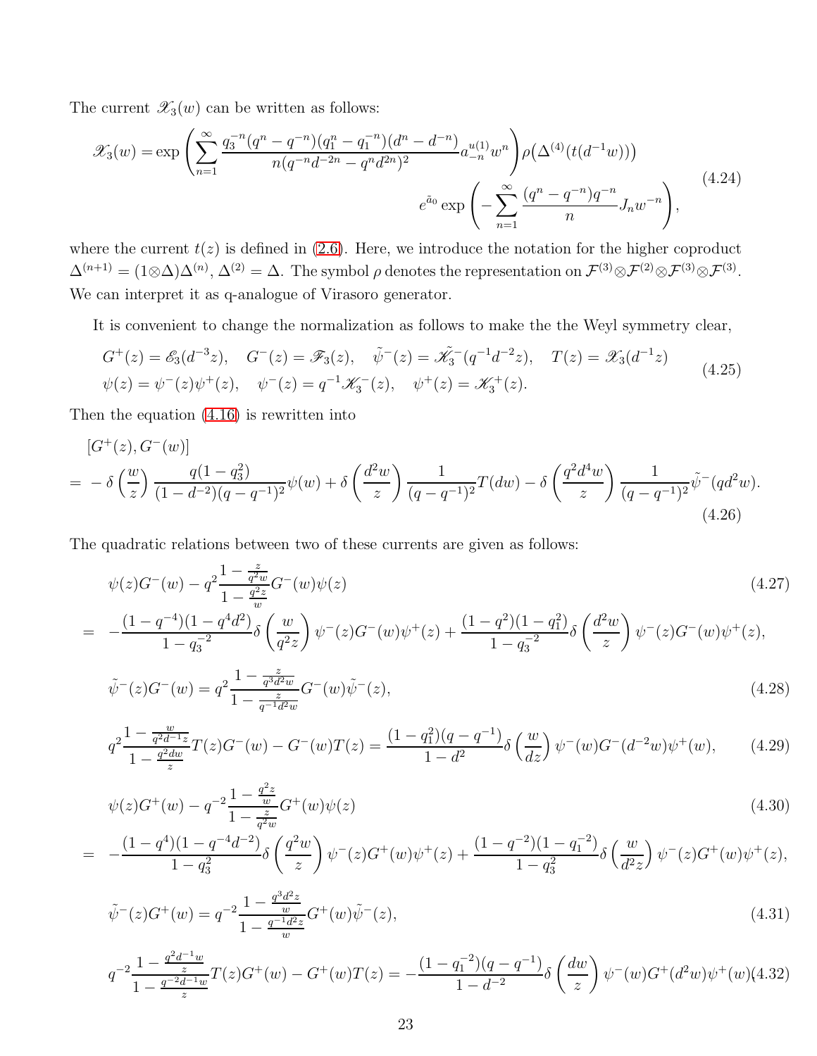The current $\mathscr{X}_3(w)$ can be written as follows:

$$
\begin{aligned}
\mathscr{X}_3(w) = \exp\left(\sum_{n=1}^{\infty} \frac{q_3^{-n}(q^n - q^{-n})(q_1^n - q_1^{-n})(d^n - d^{-n})}{n(q^{-n}d^{-2n} - q^n d^{2n})^2} a_{-n}^{u(1)} w^n\right) \rho\big(\Delta^{(4)}(t(d^{-1}w))\big) \\
e^{\tilde{a}_0} \exp\left(-\sum_{n=1}^{\infty} \frac{(q^n - q^{-n})q^{-n}}{n} J_n w^{-n}\right),
\end{aligned}
\tag{4.24}
$$

where the current $t(z)$ is defined in (2.6). Here, we introduce the notation for the higher coproduct $\Delta^{(n+1)} = (1 \otimes \Delta)\Delta^{(n)}$, $\Delta^{(2)} = \Delta$. The symbol $\rho$ denotes the representation on $\mathcal{F}^{(3)} \otimes \mathcal{F}^{(2)} \otimes \mathcal{F}^{(3)} \otimes \mathcal{F}^{(3)}$. We can interpret it as q-analogue of Virasoro generator.

It is convenient to change the normalization as follows to make the the Weyl symmetry clear,

$$
\begin{aligned}
&G^+(z) = \mathscr{E}_3(d^{-3}z), \quad G^-(z) = \mathscr{F}_3(z), \quad \tilde{\psi}^-(z) = \tilde{\mathscr{K}}_3^-(q^{-1}d^{-2}z), \quad T(z) = \mathscr{X}_3(d^{-1}z) \\
&\psi(z) = \psi^-(z)\psi^+(z), \quad \psi^-(z) = q^{-1}\mathscr{K}_3^-(z), \quad \psi^+(z) = \mathscr{K}_3^+(z).
\end{aligned}
\tag{4.25}
$$

Then the equation (4.16) is rewritten into

$$
\begin{aligned}
&[G^+(z), G^-(w)] \\
=& -\delta\left(\frac{w}{z}\right) \frac{q(1-q_3^2)}{(1-d^{-2})(q-q^{-1})^2}\psi(w) + \delta\left(\frac{d^2 w}{z}\right) \frac{1}{(q-q^{-1})^2} T(dw) - \delta\left(\frac{q^2 d^4 w}{z}\right) \frac{1}{(q-q^{-1})^2} \tilde{\psi}^-(qd^2 w).
\end{aligned}
\tag{4.26}
$$

The quadratic relations between two of these currents are given as follows:

$$
\begin{aligned}
&\psi(z)G^-(w) - q^2 \frac{1 - \frac{z}{q^2 w}}{1 - \frac{q^2 z}{w}} G^-(w)\psi(z) \\
=& -\frac{(1-q^{-4})(1-q^4 d^2)}{1-q_3^{-2}} \delta\left(\frac{w}{q^2 z}\right) \psi^-(z)G^-(w)\psi^+(z) + \frac{(1-q^2)(1-q_1^2)}{1-q_3^{-2}} \delta\left(\frac{d^2 w}{z}\right) \psi^-(z)G^-(w)\psi^+(z),
\end{aligned}
\tag{4.27}
$$

$$
\tilde{\psi}^-(z)G^-(w) = q^2 \frac{1 - \frac{z}{q^3 d^2 w}}{1 - \frac{z}{q^{-1} d^2 w}} G^-(w)\tilde{\psi}^-(z),
\tag{4.28}
$$

$$
q^2 \frac{1 - \frac{w}{q^2 d^{-1} z}}{1 - \frac{q^2 d w}{z}} T(z)G^-(w) - G^-(w)T(z) = \frac{(1-q_1^2)(q-q^{-1})}{1-d^2} \delta\left(\frac{w}{dz}\right) \psi^-(w)G^-(d^{-2}w)\psi^+(w),
\tag{4.29}
$$

$$
\begin{aligned}
&\psi(z)G^+(w) - q^{-2} \frac{1 - \frac{q^2 z}{w}}{1 - \frac{z}{q^2 w}} G^+(w)\psi(z) \\
=& -\frac{(1-q^4)(1-q^{-4}d^{-2})}{1-q_3^2} \delta\left(\frac{q^2 w}{z}\right) \psi^-(z)G^+(w)\psi^+(z) + \frac{(1-q^{-2})(1-q_1^{-2})}{1-q_3^2} \delta\left(\frac{w}{d^2 z}\right) \psi^-(z)G^+(w)\psi^+(z),
\end{aligned}
\tag{4.30}
$$

$$
\tilde{\psi}^-(z)G^+(w) = q^{-2} \frac{1 - \frac{q^3 d^2 z}{w}}{1 - \frac{q^{-1} d^2 z}{w}} G^+(w)\tilde{\psi}^-(z),
\tag{4.31}
$$

$$
q^{-2} \frac{1 - \frac{q^2 d^{-1} w}{z}}{1 - \frac{q^{-2} d^{-1} w}{z}} T(z)G^+(w) - G^+(w)T(z) = -\frac{(1-q_1^{-2})(q-q^{-1})}{1-d^{-2}} \delta\left(\frac{dw}{z}\right) \psi^-(w)G^+(d^2 w)\psi^+(w)
\tag{4.32}
$$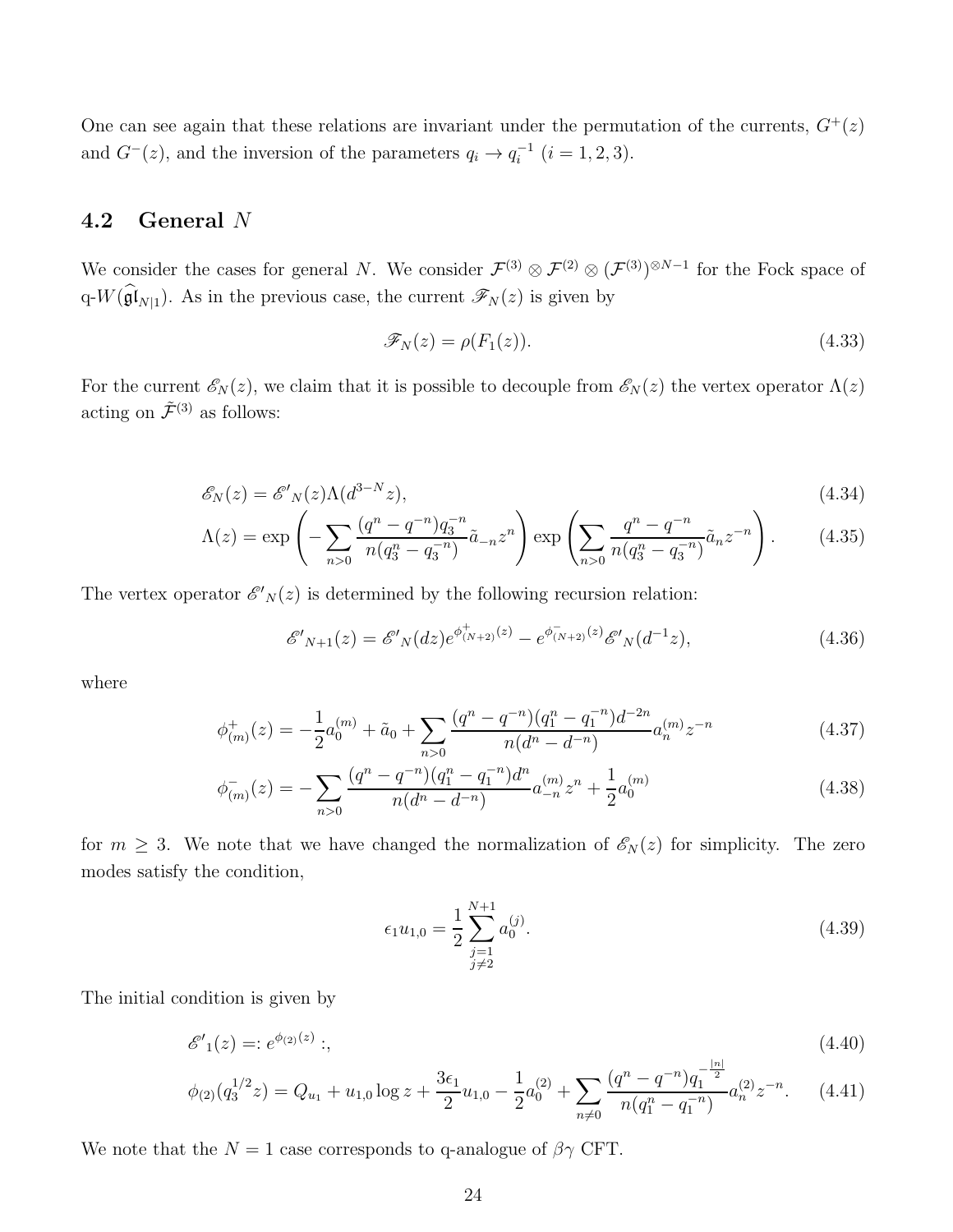One can see again that these relations are invariant under the permutation of the currents, $G^+(z)$ and $G^-(z)$, and the inversion of the parameters $q_i \to q_i^{-1}$ $(i = 1, 2, 3)$.

## 4.2 General $N$

We consider the cases for general $N$. We consider $\mathcal{F}^{(3)} \otimes \mathcal{F}^{(2)} \otimes (\mathcal{F}^{(3)})^{\otimes N-1}$ for the Fock space of q-$W(\widehat{\mathfrak{gl}}_{N|1})$. As in the previous case, the current $\mathscr{F}_N(z)$ is given by

$$\mathscr{F}_N(z) = \rho(F_1(z)). \tag{4.33}$$

For the current $\mathscr{E}_N(z)$, we claim that it is possible to decouple from $\mathscr{E}_N(z)$ the vertex operator $\Lambda(z)$ acting on $\tilde{\mathcal{F}}^{(3)}$ as follows:

$$\mathscr{E}_N(z) = \mathscr{E'}_N(z)\Lambda(d^{3-N}z), \tag{4.34}$$

$$\Lambda(z) = \exp\left(-\sum_{n>0} \frac{(q^n - q^{-n})q_3^{-n}}{n(q_3^n - q_3^{-n})}\tilde{a}_{-n}z^n\right) \exp\left(\sum_{n>0} \frac{q^n - q^{-n}}{n(q_3^n - q_3^{-n})}\tilde{a}_n z^{-n}\right). \tag{4.35}$$

The vertex operator $\mathscr{E'}_N(z)$ is determined by the following recursion relation:

$$\mathscr{E'}_{N+1}(z) = \mathscr{E'}_N(dz)e^{\phi^+_{(N+2)}(z)} - e^{\phi^-_{(N+2)}(z)}\mathscr{E'}_N(d^{-1}z), \tag{4.36}$$

where

$$\phi^+_{(m)}(z) = -\frac{1}{2}a_0^{(m)} + \tilde{a}_0 + \sum_{n>0} \frac{(q^n - q^{-n})(q_1^n - q_1^{-n})d^{-2n}}{n(d^n - d^{-n})}a_n^{(m)}z^{-n} \tag{4.37}$$

$$\phi^-_{(m)}(z) = -\sum_{n>0} \frac{(q^n - q^{-n})(q_1^n - q_1^{-n})d^n}{n(d^n - d^{-n})}a_{-n}^{(m)}z^n + \frac{1}{2}a_0^{(m)} \tag{4.38}$$

for $m \geq 3$. We note that we have changed the normalization of $\mathscr{E}_N(z)$ for simplicity. The zero modes satisfy the condition,

$$\epsilon_1 u_{1,0} = \frac{1}{2}\sum_{\substack{j=1 \\ j\neq 2}}^{N+1} a_0^{(j)}. \tag{4.39}$$

The initial condition is given by

$$\mathscr{E'}_1(z) =: e^{\phi_{(2)}(z)} :, \tag{4.40}$$

$$\phi_{(2)}(q_3^{1/2}z) = Q_{u_1} + u_{1,0}\log z + \frac{3\epsilon_1}{2}u_{1,0} - \frac{1}{2}a_0^{(2)} + \sum_{n\neq 0} \frac{(q^n - q^{-n})q_1^{-\frac{|n|}{2}}}{n(q_1^n - q_1^{-n})}a_n^{(2)}z^{-n}. \tag{4.41}$$

We note that the $N = 1$ case corresponds to q-analogue of $\beta\gamma$ CFT.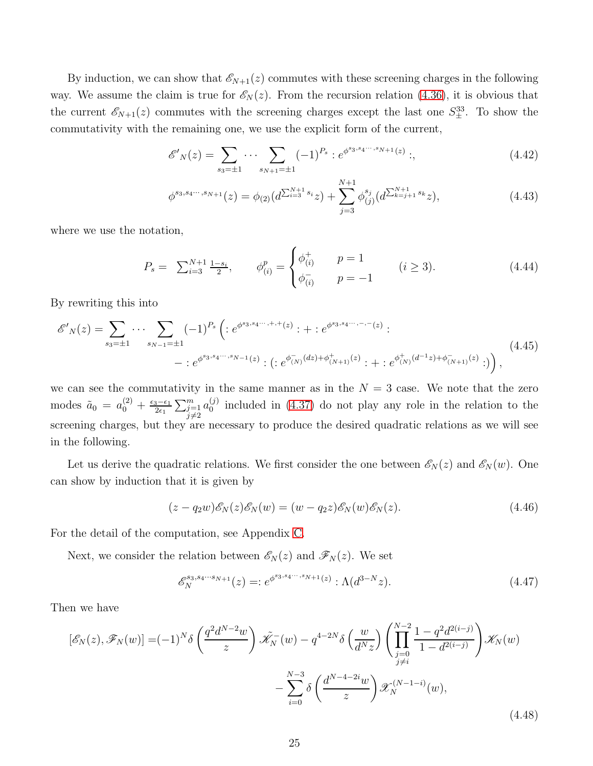By induction, we can show that $\mathscr{E}_{N+1}(z)$ commutes with these screening charges in the following way. We assume the claim is true for $\mathscr{E}_N(z)$. From the recursion relation (4.36), it is obvious that the current $\mathscr{E}_{N+1}(z)$ commutes with the screening charges except the last one $S^{33}_\pm$. To show the commutativity with the remaining one, we use the explicit form of the current,

$$\mathscr{E}'_N(z) = \sum_{s_3=\pm1} \cdots \sum_{s_{N+1}=\pm1} (-1)^{P_s} :e^{\phi^{s_3,s_4\cdots,s_{N+1}}(z)}:, \tag{4.42}$$

$$\phi^{s_3,s_4\cdots,s_{N+1}}(z) = \phi_{(2)}(d^{\sum_{i=3}^{N+1} s_i} z) + \sum_{j=3}^{N+1} \phi_{(j)}^{s_j}(d^{\sum_{k=j+1}^{N+1} s_k} z), \tag{4.43}$$

where we use the notation,

$$P_s = \sum_{i=3}^{N+1} \frac{1-s_i}{2}, \qquad \phi_{(i)}^p = \begin{cases} \phi_{(i)}^+ & p=1 \\ \phi_{(i)}^- & p=-1 \end{cases} \qquad (i \geq 3). \tag{4.44}$$

By rewriting this into

$$\begin{aligned}\mathscr{E}'_N(z) = \sum_{s_3=\pm1} \cdots \sum_{s_{N-1}=\pm1} (-1)^{P_s} \Big( &:e^{\phi^{s_3,s_4\cdots,+,+}(z)}: + :e^{\phi^{s_3,s_4\cdots,-,-}(z)}: \\ &- :e^{\phi^{s_3,s_4\cdots,s_{N-1}}(z)} : (:e^{\phi^-_{(N)}(dz)+\phi^+_{(N+1)}(z)}: + :e^{\phi^+_{(N)}(d^{-1}z)+\phi^-_{(N+1)}(z)}:)\Big),\end{aligned} \tag{4.45}$$

we can see the commutativity in the same manner as in the $N=3$ case. We note that the zero modes $\tilde{a}_0 = a_0^{(2)} + \frac{\epsilon_3-\epsilon_1}{2\epsilon_1}\sum_{\substack{j=1\\j\neq2}}^m a_0^{(j)}$ included in (4.37) do not play any role in the relation to the screening charges, but they are necessary to produce the desired quadratic relations as we will see in the following.

Let us derive the quadratic relations. We first consider the one between $\mathscr{E}_N(z)$ and $\mathscr{E}_N(w)$. One can show by induction that it is given by

$$(z - q_2 w)\mathscr{E}_N(z)\mathscr{E}_N(w) = (w - q_2 z)\mathscr{E}_N(w)\mathscr{E}_N(z). \tag{4.46}$$

For the detail of the computation, see Appendix C.

Next, we consider the relation between $\mathscr{E}_N(z)$ and $\mathscr{F}_N(z)$. We set

$$\mathscr{E}_N^{s_3,s_4\cdots s_{N+1}}(z) =: e^{\phi^{s_3,s_4\cdots,s_{N+1}}(z)} : \Lambda(d^{3-N}z). \tag{4.47}$$

Then we have

$$\begin{aligned}[\mathscr{E}_N(z), \mathscr{F}_N(w)] =& (-1)^N \delta\left(\frac{q^2 d^{N-2} w}{z}\right) \tilde{\mathscr{K}}_N^-(w) - q^{4-2N} \delta\left(\frac{w}{d^N z}\right) \left(\prod_{\substack{j=0\\j\neq i}}^{N-2} \frac{1-q^2 d^{2(i-j)}}{1-d^{2(i-j)}}\right) \mathscr{K}_N(w) \\ &- \sum_{i=0}^{N-3} \delta\left(\frac{d^{N-4-2i} w}{z}\right) \mathscr{X}_N^{(N-1-i)}(w),\end{aligned} \tag{4.48}$$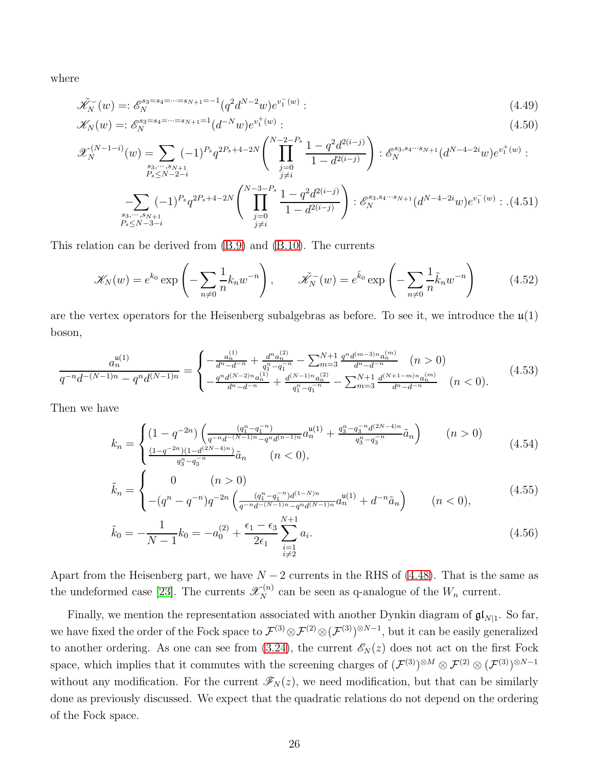where

$$\tilde{\mathscr{K}}_N^-(w) =: \mathscr{E}_N^{s_3=s_4=\cdots=s_{N+1}=-1}(q^2 d^{N-2} w) e^{v_1^-(w)} : \tag{4.49}$$

$$\mathscr{K}_N(w) =: \mathscr{E}_N^{s_3=s_4=\cdots=s_{N+1}=1}(d^{-N} w) e^{v_1^+(w)} : \tag{4.50}$$

$$\begin{aligned}\mathscr{X}_N^{(N-1-i)}(w) = &\sum_{\substack{s_3,\cdots,s_{N+1}\\ P_s\le N-2-i}} (-1)^{P_s} q^{2P_s+4-2N}\left(\prod_{\substack{j=0\\ j\neq i}}^{N-2-P_s} \frac{1-q^2 d^{2(i-j)}}{1-d^{2(i-j)}}\right) : \mathscr{E}_N^{s_3,s_4\cdots s_{N+1}}(d^{N-4-2i}w) e^{v_1^+(w)} : \\ &-\sum_{\substack{s_3,\cdots,s_{N+1}\\ P_s\le N-3-i}} (-1)^{P_s} q^{2P_s+4-2N}\left(\prod_{\substack{j=0\\ j\neq i}}^{N-3-P_s} \frac{1-q^2 d^{2(i-j)}}{1-d^{2(i-j)}}\right) : \mathscr{E}_N^{s_3,s_4\cdots s_{N+1}}(d^{N-4-2i}w) e^{v_1^-(w)} : .\end{aligned} \tag{4.51}$$

This relation can be derived from (B.9) and (B.10). The currents

$$\mathscr{K}_N(w) = e^{k_0}\exp\left(-\sum_{n\neq 0}\frac{1}{n}k_n w^{-n}\right), \qquad \tilde{\mathscr{K}}_N^-(w) = e^{\tilde{k}_0}\exp\left(-\sum_{n\neq 0}\frac{1}{n}\tilde{k}_n w^{-n}\right) \tag{4.52}$$

are the vertex operators for the Heisenberg subalgebras as before. To see it, we introduce the $\mathfrak{u}(1)$ boson,

$$\frac{a_n^{\mathfrak{u}(1)}}{q^{-n}d^{-(N-1)n} - q^n d^{(N-1)n}} = \begin{cases} -\frac{a_n^{(1)}}{d^n - d^{-n}} + \frac{d^n a_n^{(2)}}{q_1^n - q_1^{-n}} - \sum_{m=3}^{N+1}\frac{q^n d^{(m-3)n} a_n^{(m)}}{d^n - d^{-n}} & (n>0) \\ -\frac{q^n d^{(N-2)n} a_n^{(1)}}{d^n - d^{-n}} + \frac{d^{(N-1)n} a_n^{(2)}}{q_1^n - q_1^{-n}} - \sum_{m=3}^{N+1}\frac{d^{(N+1-m)n} a_n^{(m)}}{d^n - d^{-n}} & (n<0). \end{cases} \tag{4.53}$$

Then we have

$$k_n = \begin{cases} (1-q^{-2n})\left(\frac{(q_1^n - q_1^{-n})}{q^{-n}d^{-(N-1)n} - q^n d^{(n-1)n}} a_n^{\mathfrak{u}(1)} + \frac{q_3^n - q_3^{-n} d^{(2N-4)n}}{q_3^n - q_3^{-n}}\tilde{a}_n\right) & (n>0) \\ \frac{(1-q^{-2n})(1-d^{(2N-4)n})}{q_3^n - q_3^{-n}}\tilde{a}_n & (n<0), \end{cases} \tag{4.54}$$

$$\tilde{k}_n = \begin{cases} 0 & (n>0) \\ -(q^n - q^{-n}) q^{-2n}\left(\frac{(q_1^n - q_1^{-n}) d^{(1-N)n}}{q^{-n}d^{-(N-1)n} - q^n d^{(N-1)n}} a_n^{\mathfrak{u}(1)} + d^{-n}\tilde{a}_n\right) & (n<0), \end{cases} \tag{4.55}$$

$$\tilde{k}_0 = -\frac{1}{N-1}k_0 = -a_0^{(2)} + \frac{\epsilon_1 - \epsilon_3}{2\epsilon_1}\sum_{\substack{i=1\\ i\neq 2}}^{N+1} a_i. \tag{4.56}$$

Apart from the Heisenberg part, we have $N-2$ currents in the RHS of (4.48). That is the same as the undeformed case [23]. The currents $\mathscr{X}_N^{(n)}$ can be seen as q-analogue of the $W_n$ current.

Finally, we mention the representation associated with another Dynkin diagram of $\mathfrak{gl}_{N|1}$. So far, we have fixed the order of the Fock space to $\mathcal{F}^{(3)}\otimes\mathcal{F}^{(2)}\otimes(\mathcal{F}^{(3)})^{\otimes N-1}$, but it can be easily generalized to another ordering. As one can see from (3.24), the current $\mathscr{E}_N(z)$ does not act on the first Fock space, which implies that it commutes with the screening charges of $(\mathcal{F}^{(3)})^{\otimes M}\otimes\mathcal{F}^{(2)}\otimes(\mathcal{F}^{(3)})^{\otimes N-1}$ without any modification. For the current $\mathscr{F}_N(z)$, we need modification, but that can be similarly done as previously discussed. We expect that the quadratic relations do not depend on the ordering of the Fock space.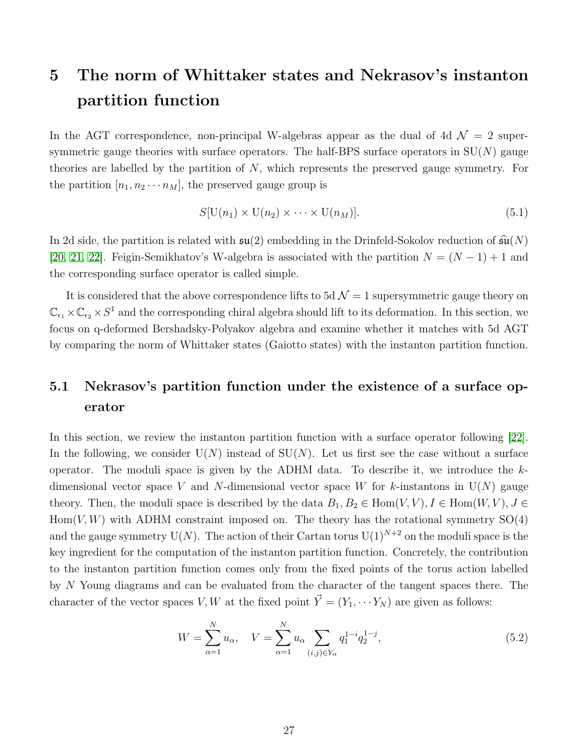# 5 The norm of Whittaker states and Nekrasov's instanton partition function

In the AGT correspondence, non-principal W-algebras appear as the dual of 4d $\mathcal{N} = 2$ supersymmetric gauge theories with surface operators. The half-BPS surface operators in $\mathrm{SU}(N)$ gauge theories are labelled by the partition of $N$, which represents the preserved gauge symmetry. For the partition $[n_1, n_2 \cdots n_M]$, the preserved gauge group is

$$S[\mathrm{U}(n_1) \times \mathrm{U}(n_2) \times \cdots \times \mathrm{U}(n_M)]. \tag{5.1}$$

In 2d side, the partition is related with $\mathfrak{su}(2)$ embedding in the Drinfeld-Sokolov reduction of $\widehat{\mathfrak{su}}(N)$ [20, 21, 22]. Feigin-Semikhatov's W-algebra is associated with the partition $N = (N-1) + 1$ and the corresponding surface operator is called simple.

It is considered that the above correspondence lifts to 5d $\mathcal{N} = 1$ supersymmetric gauge theory on $\mathbb{C}_{\epsilon_1} \times \mathbb{C}_{\epsilon_2} \times S^1$ and the corresponding chiral algebra should lift to its deformation. In this section, we focus on q-deformed Bershadsky-Polyakov algebra and examine whether it matches with 5d AGT by comparing the norm of Whittaker states (Gaiotto states) with the instanton partition function.

## 5.1 Nekrasov's partition function under the existence of a surface operator

In this section, we review the instanton partition function with a surface operator following [22]. In the following, we consider $\mathrm{U}(N)$ instead of $\mathrm{SU}(N)$. Let us first see the case without a surface operator. The moduli space is given by the ADHM data. To describe it, we introduce the $k$-dimensional vector space $V$ and $N$-dimensional vector space $W$ for $k$-instantons in $\mathrm{U}(N)$ gauge theory. Then, the moduli space is described by the data $B_1, B_2 \in \mathrm{Hom}(V, V), I \in \mathrm{Hom}(W, V), J \in \mathrm{Hom}(V, W)$ with ADHM constraint imposed on. The theory has the rotational symmetry $\mathrm{SO}(4)$ and the gauge symmetry $\mathrm{U}(N)$. The action of their Cartan torus $\mathrm{U}(1)^{N+2}$ on the moduli space is the key ingredient for the computation of the instanton partition function. Concretely, the contribution to the instanton partition function comes only from the fixed points of the torus action labelled by $N$ Young diagrams and can be evaluated from the character of the tangent spaces there. The character of the vector spaces $V, W$ at the fixed point $\vec{Y} = (Y_1, \cdots Y_N)$ are given as follows:

$$W = \sum_{\alpha=1}^{N} u_\alpha, \quad V = \sum_{\alpha=1}^{N} u_\alpha \sum_{(i,j) \in Y_\alpha} q_1^{1-i} q_2^{1-j}, \tag{5.2}$$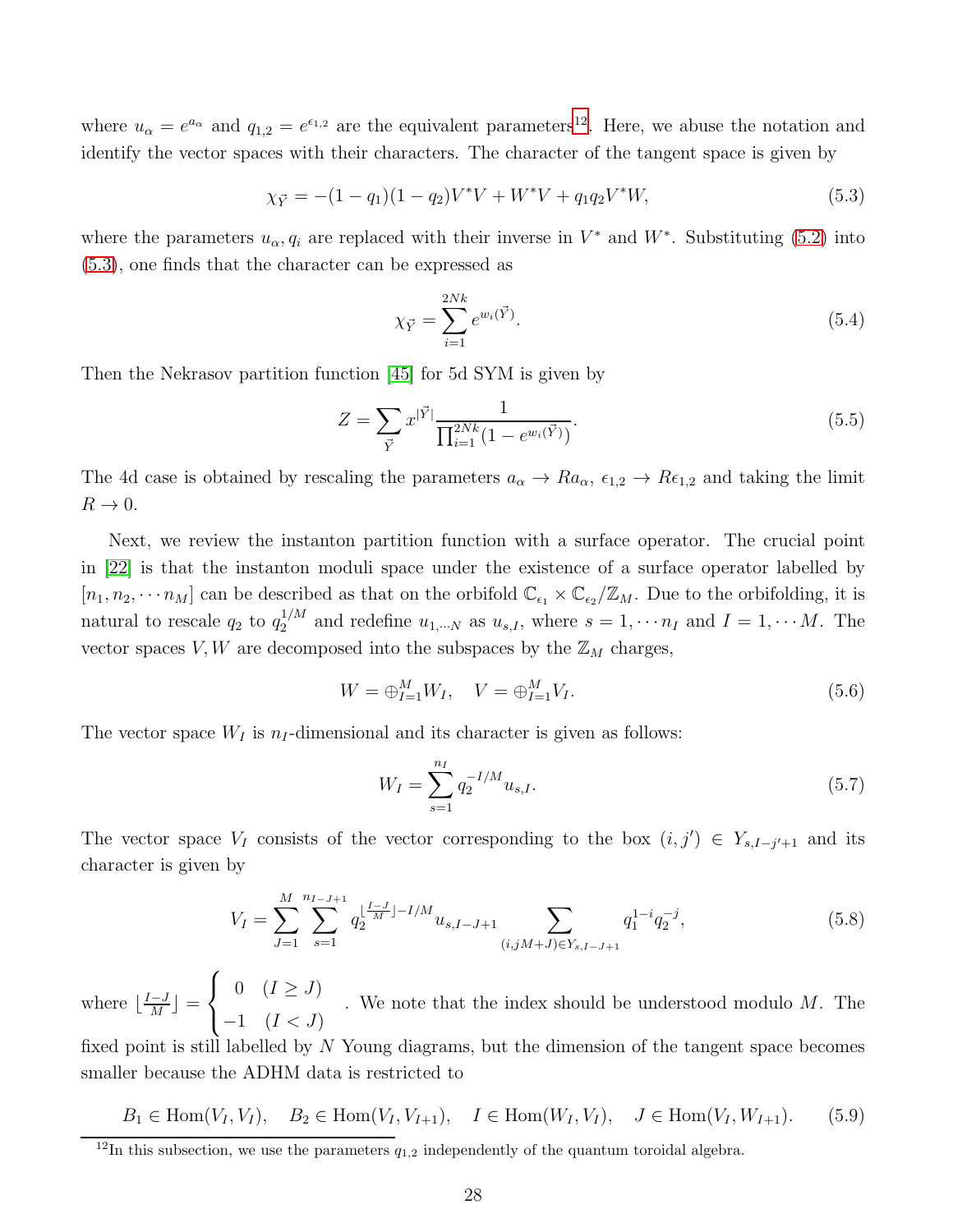where $u_\alpha = e^{a_\alpha}$ and $q_{1,2} = e^{\epsilon_{1,2}}$ are the equivalent parameters[12]. Here, we abuse the notation and identify the vector spaces with their characters. The character of the tangent space is given by

$$\chi_{\vec{Y}} = -(1-q_1)(1-q_2)V^*V + W^*V + q_1 q_2 V^* W, \tag{5.3}$$

where the parameters $u_\alpha, q_i$ are replaced with their inverse in $V^*$ and $W^*$. Substituting (5.2) into (5.3), one finds that the character can be expressed as

$$\chi_{\vec{Y}} = \sum_{i=1}^{2Nk} e^{w_i(\vec{Y})}. \tag{5.4}$$

Then the Nekrasov partition function [45] for 5d SYM is given by

$$Z = \sum_{\vec{Y}} x^{|\vec{Y}|} \frac{1}{\prod_{i=1}^{2Nk}(1-e^{w_i(\vec{Y})})}. \tag{5.5}$$

The 4d case is obtained by rescaling the parameters $a_\alpha \to R a_\alpha$, $\epsilon_{1,2} \to R\epsilon_{1,2}$ and taking the limit $R \to 0$.

Next, we review the instanton partition function with a surface operator. The crucial point in [22] is that the instanton moduli space under the existence of a surface operator labelled by $[n_1, n_2, \cdots n_M]$ can be described as that on the orbifold $\mathbb{C}_{\epsilon_1} \times \mathbb{C}_{\epsilon_2}/\mathbb{Z}_M$. Due to the orbifolding, it is natural to rescale $q_2$ to $q_2^{1/M}$ and redefine $u_{1,\cdots N}$ as $u_{s,I}$, where $s = 1, \cdots n_I$ and $I = 1, \cdots M$. The vector spaces $V, W$ are decomposed into the subspaces by the $\mathbb{Z}_M$ charges,

$$W = \oplus_{I=1}^M W_I, \quad V = \oplus_{I=1}^M V_I. \tag{5.6}$$

The vector space $W_I$ is $n_I$-dimensional and its character is given as follows:

$$W_I = \sum_{s=1}^{n_I} q_2^{-I/M} u_{s,I}. \tag{5.7}$$

The vector space $V_I$ consists of the vector corresponding to the box $(i, j') \in Y_{s,I-j'+1}$ and its character is given by

$$V_I = \sum_{J=1}^{M} \sum_{s=1}^{n_{I-J+1}} q_2^{\lfloor \frac{I-J}{M} \rfloor - I/M} u_{s,I-J+1} \sum_{(i,jM+J)\in Y_{s,I-J+1}} q_1^{1-i} q_2^{-j}, \tag{5.8}$$

where $\lfloor \frac{I-J}{M} \rfloor = \begin{cases} 0 & (I \geq J) \\ -1 & (I < J) \end{cases}$. We note that the index should be understood modulo $M$. The fixed point is still labelled by $N$ Young diagrams, but the dimension of the tangent space becomes smaller because the ADHM data is restricted to

$$B_1 \in \mathrm{Hom}(V_I, V_I), \quad B_2 \in \mathrm{Hom}(V_I, V_{I+1}), \quad I \in \mathrm{Hom}(W_I, V_I), \quad J \in \mathrm{Hom}(V_I, W_{I+1}). \tag{5.9}$$

[12] In this subsection, we use the parameters $q_{1,2}$ independently of the quantum toroidal algebra.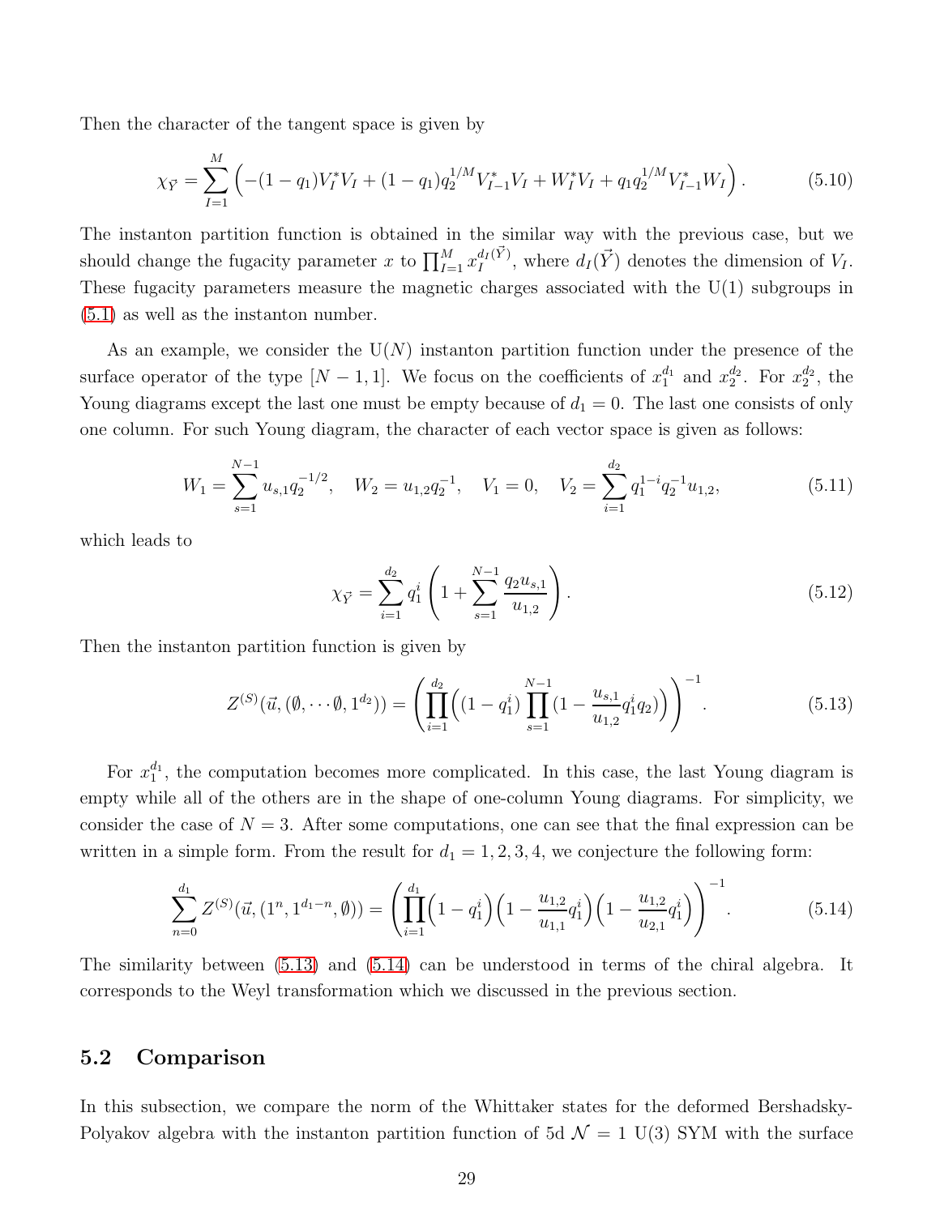Then the character of the tangent space is given by

$$\chi_{\vec{Y}} = \sum_{I=1}^{M} \Big( -(1-q_1) V_I^* V_I + (1-q_1) q_2^{1/M} V_{I-1}^* V_I + W_I^* V_I + q_1 q_2^{1/M} V_{I-1}^* W_I \Big). \tag{5.10}$$

The instanton partition function is obtained in the similar way with the previous case, but we should change the fugacity parameter $x$ to $\prod_{I=1}^{M} x_I^{d_I(\vec{Y})}$, where $d_I(\vec{Y})$ denotes the dimension of $V_I$. These fugacity parameters measure the magnetic charges associated with the U(1) subgroups in (5.1) as well as the instanton number.

As an example, we consider the U($N$) instanton partition function under the presence of the surface operator of the type $[N-1,1]$. We focus on the coefficients of $x_1^{d_1}$ and $x_2^{d_2}$. For $x_2^{d_2}$, the Young diagrams except the last one must be empty because of $d_1 = 0$. The last one consists of only one column. For such Young diagram, the character of each vector space is given as follows:

$$W_1 = \sum_{s=1}^{N-1} u_{s,1} q_2^{-1/2}, \quad W_2 = u_{1,2} q_2^{-1}, \quad V_1 = 0, \quad V_2 = \sum_{i=1}^{d_2} q_1^{1-i} q_2^{-1} u_{1,2}, \tag{5.11}$$

which leads to

$$\chi_{\vec{Y}} = \sum_{i=1}^{d_2} q_1^i \left( 1 + \sum_{s=1}^{N-1} \frac{q_2 u_{s,1}}{u_{1,2}} \right). \tag{5.12}$$

Then the instanton partition function is given by

$$Z^{(S)}(\vec{u}, (\emptyset, \cdots \emptyset, 1^{d_2})) = \left( \prod_{i=1}^{d_2} \Big( (1-q_1^i) \prod_{s=1}^{N-1} (1 - \frac{u_{s,1}}{u_{1,2}} q_1^i q_2) \Big) \right)^{-1}. \tag{5.13}$$

For $x_1^{d_1}$, the computation becomes more complicated. In this case, the last Young diagram is empty while all of the others are in the shape of one-column Young diagrams. For simplicity, we consider the case of $N=3$. After some computations, one can see that the final expression can be written in a simple form. From the result for $d_1 = 1,2,3,4$, we conjecture the following form:

$$\sum_{n=0}^{d_1} Z^{(S)}(\vec{u}, (1^n, 1^{d_1-n}, \emptyset)) = \left( \prod_{i=1}^{d_1} \Big(1 - q_1^i\Big) \Big(1 - \frac{u_{1,2}}{u_{1,1}} q_1^i\Big) \Big(1 - \frac{u_{1,2}}{u_{2,1}} q_1^i\Big) \right)^{-1}. \tag{5.14}$$

The similarity between (5.13) and (5.14) can be understood in terms of the chiral algebra. It corresponds to the Weyl transformation which we discussed in the previous section.

## 5.2 Comparison

In this subsection, we compare the norm of the Whittaker states for the deformed Bershadsky-Polyakov algebra with the instanton partition function of 5d $\mathcal{N}=1$ U(3) SYM with the surface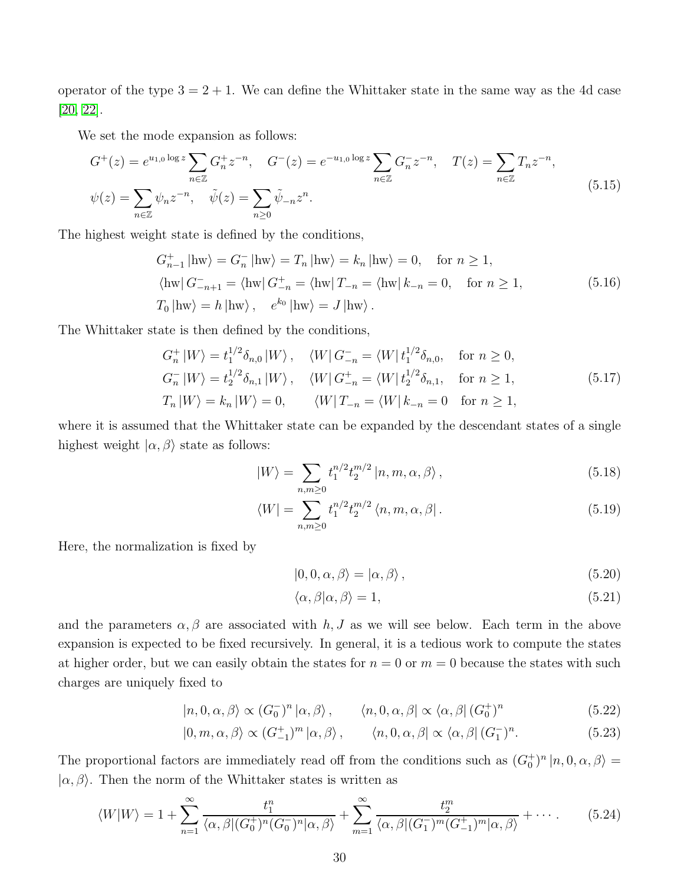operator of the type $3 = 2 + 1$. We can define the Whittaker state in the same way as the 4d case [20, 22].

We set the mode expansion as follows:

$$
\begin{aligned}
&G^+(z) = e^{u_{1,0}\log z}\sum_{n\in\mathbb{Z}} G^+_n z^{-n}, \quad G^-(z) = e^{-u_{1,0}\log z}\sum_{n\in\mathbb{Z}} G^-_n z^{-n}, \quad T(z) = \sum_{n\in\mathbb{Z}} T_n z^{-n}, \\
&\psi(z) = \sum_{n\in\mathbb{Z}} \psi_n z^{-n}, \quad \tilde{\psi}(z) = \sum_{n\geq 0} \tilde{\psi}_{-n} z^{n}.
\end{aligned}
\tag{5.15}
$$

The highest weight state is defined by the conditions,

$$
\begin{aligned}
&G^+_{n-1}\left|\mathrm{hw}\right\rangle = G^-_n\left|\mathrm{hw}\right\rangle = T_n\left|\mathrm{hw}\right\rangle = k_n\left|\mathrm{hw}\right\rangle = 0, \quad \text{for } n\geq 1, \\
&\left\langle\mathrm{hw}\right| G^-_{-n+1} = \left\langle\mathrm{hw}\right| G^+_{-n} = \left\langle\mathrm{hw}\right| T_{-n} = \left\langle\mathrm{hw}\right| k_{-n} = 0, \quad \text{for } n\geq 1, \\
&T_0\left|\mathrm{hw}\right\rangle = h\left|\mathrm{hw}\right\rangle, \quad e^{k_0}\left|\mathrm{hw}\right\rangle = J\left|\mathrm{hw}\right\rangle.
\end{aligned}
\tag{5.16}
$$

The Whittaker state is then defined by the conditions,

$$
\begin{aligned}
&G^+_n\left|W\right\rangle = t_1^{1/2}\delta_{n,0}\left|W\right\rangle, \quad \left\langle W\right| G^-_{-n} = \left\langle W\right| t_1^{1/2}\delta_{n,0}, \quad \text{for } n\geq 0, \\
&G^-_n\left|W\right\rangle = t_2^{1/2}\delta_{n,1}\left|W\right\rangle, \quad \left\langle W\right| G^+_{-n} = \left\langle W\right| t_2^{1/2}\delta_{n,1}, \quad \text{for } n\geq 1, \\
&T_n\left|W\right\rangle = k_n\left|W\right\rangle = 0, \qquad \left\langle W\right| T_{-n} = \left\langle W\right| k_{-n} = 0 \quad \text{for } n\geq 1,
\end{aligned}
\tag{5.17}
$$

where it is assumed that the Whittaker state can be expanded by the descendant states of a single highest weight $\left|\alpha,\beta\right\rangle$ state as follows:

$$
\left|W\right\rangle = \sum_{n,m\geq 0} t_1^{n/2} t_2^{m/2}\left|n,m,\alpha,\beta\right\rangle, \tag{5.18}
$$

$$
\left\langle W\right| = \sum_{n,m\geq 0} t_1^{n/2} t_2^{m/2}\left\langle n,m,\alpha,\beta\right|. \tag{5.19}
$$

Here, the normalization is fixed by

$$
\left|0,0,\alpha,\beta\right\rangle = \left|\alpha,\beta\right\rangle, \tag{5.20}
$$

$$
\left\langle\alpha,\beta|\alpha,\beta\right\rangle = 1, \tag{5.21}
$$

and the parameters $\alpha,\beta$ are associated with $h,J$ as we will see below. Each term in the above expansion is expected to be fixed recursively. In general, it is a tedious work to compute the states at higher order, but we can easily obtain the states for $n=0$ or $m=0$ because the states with such charges are uniquely fixed to

$$
\left|n,0,\alpha,\beta\right\rangle \propto (G^-_0)^n\left|\alpha,\beta\right\rangle, \qquad \left\langle n,0,\alpha,\beta\right| \propto \left\langle\alpha,\beta\right|(G^+_0)^n \tag{5.22}
$$

$$
\left|0,m,\alpha,\beta\right\rangle \propto (G^+_{-1})^m\left|\alpha,\beta\right\rangle, \qquad \left\langle n,0,\alpha,\beta\right| \propto \left\langle\alpha,\beta\right|(G^-_1)^n. \tag{5.23}
$$

The proportional factors are immediately read off from the conditions such as $(G^+_0)^n\left|n,0,\alpha,\beta\right\rangle = \left|\alpha,\beta\right\rangle$. Then the norm of the Whittaker states is written as

$$
\left\langle W|W\right\rangle = 1 + \sum_{n=1}^{\infty}\frac{t_1^n}{\left\langle\alpha,\beta\right|(G^+_0)^n(G^-_0)^n\left|\alpha,\beta\right\rangle} + \sum_{m=1}^{\infty}\frac{t_2^m}{\left\langle\alpha,\beta\right|(G^-_1)^m(G^+_{-1})^m\left|\alpha,\beta\right\rangle} + \cdots. \tag{5.24}
$$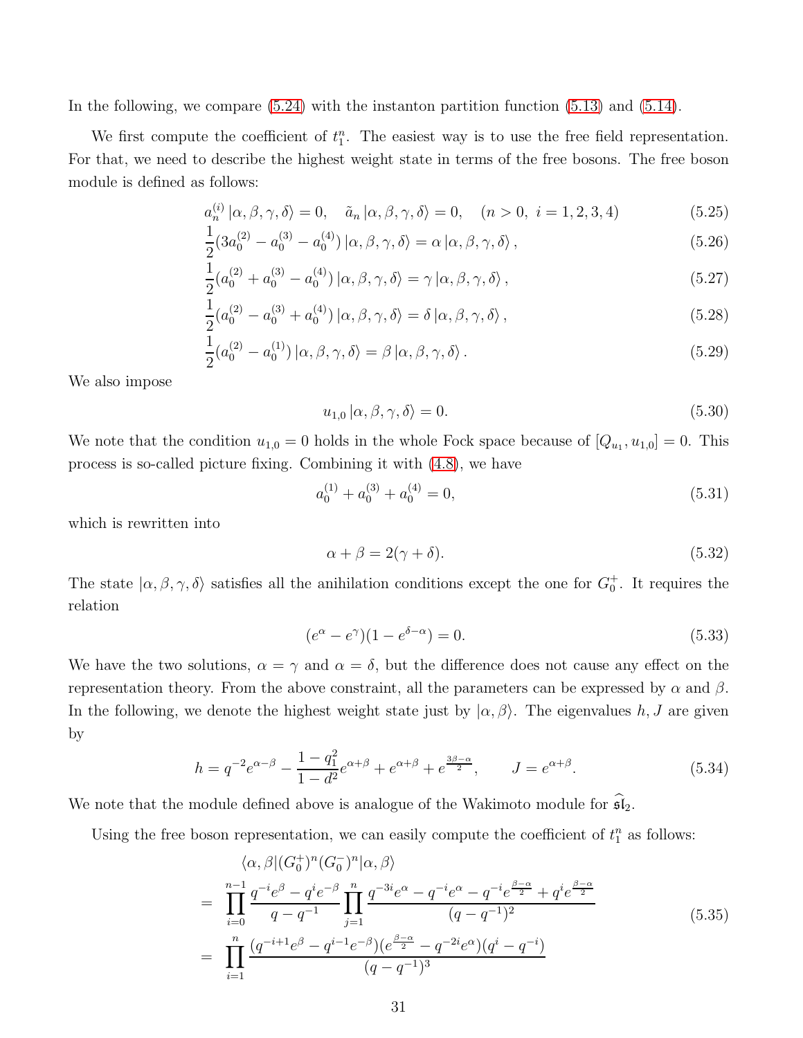In the following, we compare (5.24) with the instanton partition function (5.13) and (5.14).

We first compute the coefficient of $t_1^n$. The easiest way is to use the free field representation. For that, we need to describe the highest weight state in terms of the free bosons. The free boson module is defined as follows:

$$a_n^{(i)} |\alpha, \beta, \gamma, \delta\rangle = 0, \quad \tilde{a}_n |\alpha, \beta, \gamma, \delta\rangle = 0, \quad (n > 0, \ i = 1, 2, 3, 4) \tag{5.25}$$

$$\frac{1}{2}(3a_0^{(2)} - a_0^{(3)} - a_0^{(4)}) |\alpha, \beta, \gamma, \delta\rangle = \alpha |\alpha, \beta, \gamma, \delta\rangle, \tag{5.26}$$

$$\frac{1}{2}(a_0^{(2)} + a_0^{(3)} - a_0^{(4)}) |\alpha, \beta, \gamma, \delta\rangle = \gamma |\alpha, \beta, \gamma, \delta\rangle, \tag{5.27}$$

$$\frac{1}{2}(a_0^{(2)} - a_0^{(3)} + a_0^{(4)}) |\alpha, \beta, \gamma, \delta\rangle = \delta |\alpha, \beta, \gamma, \delta\rangle, \tag{5.28}$$

$$\frac{1}{2}(a_0^{(2)} - a_0^{(1)}) |\alpha, \beta, \gamma, \delta\rangle = \beta |\alpha, \beta, \gamma, \delta\rangle. \tag{5.29}$$

We also impose

$$u_{1,0} |\alpha, \beta, \gamma, \delta\rangle = 0. \tag{5.30}$$

We note that the condition $u_{1,0} = 0$ holds in the whole Fock space because of $[Q_{u_1}, u_{1,0}] = 0$. This process is so-called picture fixing. Combining it with (4.8), we have

$$a_0^{(1)} + a_0^{(3)} + a_0^{(4)} = 0, \tag{5.31}$$

which is rewritten into

$$\alpha + \beta = 2(\gamma + \delta). \tag{5.32}$$

The state $|\alpha, \beta, \gamma, \delta\rangle$ satisfies all the anihilation conditions except the one for $G_0^+$. It requires the relation

$$(e^\alpha - e^\gamma)(1 - e^{\delta - \alpha}) = 0. \tag{5.33}$$

We have the two solutions, $\alpha = \gamma$ and $\alpha = \delta$, but the difference does not cause any effect on the representation theory. From the above constraint, all the parameters can be expressed by $\alpha$ and $\beta$. In the following, we denote the highest weight state just by $|\alpha, \beta\rangle$. The eigenvalues $h, J$ are given by

$$h = q^{-2} e^{\alpha - \beta} - \frac{1 - q_1^2}{1 - d^2} e^{\alpha + \beta} + e^{\alpha + \beta} + e^{\frac{3\beta - \alpha}{2}}, \qquad J = e^{\alpha + \beta}. \tag{5.34}$$

We note that the module defined above is analogue of the Wakimoto module for $\widehat{\mathfrak{sl}}_2$.

Using the free boson representation, we can easily compute the coefficient of $t_1^n$ as follows:

$$\begin{aligned}
&\langle \alpha, \beta | (G_0^+)^n (G_0^-)^n | \alpha, \beta \rangle \\
= \ & \prod_{i=0}^{n-1} \frac{q^{-i} e^{\beta} - q^{i} e^{-\beta}}{q - q^{-1}} \prod_{j=1}^{n} \frac{q^{-3i} e^{\alpha} - q^{-i} e^{\alpha} - q^{-i} e^{\frac{\beta - \alpha}{2}} + q^{i} e^{\frac{\beta - \alpha}{2}}}{(q - q^{-1})^2} \\
= \ & \prod_{i=1}^{n} \frac{(q^{-i+1} e^{\beta} - q^{i-1} e^{-\beta})(e^{\frac{\beta - \alpha}{2}} - q^{-2i} e^{\alpha})(q^{i} - q^{-i})}{(q - q^{-1})^3}
\end{aligned} \tag{5.35}$$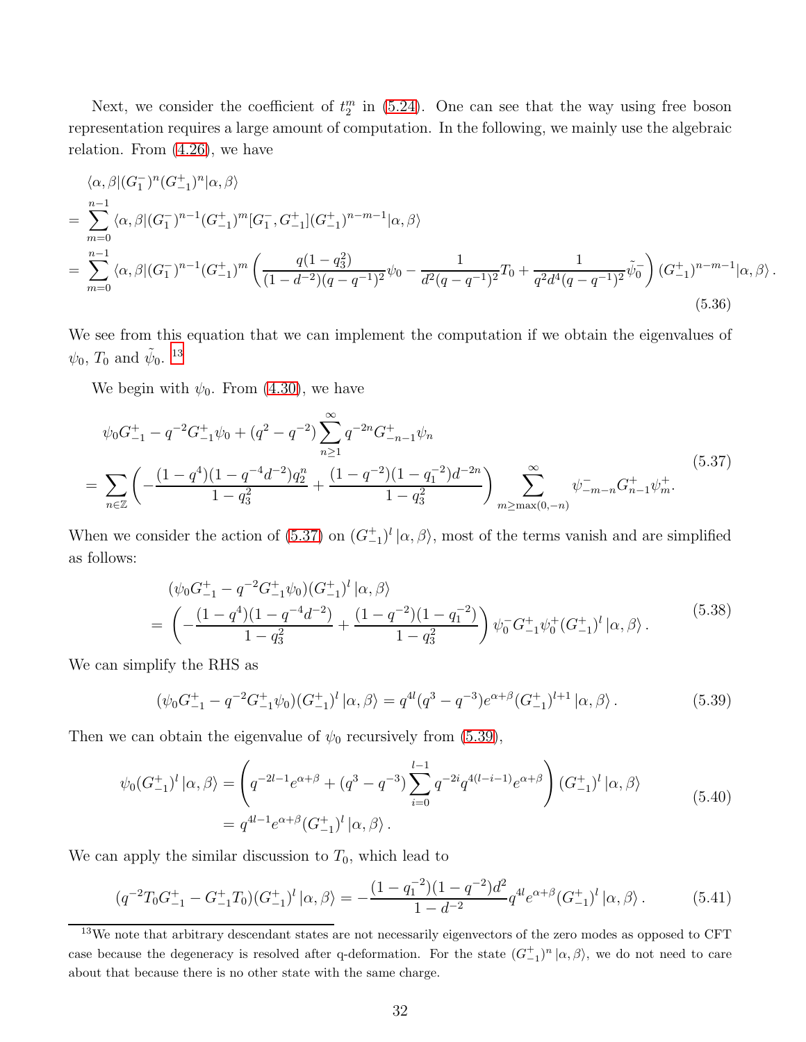Next, we consider the coefficient of $t_2^m$ in (5.24). One can see that the way using free boson representation requires a large amount of computation. In the following, we mainly use the algebraic relation. From (4.26), we have

$$
\begin{aligned}
&\langle\alpha,\beta|(G_1^-)^n(G_{-1}^+)^n|\alpha,\beta\rangle\\
&=\sum_{m=0}^{n-1}\langle\alpha,\beta|(G_1^-)^{n-1}(G_{-1}^+)^m[G_1^-,G_{-1}^+](G_{-1}^+)^{n-m-1}|\alpha,\beta\rangle\\
&=\sum_{m=0}^{n-1}\langle\alpha,\beta|(G_1^-)^{n-1}(G_{-1}^+)^m\left(\frac{q(1-q_3^2)}{(1-d^{-2})(q-q^{-1})^2}\psi_0-\frac{1}{d^2(q-q^{-1})^2}T_0+\frac{1}{q^2d^4(q-q^{-1})^2}\tilde{\psi}_0^-\right)(G_{-1}^+)^{n-m-1}|\alpha,\beta\rangle\,.
\end{aligned}
\tag{5.36}
$$

We see from this equation that we can implement the computation if we obtain the eigenvalues of $\psi_0$, $T_0$ and $\tilde{\psi}_0$. [13]

We begin with $\psi_0$. From (4.30), we have

$$
\begin{aligned}
&\psi_0G_{-1}^+-q^{-2}G_{-1}^+\psi_0+(q^2-q^{-2})\sum_{n\geq1}^{\infty}q^{-2n}G_{-n-1}^+\psi_n\\
&=\sum_{n\in\mathbb{Z}}\left(-\frac{(1-q^4)(1-q^{-4}d^{-2})q_2^n}{1-q_3^2}+\frac{(1-q^{-2})(1-q_1^{-2})d^{-2n}}{1-q_3^2}\right)\sum_{m\geq\max(0,-n)}^{\infty}\psi_{-m-n}^-G_{n-1}^+\psi_m^+.
\end{aligned}
\tag{5.37}
$$

When we consider the action of (5.37) on $(G_{-1}^+)^l|\alpha,\beta\rangle$, most of the terms vanish and are simplified as follows:

$$
\begin{aligned}
&(\psi_0G_{-1}^+-q^{-2}G_{-1}^+\psi_0)(G_{-1}^+)^l|\alpha,\beta\rangle\\
&=\left(-\frac{(1-q^4)(1-q^{-4}d^{-2})}{1-q_3^2}+\frac{(1-q^{-2})(1-q_1^{-2})}{1-q_3^2}\right)\psi_0^-G_{-1}^+\psi_0^+(G_{-1}^+)^l|\alpha,\beta\rangle\,.
\end{aligned}
\tag{5.38}
$$

We can simplify the RHS as

$$
(\psi_0G_{-1}^+-q^{-2}G_{-1}^+\psi_0)(G_{-1}^+)^l|\alpha,\beta\rangle=q^{4l}(q^3-q^{-3})e^{\alpha+\beta}(G_{-1}^+)^{l+1}|\alpha,\beta\rangle\,.
\tag{5.39}
$$

Then we can obtain the eigenvalue of $\psi_0$ recursively from (5.39),

$$
\begin{aligned}
\psi_0(G_{-1}^+)^l|\alpha,\beta\rangle&=\left(q^{-2l-1}e^{\alpha+\beta}+(q^3-q^{-3})\sum_{i=0}^{l-1}q^{-2i}q^{4(l-i-1)}e^{\alpha+\beta}\right)(G_{-1}^+)^l|\alpha,\beta\rangle\\
&=q^{4l-1}e^{\alpha+\beta}(G_{-1}^+)^l|\alpha,\beta\rangle\,.
\end{aligned}
\tag{5.40}
$$

We can apply the similar discussion to $T_0$, which lead to

$$
(q^{-2}T_0G_{-1}^+-G_{-1}^+T_0)(G_{-1}^+)^l|\alpha,\beta\rangle=-\frac{(1-q_1^{-2})(1-q^{-2})d^2}{1-d^{-2}}q^{4l}e^{\alpha+\beta}(G_{-1}^+)^l|\alpha,\beta\rangle\,.
\tag{5.41}
$$

[13] We note that arbitrary descendant states are not necessarily eigenvectors of the zero modes as opposed to CFT case because the degeneracy is resolved after q-deformation. For the state $(G_{-1}^+)^n|\alpha,\beta\rangle$, we do not need to care about that because there is no other state with the same charge.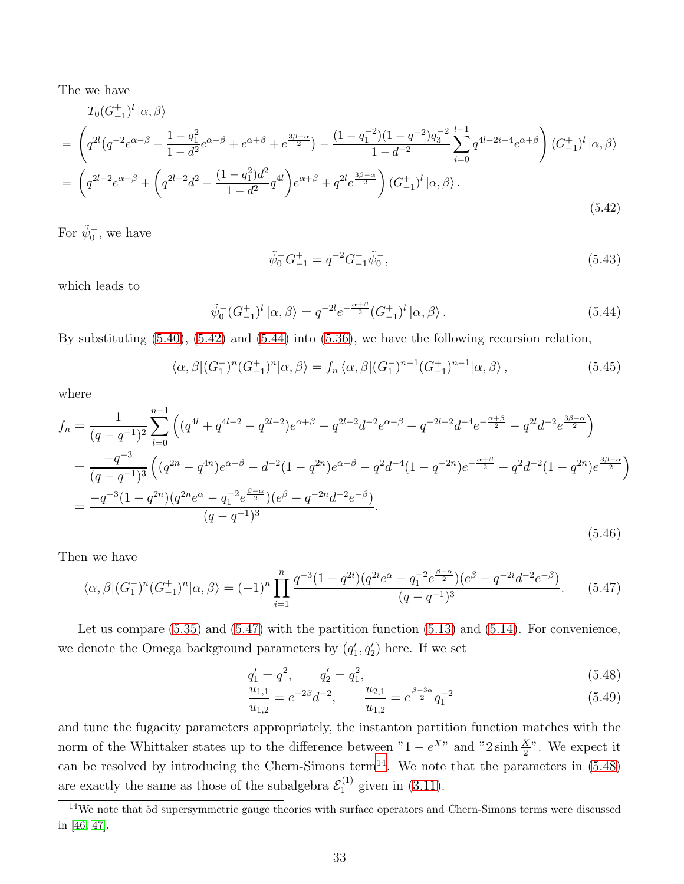The we have

$$
\begin{aligned}
&T_0(G^+_{-1})^l\,|\alpha,\beta\rangle \\
&= \left(q^{2l}\big(q^{-2}e^{\alpha-\beta} - \frac{1-q_1^2}{1-d^2}e^{\alpha+\beta} + e^{\alpha+\beta} + e^{\frac{3\beta-\alpha}{2}}\big) - \frac{(1-q_1^{-2})(1-q^{-2})q_3^{-2}}{1-d^{-2}}\sum_{i=0}^{l-1} q^{4l-2i-4}e^{\alpha+\beta}\right)(G^+_{-1})^l\,|\alpha,\beta\rangle \\
&= \left(q^{2l-2}e^{\alpha-\beta} + \left(q^{2l-2}d^2 - \frac{(1-q_1^2)d^2}{1-d^2}q^{4l}\right)e^{\alpha+\beta} + q^{2l}e^{\frac{3\beta-\alpha}{2}}\right)(G^+_{-1})^l\,|\alpha,\beta\rangle\,.
\end{aligned}
\tag{5.42}
$$

For $\tilde{\psi}^-_0$, we have

$$
\tilde{\psi}^-_0 G^+_{-1} = q^{-2}G^+_{-1}\tilde{\psi}^-_0, \tag{5.43}
$$

which leads to

$$
\tilde{\psi}^-_0(G^+_{-1})^l\,|\alpha,\beta\rangle = q^{-2l}e^{-\frac{\alpha+\beta}{2}}(G^+_{-1})^l\,|\alpha,\beta\rangle\,. \tag{5.44}
$$

By substituting (5.40), (5.42) and (5.44) into (5.36), we have the following recursion relation,

$$
\langle\alpha,\beta|(G^-_1)^n(G^+_{-1})^n|\alpha,\beta\rangle = f_n\,\langle\alpha,\beta|(G^-_1)^{n-1}(G^+_{-1})^{n-1}|\alpha,\beta\rangle\,, \tag{5.45}
$$

where

$$
\begin{aligned}
f_n &= \frac{1}{(q-q^{-1})^2}\sum_{l=0}^{n-1}\left((q^{4l}+q^{4l-2}-q^{2l-2})e^{\alpha+\beta} - q^{2l-2}d^{-2}e^{\alpha-\beta} + q^{-2l-2}d^{-4}e^{-\frac{\alpha+\beta}{2}} - q^{2l}d^{-2}e^{\frac{3\beta-\alpha}{2}}\right) \\
&= \frac{-q^{-3}}{(q-q^{-1})^3}\left((q^{2n}-q^{4n})e^{\alpha+\beta} - d^{-2}(1-q^{2n})e^{\alpha-\beta} - q^2d^{-4}(1-q^{-2n})e^{-\frac{\alpha+\beta}{2}} - q^2d^{-2}(1-q^{2n})e^{\frac{3\beta-\alpha}{2}}\right) \\
&= \frac{-q^{-3}(1-q^{2n})(q^{2n}e^{\alpha} - q_1^{-2}e^{\frac{\beta-\alpha}{2}})(e^{\beta} - q^{-2n}d^{-2}e^{-\beta})}{(q-q^{-1})^3}.
\end{aligned}
\tag{5.46}
$$

Then we have

$$
\langle\alpha,\beta|(G^-_1)^n(G^+_{-1})^n|\alpha,\beta\rangle = (-1)^n\prod_{i=1}^{n}\frac{q^{-3}(1-q^{2i})(q^{2i}e^{\alpha} - q_1^{-2}e^{\frac{\beta-\alpha}{2}})(e^{\beta} - q^{-2i}d^{-2}e^{-\beta})}{(q-q^{-1})^3}. \tag{5.47}
$$

Let us compare (5.35) and (5.47) with the partition function (5.13) and (5.14). For convenience, we denote the Omega background parameters by $(q_1', q_2')$ here. If we set

$$
q_1' = q^2, \qquad q_2' = q_1^2, \tag{5.48}
$$

$$
\frac{u_{1,1}}{u_{1,2}} = e^{-2\beta}d^{-2}, \qquad \frac{u_{2,1}}{u_{1,2}} = e^{\frac{\beta-3\alpha}{2}}q_1^{-2} \tag{5.49}
$$

and tune the fugacity parameters appropriately, the instanton partition function matches with the norm of the Whittaker states up to the difference between "$1-e^X$" and "$2\sinh\frac{X}{2}$". We expect it can be resolved by introducing the Chern-Simons term[14]. We note that the parameters in (5.48) are exactly the same as those of the subalgebra $\mathcal{E}_1^{(1)}$ given in (3.11).

[14] We note that 5d supersymmetric gauge theories with surface operators and Chern-Simons terms were discussed in [46, 47].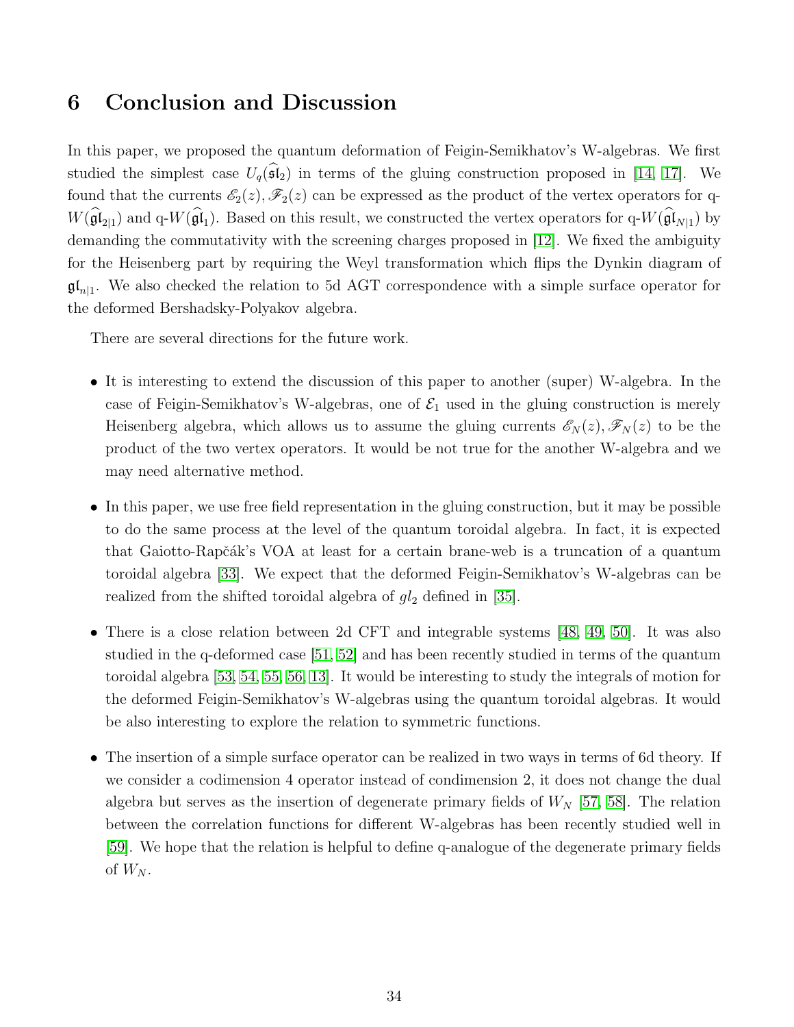# 6 Conclusion and Discussion

In this paper, we proposed the quantum deformation of Feigin-Semikhatov's W-algebras. We first studied the simplest case $U_q(\widehat{\mathfrak{sl}}_2)$ in terms of the gluing construction proposed in [14, 17]. We found that the currents $\mathscr{E}_2(z), \mathscr{F}_2(z)$ can be expressed as the product of the vertex operators for q-$W(\widehat{\mathfrak{gl}}_{2|1})$ and q-$W(\widehat{\mathfrak{gl}}_1)$. Based on this result, we constructed the vertex operators for q-$W(\widehat{\mathfrak{gl}}_{N|1})$ by demanding the commutativity with the screening charges proposed in [12]. We fixed the ambiguity for the Heisenberg part by requiring the Weyl transformation which flips the Dynkin diagram of $\mathfrak{gl}_{n|1}$. We also checked the relation to 5d AGT correspondence with a simple surface operator for the deformed Bershadsky-Polyakov algebra.

There are several directions for the future work.

- It is interesting to extend the discussion of this paper to another (super) W-algebra. In the case of Feigin-Semikhatov's W-algebras, one of $\mathcal{E}_1$ used in the gluing construction is merely Heisenberg algebra, which allows us to assume the gluing currents $\mathscr{E}_N(z), \mathscr{F}_N(z)$ to be the product of the two vertex operators. It would be not true for the another W-algebra and we may need alternative method.
- In this paper, we use free field representation in the gluing construction, but it may be possible to do the same process at the level of the quantum toroidal algebra. In fact, it is expected that Gaiotto-Rapčák's VOA at least for a certain brane-web is a truncation of a quantum toroidal algebra [33]. We expect that the deformed Feigin-Semikhatov's W-algebras can be realized from the shifted toroidal algebra of $gl_2$ defined in [35].
- There is a close relation between 2d CFT and integrable systems [48, 49, 50]. It was also studied in the q-deformed case [51, 52] and has been recently studied in terms of the quantum toroidal algebra [53, 54, 55, 56, 13]. It would be interesting to study the integrals of motion for the deformed Feigin-Semikhatov's W-algebras using the quantum toroidal algebras. It would be also interesting to explore the relation to symmetric functions.
- The insertion of a simple surface operator can be realized in two ways in terms of 6d theory. If we consider a codimension 4 operator instead of condimension 2, it does not change the dual algebra but serves as the insertion of degenerate primary fields of $W_N$ [57, 58]. The relation between the correlation functions for different W-algebras has been recently studied well in [59]. We hope that the relation is helpful to define q-analogue of the degenerate primary fields of $W_N$.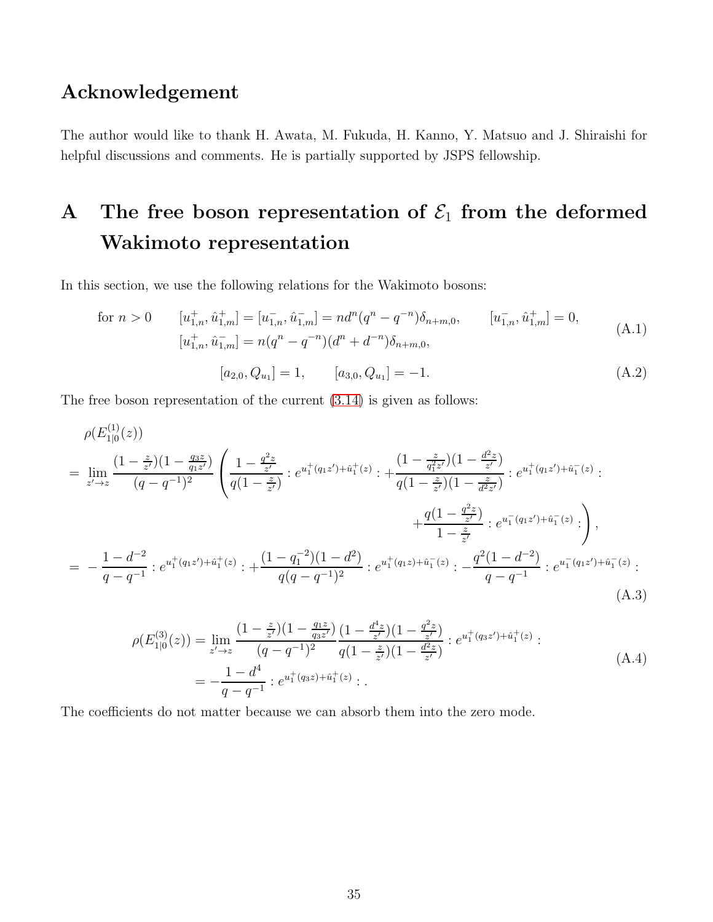## Acknowledgement

The author would like to thank H. Awata, M. Fukuda, H. Kanno, Y. Matsuo and J. Shiraishi for helpful discussions and comments. He is partially supported by JSPS fellowship.

# A The free boson representation of $\mathcal{E}_1$ from the deformed Wakimoto representation

In this section, we use the following relations for the Wakimoto bosons:

$$
\begin{aligned}
\text{for } n>0 \qquad & [u^+_{1,n}, \hat{u}^+_{1,m}] = [u^-_{1,n}, \hat{u}^-_{1,m}] = n d^n (q^n - q^{-n})\delta_{n+m,0}, \qquad [u^-_{1,n}, \hat{u}^+_{1,m}] = 0, \\
& [u^+_{1,n}, \hat{u}^-_{1,m}] = n(q^n - q^{-n})(d^n + d^{-n})\delta_{n+m,0},
\end{aligned}
\tag{A.1}
$$

$$
[a_{2,0}, Q_{u_1}] = 1, \qquad [a_{3,0}, Q_{u_1}] = -1. \tag{A.2}
$$

The free boson representation of the current (3.14) is given as follows:

$$
\begin{aligned}
&\rho(E^{(1)}_{1|0}(z)) \\
&= \lim_{z'\to z} \frac{(1-\frac{z}{z'})(1-\frac{q_3 z}{q_1 z'})}{(q-q^{-1})^2} \left( \frac{1-\frac{q^2 z}{z'}}{q(1-\frac{z}{z'})} : e^{u_1^+(q_1 z') + \hat{u}_1^+(z)} : + \frac{(1-\frac{z}{q_1^2 z'})(1-\frac{d^2 z}{z'})}{q(1-\frac{z}{z'})(1-\frac{z}{d^2 z'})} : e^{u_1^+(q_1 z') + \hat{u}_1^-(z)} : \right. \\
&\qquad\qquad \left. + \frac{q(1-\frac{q^2 z}{z'})}{1-\frac{z}{z'}} : e^{u_1^-(q_1 z') + \hat{u}_1^-(z)} : \right), \\
&= -\frac{1-d^{-2}}{q-q^{-1}} : e^{u_1^+(q_1 z') + \hat{u}_1^+(z)} : + \frac{(1-q_1^{-2})(1-d^2)}{q(q-q^{-1})^2} : e^{u_1^+(q_1 z) + \hat{u}_1^-(z)} : - \frac{q^2(1-d^{-2})}{q-q^{-1}} : e^{u_1^-(q_1 z') + \hat{u}_1^-(z)} :
\end{aligned}
\tag{A.3}
$$

$$
\begin{aligned}
\rho(E^{(3)}_{1|0}(z)) &= \lim_{z'\to z} \frac{(1-\frac{z}{z'})(1-\frac{q_1 z}{q_3 z'})}{(q-q^{-1})^2} \frac{(1-\frac{d^4 z}{z'})(1-\frac{q^2 z}{z'})}{q(1-\frac{z}{z'})(1-\frac{d^2 z}{z'})} : e^{u_1^+(q_3 z') + \hat{u}_1^+(z)} : \\
&= -\frac{1-d^4}{q-q^{-1}} : e^{u_1^+(q_3 z) + \hat{u}_1^+(z)} : .
\end{aligned}
\tag{A.4}
$$

The coefficients do not matter because we can absorb them into the zero mode.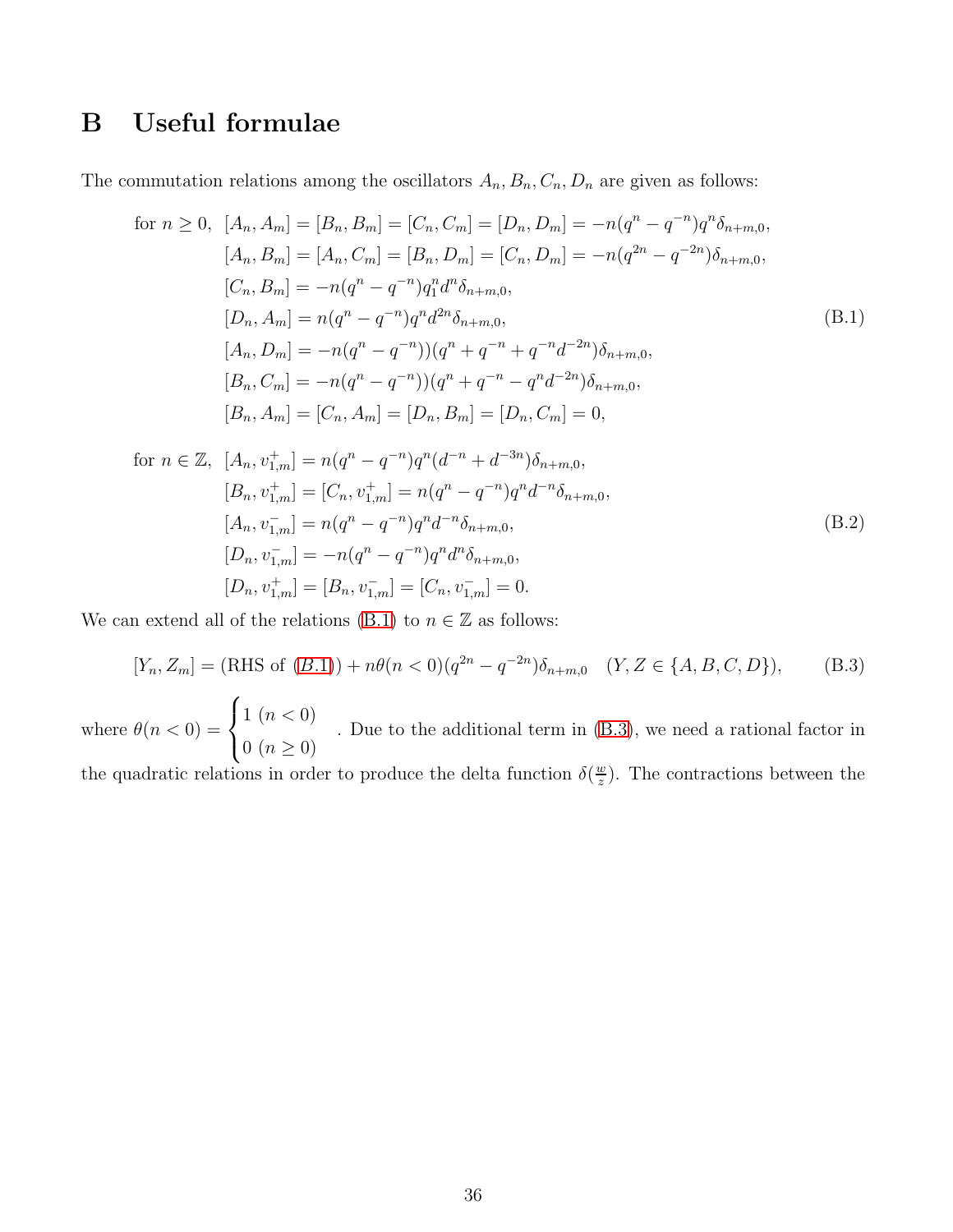# B Useful formulae

The commutation relations among the oscillators $A_n, B_n, C_n, D_n$ are given as follows:

$$
\begin{aligned}
\text{for } n \geq 0,\ \ & [A_n, A_m] = [B_n, B_m] = [C_n, C_m] = [D_n, D_m] = -n(q^n - q^{-n})q^n \delta_{n+m,0}, \\
& [A_n, B_m] = [A_n, C_m] = [B_n, D_m] = [C_n, D_m] = -n(q^{2n} - q^{-2n})\delta_{n+m,0}, \\
& [C_n, B_m] = -n(q^n - q^{-n})q_1^n d^n \delta_{n+m,0}, \\
& [D_n, A_m] = n(q^n - q^{-n})q^n d^{2n} \delta_{n+m,0}, \\
& [A_n, D_m] = -n(q^n - q^{-n}))(q^n + q^{-n} + q^{-n}d^{-2n})\delta_{n+m,0}, \\
& [B_n, C_m] = -n(q^n - q^{-n}))(q^n + q^{-n} - q^n d^{-2n})\delta_{n+m,0}, \\
& [B_n, A_m] = [C_n, A_m] = [D_n, B_m] = [D_n, C_m] = 0,
\end{aligned}
\tag{B.1}
$$

$$
\begin{aligned}
\text{for } n \in \mathbb{Z},\ \ & [A_n, v^+_{1,m}] = n(q^n - q^{-n})q^n(d^{-n} + d^{-3n})\delta_{n+m,0}, \\
& [B_n, v^+_{1,m}] = [C_n, v^+_{1,m}] = n(q^n - q^{-n})q^n d^{-n}\delta_{n+m,0}, \\
& [A_n, v^-_{1,m}] = n(q^n - q^{-n})q^n d^{-n}\delta_{n+m,0}, \\
& [D_n, v^-_{1,m}] = -n(q^n - q^{-n})q^n d^n \delta_{n+m,0}, \\
& [D_n, v^+_{1,m}] = [B_n, v^-_{1,m}] = [C_n, v^-_{1,m}] = 0.
\end{aligned}
\tag{B.2}
$$

We can extend all of the relations (B.1) to $n \in \mathbb{Z}$ as follows:

$$
[Y_n, Z_m] = (\text{RHS of } (B.1)) + n\theta(n<0)(q^{2n} - q^{-2n})\delta_{n+m,0} \quad (Y, Z \in \{A, B, C, D\}), \tag{B.3}
$$

where $\theta(n<0) = \begin{cases} 1 \ (n<0) \\ 0 \ (n \geq 0) \end{cases}$. Due to the additional term in (B.3), we need a rational factor in the quadratic relations in order to produce the delta function $\delta(\frac{w}{z})$. The contractions between the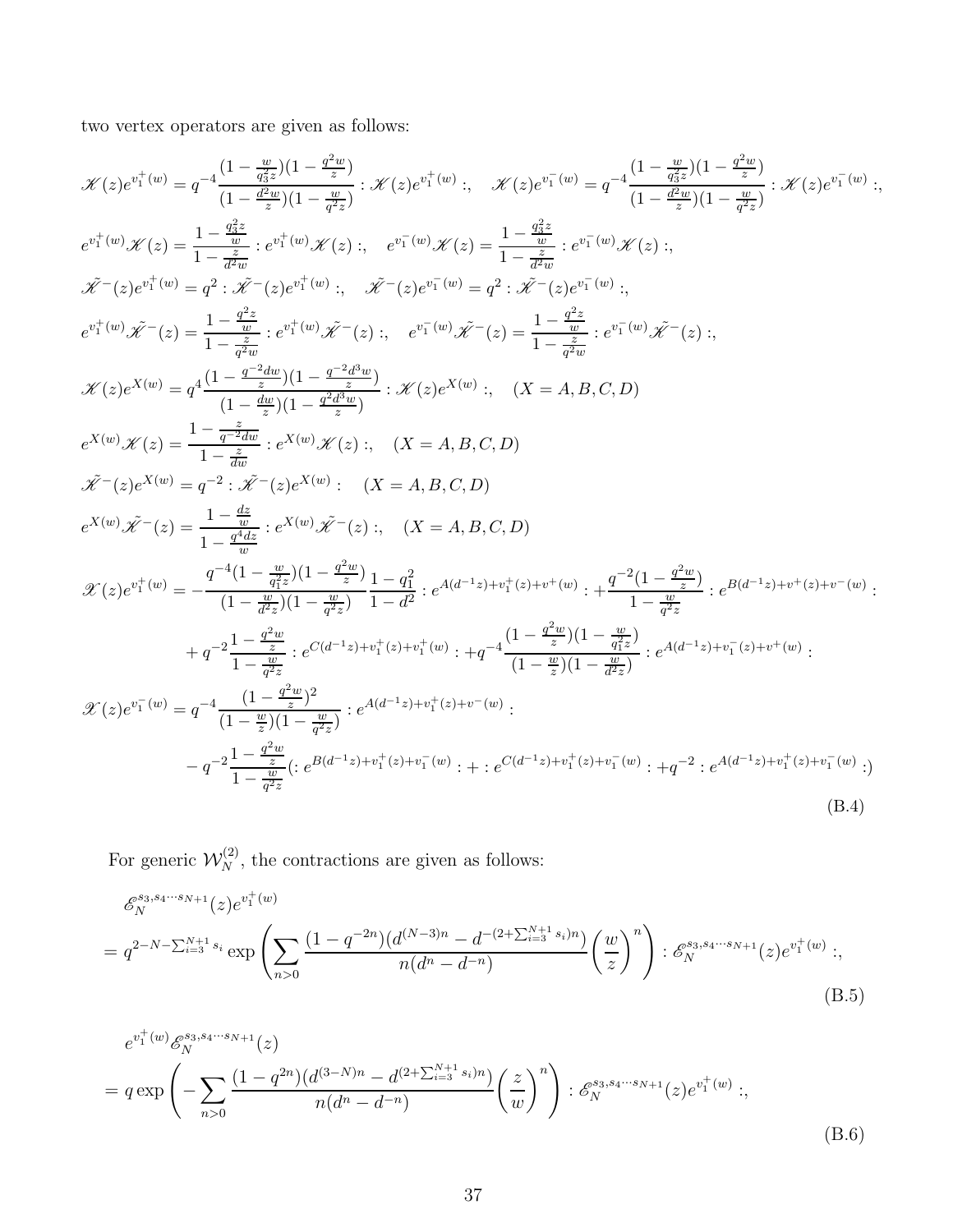two vertex operators are given as follows:

$$
\begin{aligned}
&\mathscr{K}(z)e^{v_1^+(w)} = q^{-4}\frac{(1-\frac{w}{q_3^2 z})(1-\frac{q^2 w}{z})}{(1-\frac{d^2 w}{z})(1-\frac{w}{q^2 z})} :\mathscr{K}(z)e^{v_1^+(w)}:, \quad \mathscr{K}(z)e^{v_1^-(w)} = q^{-4}\frac{(1-\frac{w}{q_3^2 z})(1-\frac{q^2 w}{z})}{(1-\frac{d^2 w}{z})(1-\frac{w}{q^2 z})} :\mathscr{K}(z)e^{v_1^-(w)}:,\\
&e^{v_1^+(w)}\mathscr{K}(z) = \frac{1-\frac{q_3^2 z}{w}}{1-\frac{z}{d^2 w}} :e^{v_1^+(w)}\mathscr{K}(z):, \quad e^{v_1^-(w)}\mathscr{K}(z) = \frac{1-\frac{q_3^2 z}{w}}{1-\frac{z}{d^2 w}} :e^{v_1^-(w)}\mathscr{K}(z):,\\
&\tilde{\mathscr{K}}^-(z)e^{v_1^+(w)} = q^2 :\tilde{\mathscr{K}}^-(z)e^{v_1^+(w)}:, \quad \tilde{\mathscr{K}}^-(z)e^{v_1^-(w)} = q^2 :\tilde{\mathscr{K}}^-(z)e^{v_1^-(w)}:,\\
&e^{v_1^+(w)}\tilde{\mathscr{K}}^-(z) = \frac{1-\frac{q^2 z}{w}}{1-\frac{z}{q^2 w}} :e^{v_1^+(w)}\tilde{\mathscr{K}}^-(z):, \quad e^{v_1^-(w)}\tilde{\mathscr{K}}^-(z) = \frac{1-\frac{q^2 z}{w}}{1-\frac{z}{q^2 w}} :e^{v_1^-(w)}\tilde{\mathscr{K}}^-(z):,\\
&\mathscr{K}(z)e^{X(w)} = q^4\frac{(1-\frac{q^{-2}dw}{z})(1-\frac{q^{-2}d^3 w}{z})}{(1-\frac{dw}{z})(1-\frac{q^2 d^3 w}{z})} :\mathscr{K}(z)e^{X(w)}:, \quad (X=A,B,C,D)\\
&e^{X(w)}\mathscr{K}(z) = \frac{1-\frac{z}{q^{-2}dw}}{1-\frac{z}{dw}} :e^{X(w)}\mathscr{K}(z):, \quad (X=A,B,C,D)\\
&\tilde{\mathscr{K}}^-(z)e^{X(w)} = q^{-2} :\tilde{\mathscr{K}}^-(z)e^{X(w)}: \quad (X=A,B,C,D)\\
&e^{X(w)}\tilde{\mathscr{K}}^-(z) = \frac{1-\frac{dz}{w}}{1-\frac{q^4 dz}{w}} :e^{X(w)}\tilde{\mathscr{K}}^-(z):, \quad (X=A,B,C,D)\\
&\mathscr{X}(z)e^{v_1^+(w)} = -\frac{q^{-4}(1-\frac{w}{q_1^2 z})(1-\frac{q^2 w}{z})}{(1-\frac{w}{d^2 z})(1-\frac{w}{q^2 z})}\frac{1-q_1^2}{1-d^2} :e^{A(d^{-1}z)+v_1^+(z)+v^+(w)}: + \frac{q^{-2}(1-\frac{q^2 w}{z})}{1-\frac{w}{q^2 z}} :e^{B(d^{-1}z)+v^+(z)+v^-(w)}:\\
&\qquad + q^{-2}\frac{1-\frac{q^2 w}{z}}{1-\frac{w}{q^2 z}} :e^{C(d^{-1}z)+v_1^+(z)+v_1^+(w)}: + q^{-4}\frac{(1-\frac{q^2 w}{z})(1-\frac{w}{q_1^2 z})}{(1-\frac{w}{z})(1-\frac{w}{d^2 z})} :e^{A(d^{-1}z)+v_1^-(z)+v^+(w)}:\\
&\mathscr{X}(z)e^{v_1^-(w)} = q^{-4}\frac{(1-\frac{q^2 w}{z})^2}{(1-\frac{w}{z})(1-\frac{w}{q^2 z})} :e^{A(d^{-1}z)+v_1^+(z)+v^-(w)}:\\
&\qquad - q^{-2}\frac{1-\frac{q^2 w}{z}}{1-\frac{w}{q^2 z}}(:e^{B(d^{-1}z)+v_1^+(z)+v_1^-(w)}: + :e^{C(d^{-1}z)+v_1^+(z)+v_1^-(w)}: + q^{-2} :e^{A(d^{-1}z)+v_1^+(z)+v_1^-(w)}:)
\end{aligned}
\tag{B.4}
$$

For generic $\mathcal{W}_N^{(2)}$, the contractions are given as follows:

$$
\begin{aligned}
&\mathscr{E}_N^{s_3,s_4\cdots s_{N+1}}(z)e^{v_1^+(w)}\\
&= q^{2-N-\sum_{i=3}^{N+1}s_i}\exp\left(\sum_{n>0}\frac{(1-q^{-2n})(d^{(N-3)n}-d^{-(2+\sum_{i=3}^{N+1}s_i)n})}{n(d^n-d^{-n})}\left(\frac{w}{z}\right)^n\right) :\mathscr{E}_N^{s_3,s_4\cdots s_{N+1}}(z)e^{v_1^+(w)}:,
\end{aligned}
\tag{B.5}
$$

$$
\begin{aligned}
&e^{v_1^+(w)}\mathscr{E}_N^{s_3,s_4\cdots s_{N+1}}(z)\\
&= q\exp\left(-\sum_{n>0}\frac{(1-q^{2n})(d^{(3-N)n}-d^{(2+\sum_{i=3}^{N+1}s_i)n})}{n(d^n-d^{-n})}\left(\frac{z}{w}\right)^n\right) :\mathscr{E}_N^{s_3,s_4\cdots s_{N+1}}(z)e^{v_1^+(w)}:,
\end{aligned}
\tag{B.6}
$$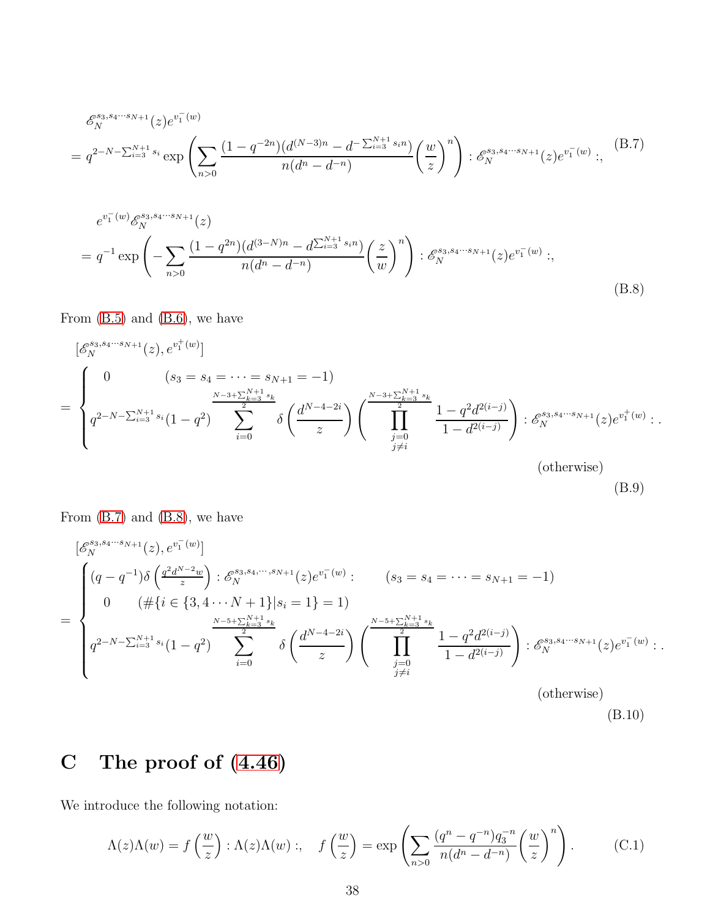$$
\begin{aligned}
&\mathscr{E}_N^{s_3,s_4\cdots s_{N+1}}(z)e^{v_1^-(w)} \\
&= q^{2-N-\sum_{i=3}^{N+1}s_i}\exp\left(\sum_{n>0}\frac{(1-q^{-2n})(d^{(N-3)n}-d^{-\sum_{i=3}^{N+1}s_i n})}{n(d^n-d^{-n})}\left(\frac{w}{z}\right)^n\right):\mathscr{E}_N^{s_3,s_4\cdots s_{N+1}}(z)e^{v_1^-(w)}:,
\end{aligned}
\tag{B.7}
$$

$$
\begin{aligned}
&e^{v_1^-(w)}\mathscr{E}_N^{s_3,s_4\cdots s_{N+1}}(z) \\
&= q^{-1}\exp\left(-\sum_{n>0}\frac{(1-q^{2n})(d^{(3-N)n}-d^{\sum_{i=3}^{N+1}s_i n})}{n(d^n-d^{-n})}\left(\frac{z}{w}\right)^n\right):\mathscr{E}_N^{s_3,s_4\cdots s_{N+1}}(z)e^{v_1^-(w)}:,
\end{aligned}
\tag{B.8}
$$

From (B.5) and (B.6), we have

$$
\begin{aligned}
&[\mathscr{E}_N^{s_3,s_4\cdots s_{N+1}}(z),e^{v_1^+(w)}] \\
&=\begin{cases}
0 \qquad (s_3=s_4=\cdots=s_{N+1}=-1) \\
q^{2-N-\sum_{i=3}^{N+1}s_i}(1-q^2)\displaystyle\sum_{i=0}^{\frac{N-3+\sum_{k=3}^{N+1}s_k}{2}}\delta\left(\frac{d^{N-4-2i}}{z}\right)\left(\prod_{\substack{j=0\\ j\neq i}}^{\frac{N-3+\sum_{k=3}^{N+1}s_k}{2}}\frac{1-q^2d^{2(i-j)}}{1-d^{2(i-j)}}\right):\mathscr{E}_N^{s_3,s_4\cdots s_{N+1}}(z)e^{v_1^+(w)}:. \\
\qquad\qquad\qquad (\text{otherwise})
\end{cases}
\end{aligned}
\tag{B.9}
$$

From (B.7) and (B.8), we have

$$
\begin{aligned}
&[\mathscr{E}_N^{s_3,s_4\cdots s_{N+1}}(z),e^{v_1^-(w)}] \\
&=\begin{cases}
(q-q^{-1})\delta\left(\frac{q^2d^{N-2}w}{z}\right):\mathscr{E}_N^{s_3,s_4,\cdots,s_{N+1}}(z)e^{v_1^-(w)}: \qquad (s_3=s_4=\cdots=s_{N+1}=-1) \\
0 \qquad (\#\{i\in\{3,4\cdots N+1\}|s_i=1\}=1) \\
q^{2-N-\sum_{i=3}^{N+1}s_i}(1-q^2)\displaystyle\sum_{i=0}^{\frac{N-5+\sum_{k=3}^{N+1}s_k}{2}}\delta\left(\frac{d^{N-4-2i}}{z}\right)\left(\prod_{\substack{j=0\\ j\neq i}}^{\frac{N-5+\sum_{k=3}^{N+1}s_k}{2}}\frac{1-q^2d^{2(i-j)}}{1-d^{2(i-j)}}\right):\mathscr{E}_N^{s_3,s_4\cdots s_{N+1}}(z)e^{v_1^-(w)}:. \\
\qquad\qquad\qquad (\text{otherwise})
\end{cases}
\end{aligned}
\tag{B.10}
$$

# C The proof of (4.46)

We introduce the following notation:

$$
\Lambda(z)\Lambda(w)=f\left(\frac{w}{z}\right):\Lambda(z)\Lambda(w):,\quad f\left(\frac{w}{z}\right)=\exp\left(\sum_{n>0}\frac{(q^n-q^{-n})q_3^{-n}}{n(d^n-d^{-n})}\left(\frac{w}{z}\right)^n\right).
\tag{C.1}
$$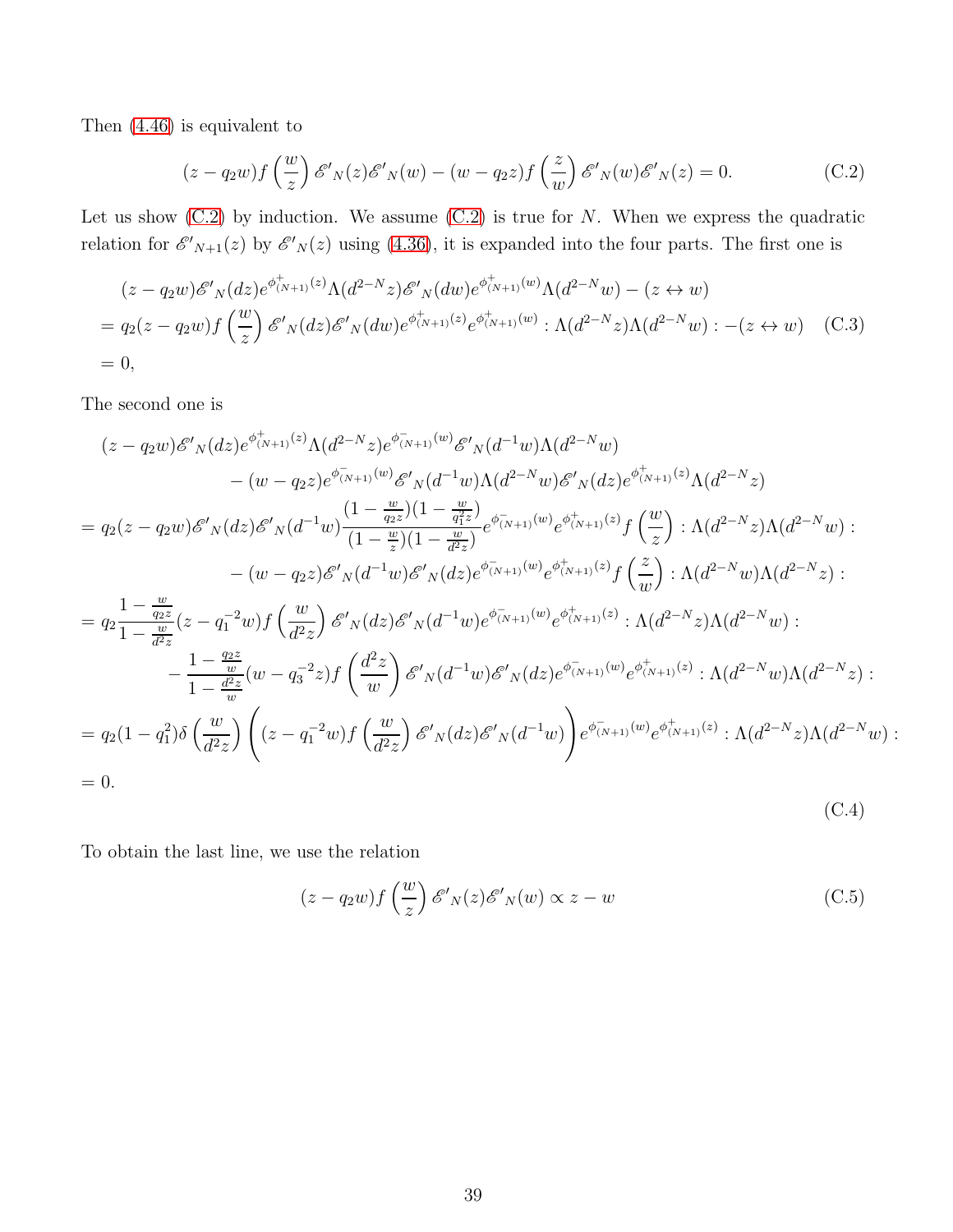Then (4.46) is equivalent to

$$(z-q_2w)f\left(\frac{w}{z}\right)\mathscr{E}'_N(z)\mathscr{E}'_N(w)-(w-q_2z)f\left(\frac{z}{w}\right)\mathscr{E}'_N(w)\mathscr{E}'_N(z)=0. \tag{C.2}$$

Let us show (C.2) by induction. We assume (C.2) is true for $N$. When we express the quadratic relation for $\mathscr{E}'_{N+1}(z)$ by $\mathscr{E}'_N(z)$ using (4.36), it is expanded into the four parts. The first one is

$$\begin{aligned}
&(z-q_2w)\mathscr{E}'_N(dz)e^{\phi^+_{(N+1)}(z)}\Lambda(d^{2-N}z)\mathscr{E}'_N(dw)e^{\phi^+_{(N+1)}(w)}\Lambda(d^{2-N}w)-(z\leftrightarrow w)\\
&=q_2(z-q_2w)f\left(\frac{w}{z}\right)\mathscr{E}'_N(dz)\mathscr{E}'_N(dw)e^{\phi^+_{(N+1)}(z)}e^{\phi^+_{(N+1)}(w)}:\Lambda(d^{2-N}z)\Lambda(d^{2-N}w):-(z\leftrightarrow w)\\
&=0,
\end{aligned} \tag{C.3}$$

The second one is

$$\begin{aligned}
&(z-q_2w)\mathscr{E}'_N(dz)e^{\phi^+_{(N+1)}(z)}\Lambda(d^{2-N}z)e^{\phi^-_{(N+1)}(w)}\mathscr{E}'_N(d^{-1}w)\Lambda(d^{2-N}w)\\
&\qquad-(w-q_2z)e^{\phi^-_{(N+1)}(w)}\mathscr{E}'_N(d^{-1}w)\Lambda(d^{2-N}w)\mathscr{E}'_N(dz)e^{\phi^+_{(N+1)}(z)}\Lambda(d^{2-N}z)\\
&=q_2(z-q_2w)\mathscr{E}'_N(dz)\mathscr{E}'_N(d^{-1}w)\frac{(1-\frac{w}{q_2z})(1-\frac{w}{q_1^2z})}{(1-\frac{w}{z})(1-\frac{w}{d^2z})}e^{\phi^-_{(N+1)}(w)}e^{\phi^+_{(N+1)}(z)}f\left(\frac{w}{z}\right):\Lambda(d^{2-N}z)\Lambda(d^{2-N}w):\\
&\qquad-(w-q_2z)\mathscr{E}'_N(d^{-1}w)\mathscr{E}'_N(dz)e^{\phi^-_{(N+1)}(w)}e^{\phi^+_{(N+1)}(z)}f\left(\frac{z}{w}\right):\Lambda(d^{2-N}w)\Lambda(d^{2-N}z):\\
&=q_2\frac{1-\frac{w}{q_2z}}{1-\frac{w}{d^2z}}(z-q_1^{-2}w)f\left(\frac{w}{d^2z}\right)\mathscr{E}'_N(dz)\mathscr{E}'_N(d^{-1}w)e^{\phi^-_{(N+1)}(w)}e^{\phi^+_{(N+1)}(z)}:\Lambda(d^{2-N}z)\Lambda(d^{2-N}w):\\
&\qquad-\frac{1-\frac{q_2z}{w}}{1-\frac{d^2z}{w}}(w-q_3^{-2}z)f\left(\frac{d^2z}{w}\right)\mathscr{E}'_N(d^{-1}w)\mathscr{E}'_N(dz)e^{\phi^-_{(N+1)}(w)}e^{\phi^+_{(N+1)}(z)}:\Lambda(d^{2-N}w)\Lambda(d^{2-N}z):\\
&=q_2(1-q_1^2)\delta\left(\frac{w}{d^2z}\right)\left((z-q_1^{-2}w)f\left(\frac{w}{d^2z}\right)\mathscr{E}'_N(dz)\mathscr{E}'_N(d^{-1}w)\right)e^{\phi^-_{(N+1)}(w)}e^{\phi^+_{(N+1)}(z)}:\Lambda(d^{2-N}z)\Lambda(d^{2-N}w):\\
&=0.
\end{aligned} \tag{C.4}$$

To obtain the last line, we use the relation

$$(z-q_2w)f\left(\frac{w}{z}\right)\mathscr{E}'_N(z)\mathscr{E}'_N(w)\propto z-w \tag{C.5}$$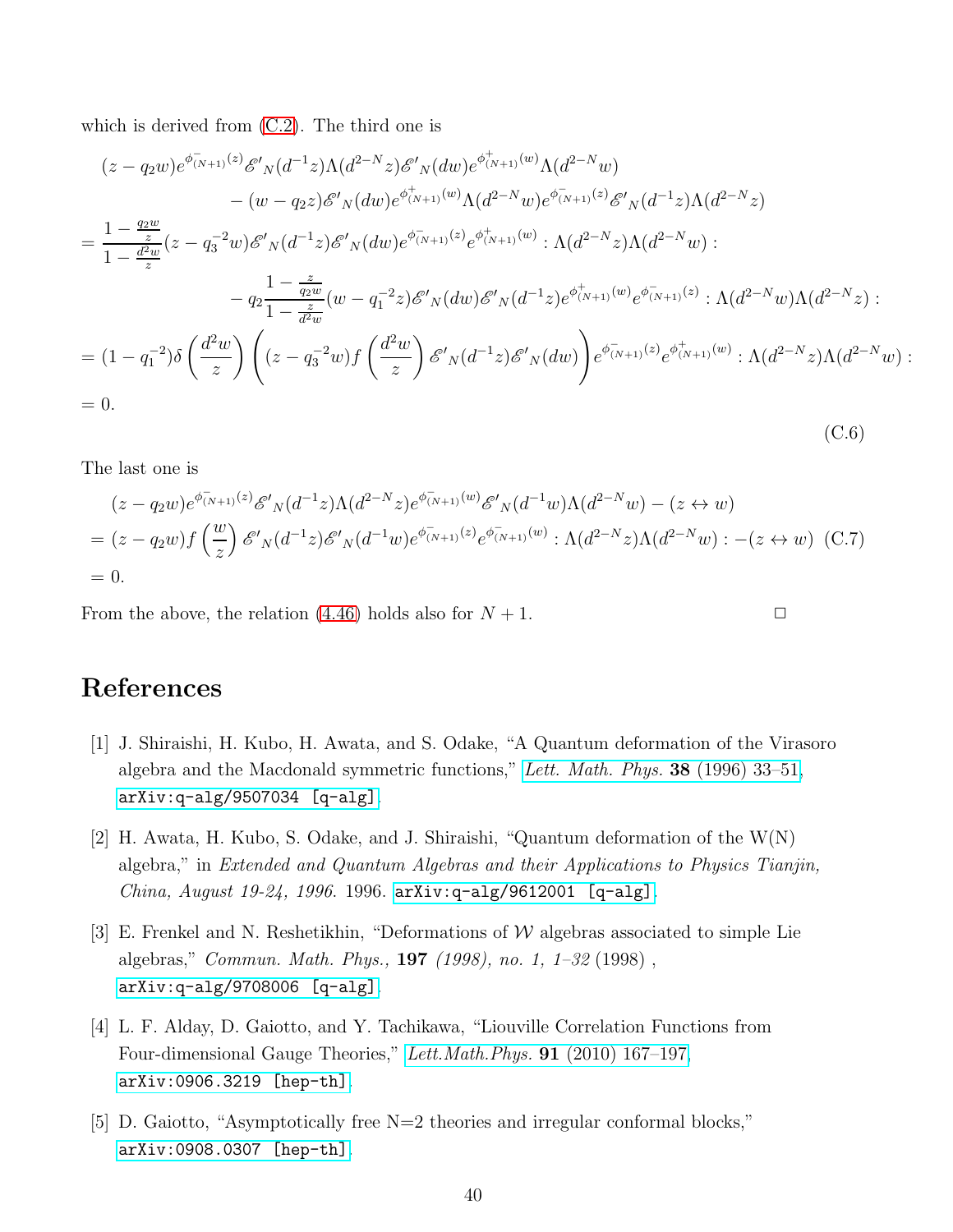which is derived from (C.2). The third one is

$$
\begin{aligned}
&(z-q_2w)e^{\phi^-_{(N+1)}(z)}\mathscr{E}'_N(d^{-1}z)\Lambda(d^{2-N}z)\mathscr{E}'_N(dw)e^{\phi^+_{(N+1)}(w)}\Lambda(d^{2-N}w)\\
&\qquad -(w-q_2z)\mathscr{E}'_N(dw)e^{\phi^+_{(N+1)}(w)}\Lambda(d^{2-N}w)e^{\phi^-_{(N+1)}(z)}\mathscr{E}'_N(d^{-1}z)\Lambda(d^{2-N}z)\\
&=\frac{1-\frac{q_2w}{z}}{1-\frac{d^2w}{z}}(z-q_3^{-2}w)\mathscr{E}'_N(d^{-1}z)\mathscr{E}'_N(dw)e^{\phi^-_{(N+1)}(z)}e^{\phi^+_{(N+1)}(w)}:\Lambda(d^{2-N}z)\Lambda(d^{2-N}w):\\
&\qquad -q_2\frac{1-\frac{z}{q_2w}}{1-\frac{z}{d^2w}}(w-q_1^{-2}z)\mathscr{E}'_N(dw)\mathscr{E}'_N(d^{-1}z)e^{\phi^+_{(N+1)}(w)}e^{\phi^-_{(N+1)}(z)}:\Lambda(d^{2-N}w)\Lambda(d^{2-N}z):\\
&=(1-q_1^{-2})\delta\left(\frac{d^2w}{z}\right)\left((z-q_3^{-2}w)f\left(\frac{d^2w}{z}\right)\mathscr{E}'_N(d^{-1}z)\mathscr{E}'_N(dw)\right)e^{\phi^-_{(N+1)}(z)}e^{\phi^+_{(N+1)}(w)}:\Lambda(d^{2-N}z)\Lambda(d^{2-N}w):\\
&=0.
\end{aligned}
\tag{C.6}
$$

The last one is

$$
\begin{aligned}
&(z-q_2w)e^{\phi^-_{(N+1)}(z)}\mathscr{E}'_N(d^{-1}z)\Lambda(d^{2-N}z)e^{\phi^-_{(N+1)}(w)}\mathscr{E}'_N(d^{-1}w)\Lambda(d^{2-N}w)-(z\leftrightarrow w)\\
&=(z-q_2w)f\left(\frac{w}{z}\right)\mathscr{E}'_N(d^{-1}z)\mathscr{E}'_N(d^{-1}w)e^{\phi^-_{(N+1)}(z)}e^{\phi^-_{(N+1)}(w)}:\Lambda(d^{2-N}z)\Lambda(d^{2-N}w):-(z\leftrightarrow w)\\
&=0.
\end{aligned}
\tag{C.7}
$$

From the above, the relation (4.46) holds also for $N+1$. □

# References

[1] J. Shiraishi, H. Kubo, H. Awata, and S. Odake, "A Quantum deformation of the Virasoro algebra and the Macdonald symmetric functions," *Lett. Math. Phys.* **38** (1996) 33–51, arXiv:q-alg/9507034 [q-alg].

[2] H. Awata, H. Kubo, S. Odake, and J. Shiraishi, "Quantum deformation of the W(N) algebra," in *Extended and Quantum Algebras and their Applications to Physics Tianjin, China, August 19-24, 1996*. 1996. arXiv:q-alg/9612001 [q-alg].

[3] E. Frenkel and N. Reshetikhin, "Deformations of $\mathcal{W}$ algebras associated to simple Lie algebras," *Commun. Math. Phys.,* **197** *(1998), no. 1, 1–32* (1998) , arXiv:q-alg/9708006 [q-alg].

[4] L. F. Alday, D. Gaiotto, and Y. Tachikawa, "Liouville Correlation Functions from Four-dimensional Gauge Theories," *Lett.Math.Phys.* **91** (2010) 167–197, arXiv:0906.3219 [hep-th].

[5] D. Gaiotto, "Asymptotically free N=2 theories and irregular conformal blocks," arXiv:0908.0307 [hep-th].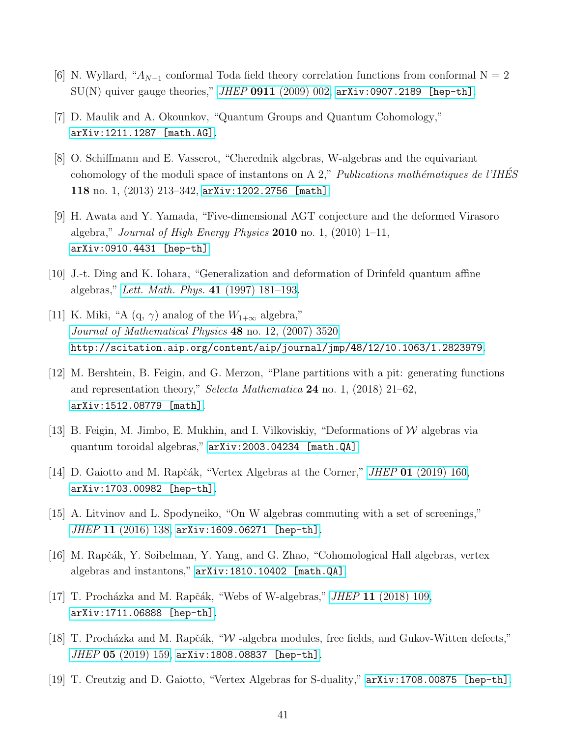[6] N. Wyllard, “$A_{N-1}$ conformal Toda field theory correlation functions from conformal N = 2 SU(N) quiver gauge theories,” *JHEP* **0911** (2009) 002, arXiv:0907.2189 [hep-th].

[7] D. Maulik and A. Okounkov, “Quantum Groups and Quantum Cohomology,” arXiv:1211.1287 [math.AG].

[8] O. Schiffmann and E. Vasserot, “Cherednik algebras, W-algebras and the equivariant cohomology of the moduli space of instantons on A 2,” *Publications mathématiques de l’IHÉS* **118** no. 1, (2013) 213–342, arXiv:1202.2756 [math].

[9] H. Awata and Y. Yamada, “Five-dimensional AGT conjecture and the deformed Virasoro algebra,” *Journal of High Energy Physics* **2010** no. 1, (2010) 1–11, arXiv:0910.4431 [hep-th].

[10] J.-t. Ding and K. Iohara, “Generalization and deformation of Drinfeld quantum affine algebras,” *Lett. Math. Phys.* **41** (1997) 181–193.

[11] K. Miki, “A (q, $\gamma$) analog of the $W_{1+\infty}$ algebra,” *Journal of Mathematical Physics* **48** no. 12, (2007) 3520, http://scitation.aip.org/content/aip/journal/jmp/48/12/10.1063/1.2823979.

[12] M. Bershtein, B. Feigin, and G. Merzon, “Plane partitions with a pit: generating functions and representation theory,” *Selecta Mathematica* **24** no. 1, (2018) 21–62, arXiv:1512.08779 [math].

[13] B. Feigin, M. Jimbo, E. Mukhin, and I. Vilkoviskiy, “Deformations of $\mathcal{W}$ algebras via quantum toroidal algebras,” arXiv:2003.04234 [math.QA].

[14] D. Gaiotto and M. Rapčák, “Vertex Algebras at the Corner,” *JHEP* **01** (2019) 160, arXiv:1703.00982 [hep-th].

[15] A. Litvinov and L. Spodyneiko, “On W algebras commuting with a set of screenings,” *JHEP* **11** (2016) 138, arXiv:1609.06271 [hep-th].

[16] M. Rapčák, Y. Soibelman, Y. Yang, and G. Zhao, “Cohomological Hall algebras, vertex algebras and instantons,” arXiv:1810.10402 [math.QA].

[17] T. Procházka and M. Rapčák, “Webs of W-algebras,” *JHEP* **11** (2018) 109, arXiv:1711.06888 [hep-th].

[18] T. Procházka and M. Rapčák, “$\mathcal{W}$ -algebra modules, free fields, and Gukov-Witten defects,” *JHEP* **05** (2019) 159, arXiv:1808.08837 [hep-th].

[19] T. Creutzig and D. Gaiotto, “Vertex Algebras for S-duality,” arXiv:1708.00875 [hep-th].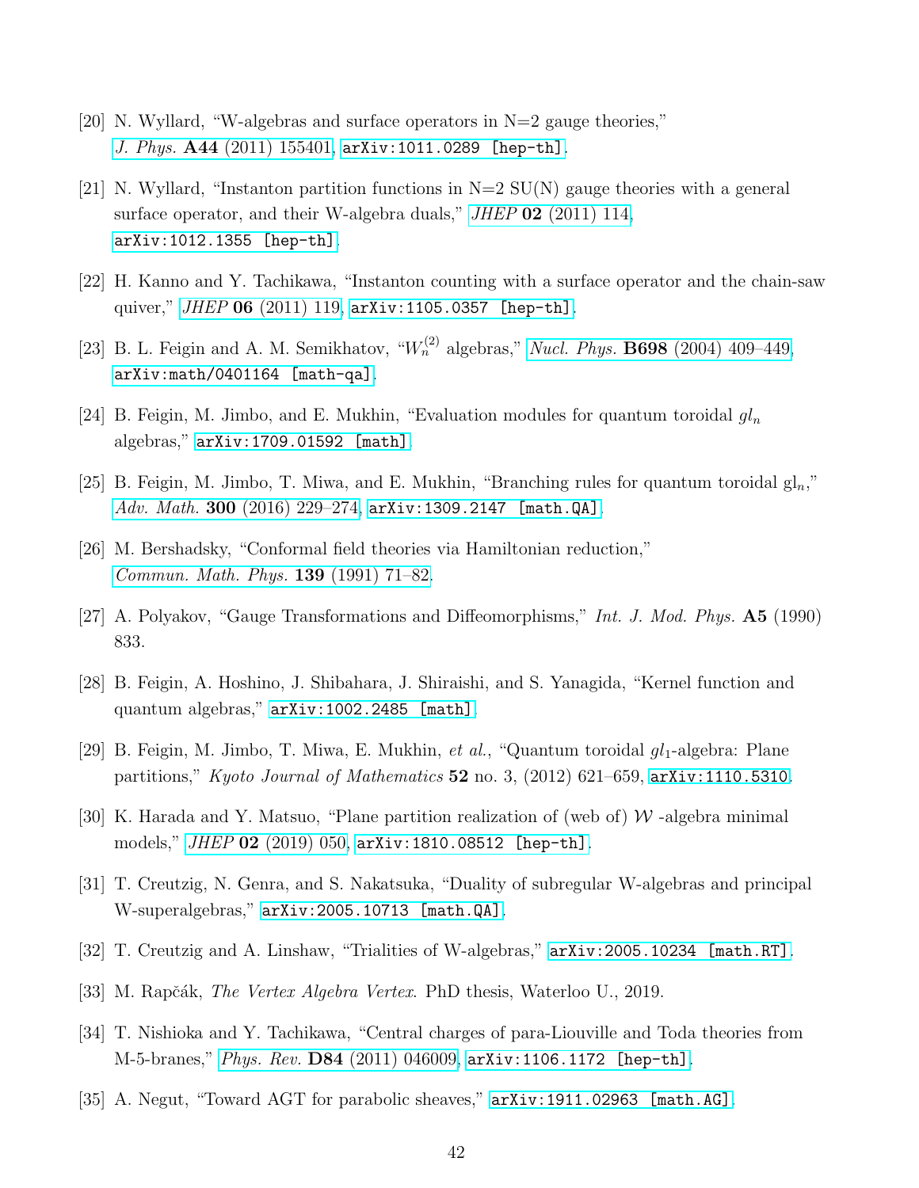[20] N. Wyllard, "W-algebras and surface operators in N=2 gauge theories," *J. Phys.* **A44** (2011) 155401, arXiv:1011.0289 [hep-th].

[21] N. Wyllard, "Instanton partition functions in N=2 SU(N) gauge theories with a general surface operator, and their W-algebra duals," *JHEP* **02** (2011) 114, arXiv:1012.1355 [hep-th].

[22] H. Kanno and Y. Tachikawa, "Instanton counting with a surface operator and the chain-saw quiver," *JHEP* **06** (2011) 119, arXiv:1105.0357 [hep-th].

[23] B. L. Feigin and A. M. Semikhatov, "$W_n^{(2)}$ algebras," *Nucl. Phys.* **B698** (2004) 409–449, arXiv:math/0401164 [math-qa].

[24] B. Feigin, M. Jimbo, and E. Mukhin, "Evaluation modules for quantum toroidal $gl_n$ algebras," arXiv:1709.01592 [math].

[25] B. Feigin, M. Jimbo, T. Miwa, and E. Mukhin, "Branching rules for quantum toroidal $\mathrm{gl}_n$," *Adv. Math.* **300** (2016) 229–274, arXiv:1309.2147 [math.QA].

[26] M. Bershadsky, "Conformal field theories via Hamiltonian reduction," *Commun. Math. Phys.* **139** (1991) 71–82.

[27] A. Polyakov, "Gauge Transformations and Diffeomorphisms," *Int. J. Mod. Phys.* **A5** (1990) 833.

[28] B. Feigin, A. Hoshino, J. Shibahara, J. Shiraishi, and S. Yanagida, "Kernel function and quantum algebras," arXiv:1002.2485 [math].

[29] B. Feigin, M. Jimbo, T. Miwa, E. Mukhin, *et al.*, "Quantum toroidal $gl_1$-algebra: Plane partitions," *Kyoto Journal of Mathematics* **52** no. 3, (2012) 621–659, arXiv:1110.5310.

[30] K. Harada and Y. Matsuo, "Plane partition realization of (web of) $\mathcal{W}$ -algebra minimal models," *JHEP* **02** (2019) 050, arXiv:1810.08512 [hep-th].

[31] T. Creutzig, N. Genra, and S. Nakatsuka, "Duality of subregular W-algebras and principal W-superalgebras," arXiv:2005.10713 [math.QA].

[32] T. Creutzig and A. Linshaw, "Trialities of W-algebras," arXiv:2005.10234 [math.RT].

[33] M. Rapčák, *The Vertex Algebra Vertex*. PhD thesis, Waterloo U., 2019.

[34] T. Nishioka and Y. Tachikawa, "Central charges of para-Liouville and Toda theories from M-5-branes," *Phys. Rev.* **D84** (2011) 046009, arXiv:1106.1172 [hep-th].

[35] A. Negut, "Toward AGT for parabolic sheaves," arXiv:1911.02963 [math.AG].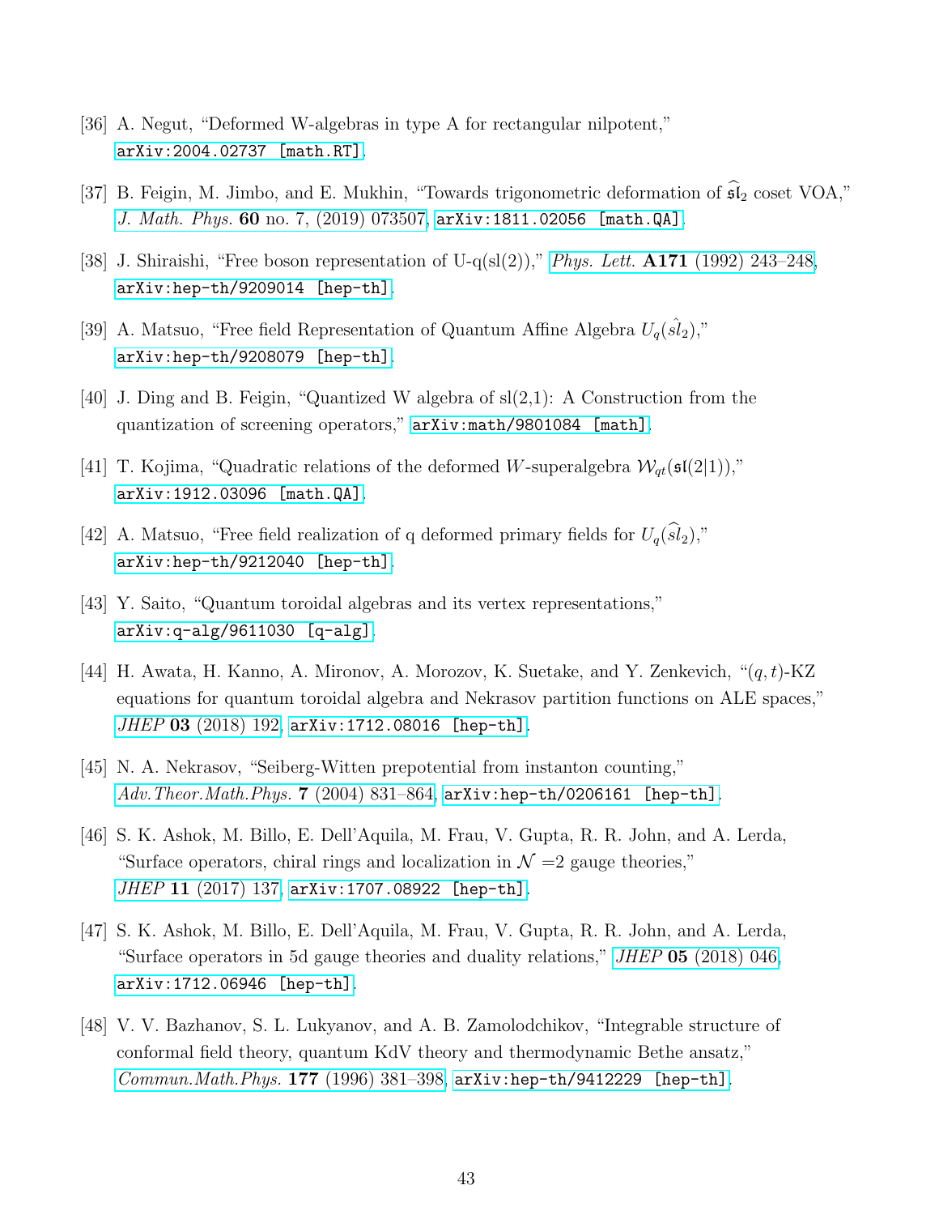[36] A. Negut, "Deformed W-algebras in type A for rectangular nilpotent," arXiv:2004.02737 [math.RT].

[37] B. Feigin, M. Jimbo, and E. Mukhin, "Towards trigonometric deformation of $\widehat{\mathfrak{sl}}_2$ coset VOA," *J. Math. Phys.* **60** no. 7, (2019) 073507, arXiv:1811.02056 [math.QA].

[38] J. Shiraishi, "Free boson representation of U-q(sl(2))," *Phys. Lett.* **A171** (1992) 243–248, arXiv:hep-th/9209014 [hep-th].

[39] A. Matsuo, "Free field Representation of Quantum Affine Algebra $U_q(\hat{sl}_2)$," arXiv:hep-th/9208079 [hep-th].

[40] J. Ding and B. Feigin, "Quantized W algebra of sl(2,1): A Construction from the quantization of screening operators," arXiv:math/9801084 [math].

[41] T. Kojima, "Quadratic relations of the deformed $W$-superalgebra $\mathcal{W}_{qt}(\mathfrak{sl}(2|1))$," arXiv:1912.03096 [math.QA].

[42] A. Matsuo, "Free field realization of q deformed primary fields for $U_q(\widehat{sl}_2)$," arXiv:hep-th/9212040 [hep-th].

[43] Y. Saito, "Quantum toroidal algebras and its vertex representations," arXiv:q-alg/9611030 [q-alg].

[44] H. Awata, H. Kanno, A. Mironov, A. Morozov, K. Suetake, and Y. Zenkevich, "$(q,t)$-KZ equations for quantum toroidal algebra and Nekrasov partition functions on ALE spaces," *JHEP* **03** (2018) 192, arXiv:1712.08016 [hep-th].

[45] N. A. Nekrasov, "Seiberg-Witten prepotential from instanton counting," *Adv.Theor.Math.Phys.* **7** (2004) 831–864, arXiv:hep-th/0206161 [hep-th].

[46] S. K. Ashok, M. Billo, E. Dell'Aquila, M. Frau, V. Gupta, R. R. John, and A. Lerda, "Surface operators, chiral rings and localization in $\mathcal{N}$ =2 gauge theories," *JHEP* **11** (2017) 137, arXiv:1707.08922 [hep-th].

[47] S. K. Ashok, M. Billo, E. Dell'Aquila, M. Frau, V. Gupta, R. R. John, and A. Lerda, "Surface operators in 5d gauge theories and duality relations," *JHEP* **05** (2018) 046, arXiv:1712.06946 [hep-th].

[48] V. V. Bazhanov, S. L. Lukyanov, and A. B. Zamolodchikov, "Integrable structure of conformal field theory, quantum KdV theory and thermodynamic Bethe ansatz," *Commun.Math.Phys.* **177** (1996) 381–398, arXiv:hep-th/9412229 [hep-th].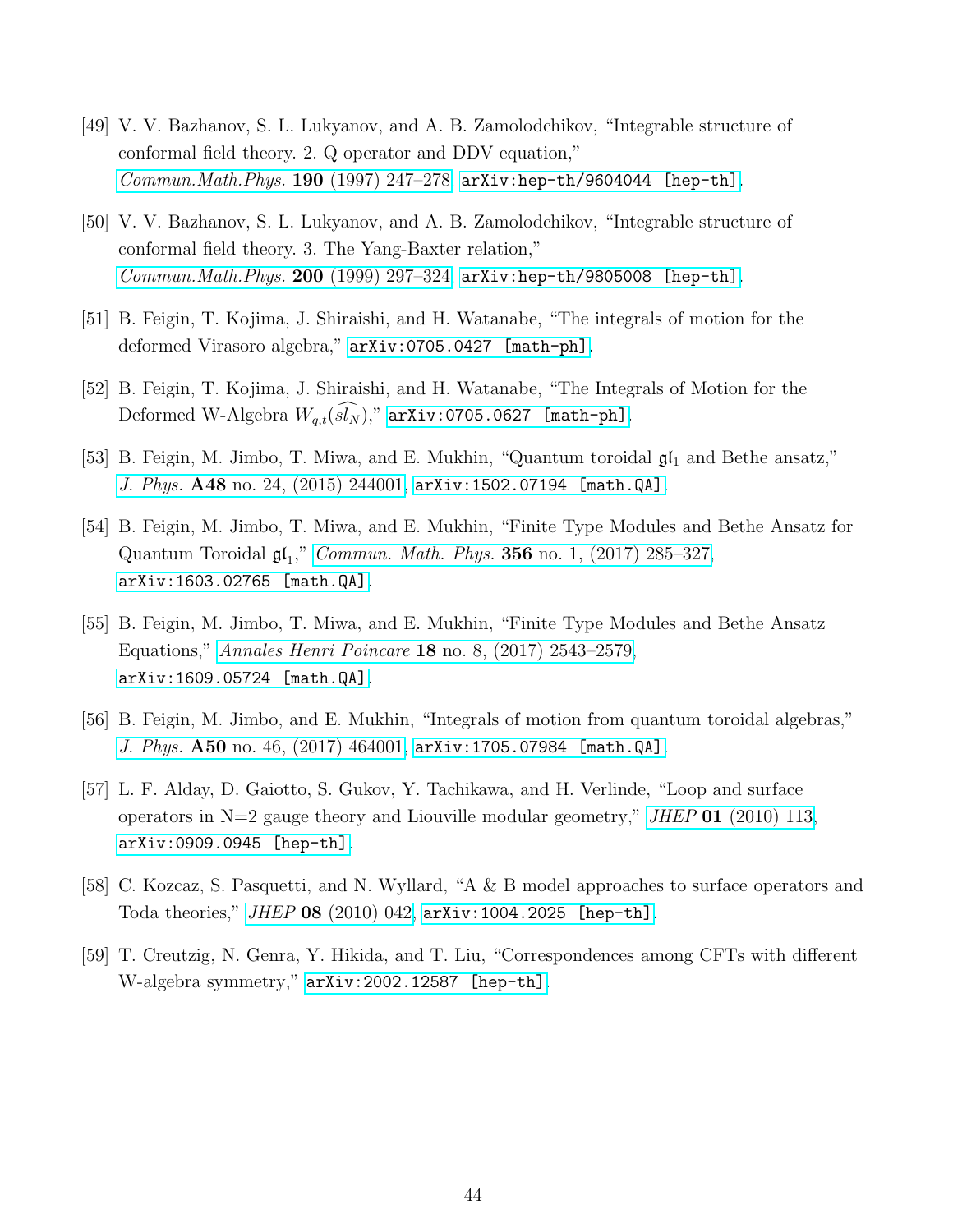[49] V. V. Bazhanov, S. L. Lukyanov, and A. B. Zamolodchikov, "Integrable structure of conformal field theory. 2. Q operator and DDV equation," *Commun.Math.Phys.* **190** (1997) 247–278, arXiv:hep-th/9604044 [hep-th].

[50] V. V. Bazhanov, S. L. Lukyanov, and A. B. Zamolodchikov, "Integrable structure of conformal field theory. 3. The Yang-Baxter relation," *Commun.Math.Phys.* **200** (1999) 297–324, arXiv:hep-th/9805008 [hep-th].

[51] B. Feigin, T. Kojima, J. Shiraishi, and H. Watanabe, "The integrals of motion for the deformed Virasoro algebra," arXiv:0705.0427 [math-ph].

[52] B. Feigin, T. Kojima, J. Shiraishi, and H. Watanabe, "The Integrals of Motion for the Deformed W-Algebra $W_{q,t}(\widehat{sl_N})$," arXiv:0705.0627 [math-ph].

[53] B. Feigin, M. Jimbo, T. Miwa, and E. Mukhin, "Quantum toroidal $\mathfrak{gl}_1$ and Bethe ansatz," *J. Phys.* **A48** no. 24, (2015) 244001, arXiv:1502.07194 [math.QA].

[54] B. Feigin, M. Jimbo, T. Miwa, and E. Mukhin, "Finite Type Modules and Bethe Ansatz for Quantum Toroidal $\mathfrak{gl}_1$," *Commun. Math. Phys.* **356** no. 1, (2017) 285–327, arXiv:1603.02765 [math.QA].

[55] B. Feigin, M. Jimbo, T. Miwa, and E. Mukhin, "Finite Type Modules and Bethe Ansatz Equations," *Annales Henri Poincare* **18** no. 8, (2017) 2543–2579, arXiv:1609.05724 [math.QA].

[56] B. Feigin, M. Jimbo, and E. Mukhin, "Integrals of motion from quantum toroidal algebras," *J. Phys.* **A50** no. 46, (2017) 464001, arXiv:1705.07984 [math.QA].

[57] L. F. Alday, D. Gaiotto, S. Gukov, Y. Tachikawa, and H. Verlinde, "Loop and surface operators in N=2 gauge theory and Liouville modular geometry," *JHEP* **01** (2010) 113, arXiv:0909.0945 [hep-th].

[58] C. Kozcaz, S. Pasquetti, and N. Wyllard, "A & B model approaches to surface operators and Toda theories," *JHEP* **08** (2010) 042, arXiv:1004.2025 [hep-th].

[59] T. Creutzig, N. Genra, Y. Hikida, and T. Liu, "Correspondences among CFTs with different W-algebra symmetry," arXiv:2002.12587 [hep-th].